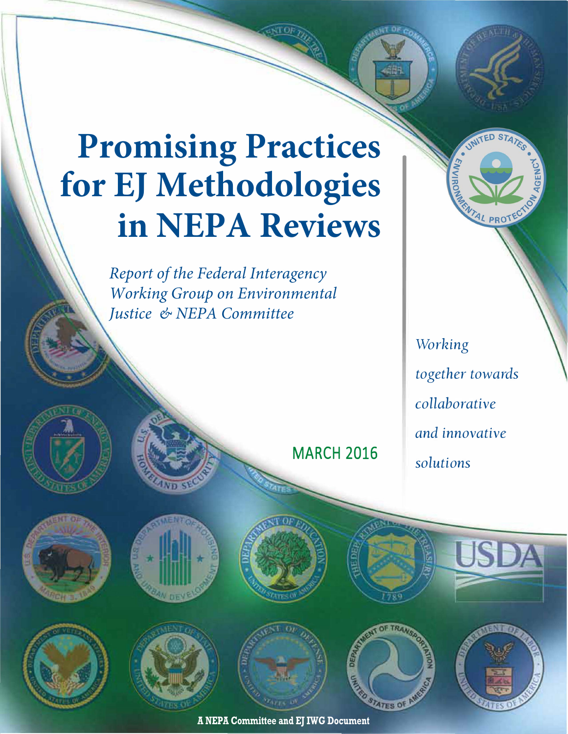# Promising Practices for EJ Methodologies in NEPA Reviews

*Report of the Federal Interagency Working Group on Environmental Justice & NEPA Committee*

MARCH 2016

*Working together towards collaborative and innovative solutions*

**A NEPA Committee and EJ IWG Document**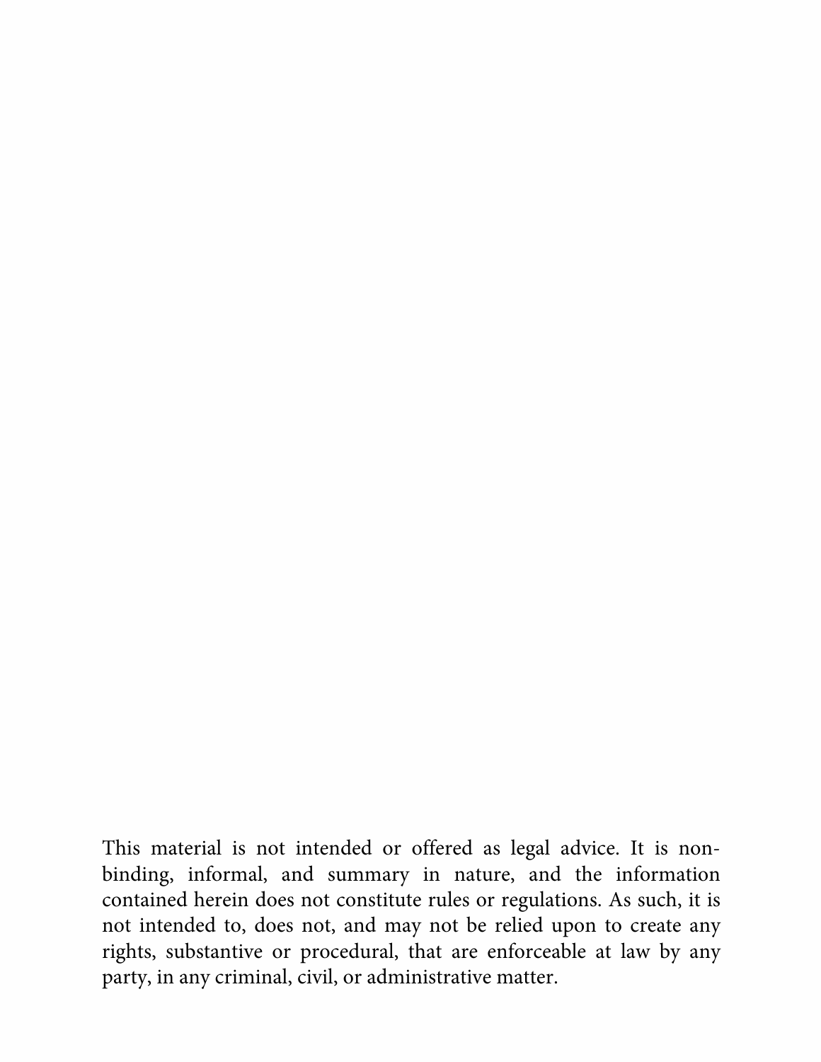This material is not intended or offered as legal advice. It is non-binding, informal, and summary in nature, and the information contained herein does not constitute rules or regulations. As such, it is not intended to, does not, and may not be relied upon to create any rights, substantive or procedural, that are enforceable at law by any party, in any criminal, civil, or administrative matter.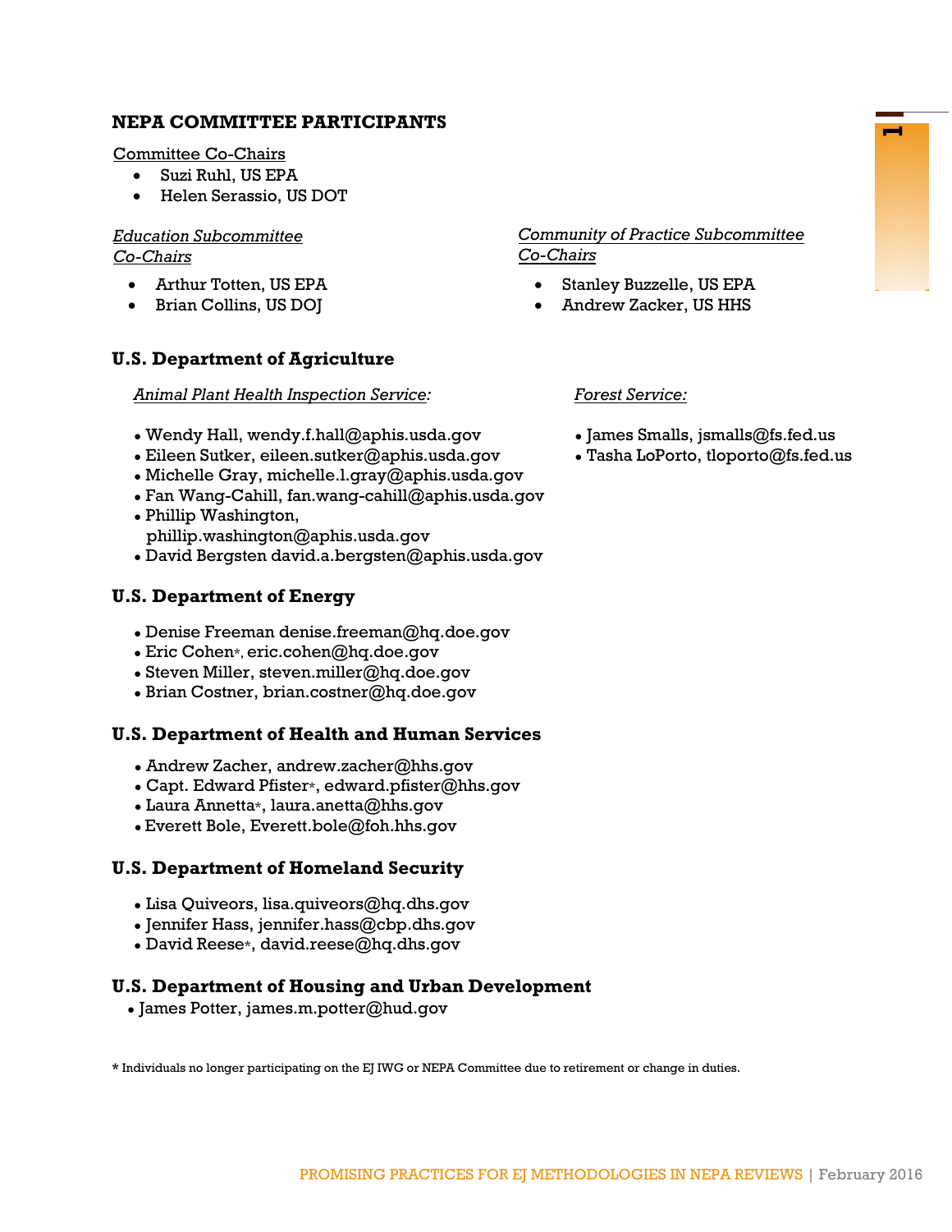## NEPA COMMITTEE PARTICIPANTS

Committee Co-Chairs

- Suzi Ruhl, US EPA
- Helen Serassio, US DOT

*Education Subcommittee Co-Chairs*

- Arthur Totten, US EPA
- Brian Collins, US DOJ

*Community of Practice Subcommittee Co-Chairs*

- Stanley Buzzelle, US EPA
- Andrew Zacker, US HHS

### U.S. Department of Agriculture

*Animal Plant Health Inspection Service:*

- Wendy Hall, wendy.f.hall@aphis.usda.gov
- Eileen Sutker, eileen.sutker@aphis.usda.gov
- Michelle Gray, michelle.l.gray@aphis.usda.gov
- Fan Wang-Cahill, fan.wang-cahill@aphis.usda.gov
- Phillip Washington, phillip.washington@aphis.usda.gov
- David Bergsten david.a.bergsten@aphis.usda.gov

*Forest Service:*

- James Smalls, jsmalls@fs.fed.us
- Tasha LoPorto, tloporto@fs.fed.us

### U.S. Department of Energy

- Denise Freeman denise.freeman@hq.doe.gov
- Eric Cohen*, eric.cohen@hq.doe.gov
- Steven Miller, steven.miller@hq.doe.gov
- Brian Costner, brian.costner@hq.doe.gov

### U.S. Department of Health and Human Services

- Andrew Zacher, andrew.zacher@hhs.gov
- Capt. Edward Pfister*, edward.pfister@hhs.gov
- Laura Annetta*, laura.anetta@hhs.gov
- Everett Bole, Everett.bole@foh.hhs.gov

### U.S. Department of Homeland Security

- Lisa Quiveors, lisa.quiveors@hq.dhs.gov
- Jennifer Hass, jennifer.hass@cbp.dhs.gov
- David Reese*, david.reese@hq.dhs.gov

### U.S. Department of Housing and Urban Development

- James Potter, james.m.potter@hud.gov

* Individuals no longer participating on the EJ IWG or NEPA Committee due to retirement or change in duties.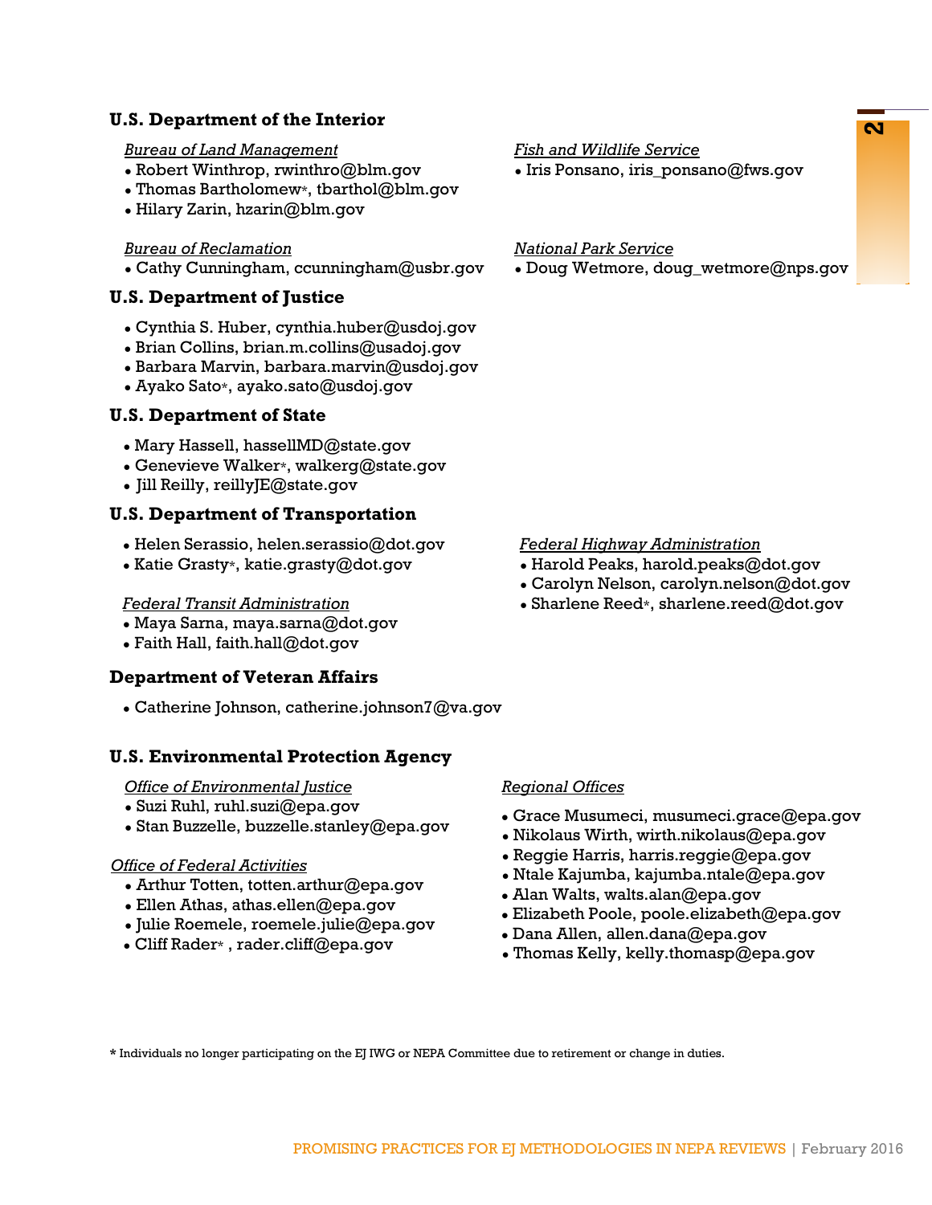## U.S. Department of the Interior

*Bureau of Land Management*

- Robert Winthrop, rwinthro@blm.gov
- Thomas Bartholomew*, tbarthol@blm.gov
- Hilary Zarin, hzarin@blm.gov

*Bureau of Reclamation*

- Cathy Cunningham, ccunningham@usbr.gov

*Fish and Wildlife Service*

- Iris Ponsano, iris_ponsano@fws.gov

*National Park Service*

- Doug Wetmore, doug_wetmore@nps.gov

## U.S. Department of Justice

- Cynthia S. Huber, cynthia.huber@usdoj.gov
- Brian Collins, brian.m.collins@usadoj.gov
- Barbara Marvin, barbara.marvin@usdoj.gov
- Ayako Sato*, ayako.sato@usdoj.gov

## U.S. Department of State

- Mary Hassell, hassellMD@state.gov
- Genevieve Walker*, walkerg@state.gov
- Jill Reilly, reillyJE@state.gov

## U.S. Department of Transportation

- Helen Serassio, helen.serassio@dot.gov
- Katie Grasty*, katie.grasty@dot.gov

*Federal Transit Administration*

- Maya Sarna, maya.sarna@dot.gov
- Faith Hall, faith.hall@dot.gov

*Federal Highway Administration*

- Harold Peaks, harold.peaks@dot.gov
- Carolyn Nelson, carolyn.nelson@dot.gov
- Sharlene Reed*, sharlene.reed@dot.gov

## Department of Veteran Affairs

- Catherine Johnson, catherine.johnson7@va.gov

## U.S. Environmental Protection Agency

*Office of Environmental Justice*

- Suzi Ruhl, ruhl.suzi@epa.gov
- Stan Buzzelle, buzzelle.stanley@epa.gov

*Office of Federal Activities*

- Arthur Totten, totten.arthur@epa.gov
- Ellen Athas, athas.ellen@epa.gov
- Julie Roemele, roemele.julie@epa.gov
- Cliff Rader* , rader.cliff@epa.gov

*Regional Offices*

- Grace Musumeci, musumeci.grace@epa.gov
- Nikolaus Wirth, wirth.nikolaus@epa.gov
- Reggie Harris, harris.reggie@epa.gov
- Ntale Kajumba, kajumba.ntale@epa.gov
- Alan Walts, walts.alan@epa.gov
- Elizabeth Poole, poole.elizabeth@epa.gov
- Dana Allen, allen.dana@epa.gov
- Thomas Kelly, kelly.thomasp@epa.gov

\* Individuals no longer participating on the EJ IWG or NEPA Committee due to retirement or change in duties.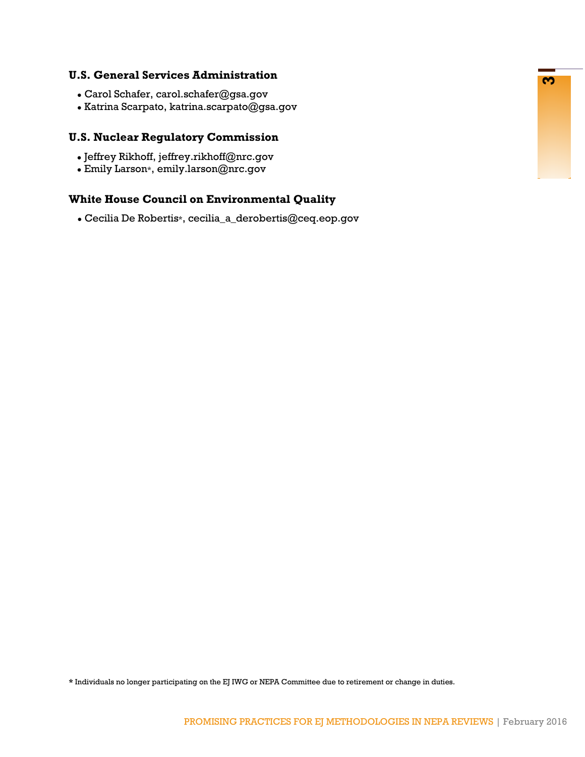### U.S. General Services Administration

- Carol Schafer, carol.schafer@gsa.gov
- Katrina Scarpato, katrina.scarpato@gsa.gov

### U.S. Nuclear Regulatory Commission

- Jeffrey Rikhoff, jeffrey.rikhoff@nrc.gov
- Emily Larson*, emily.larson@nrc.gov

### White House Council on Environmental Quality

- Cecilia De Robertis*, cecilia_a_derobertis@ceq.eop.gov

* Individuals no longer participating on the EJ IWG or NEPA Committee due to retirement or change in duties.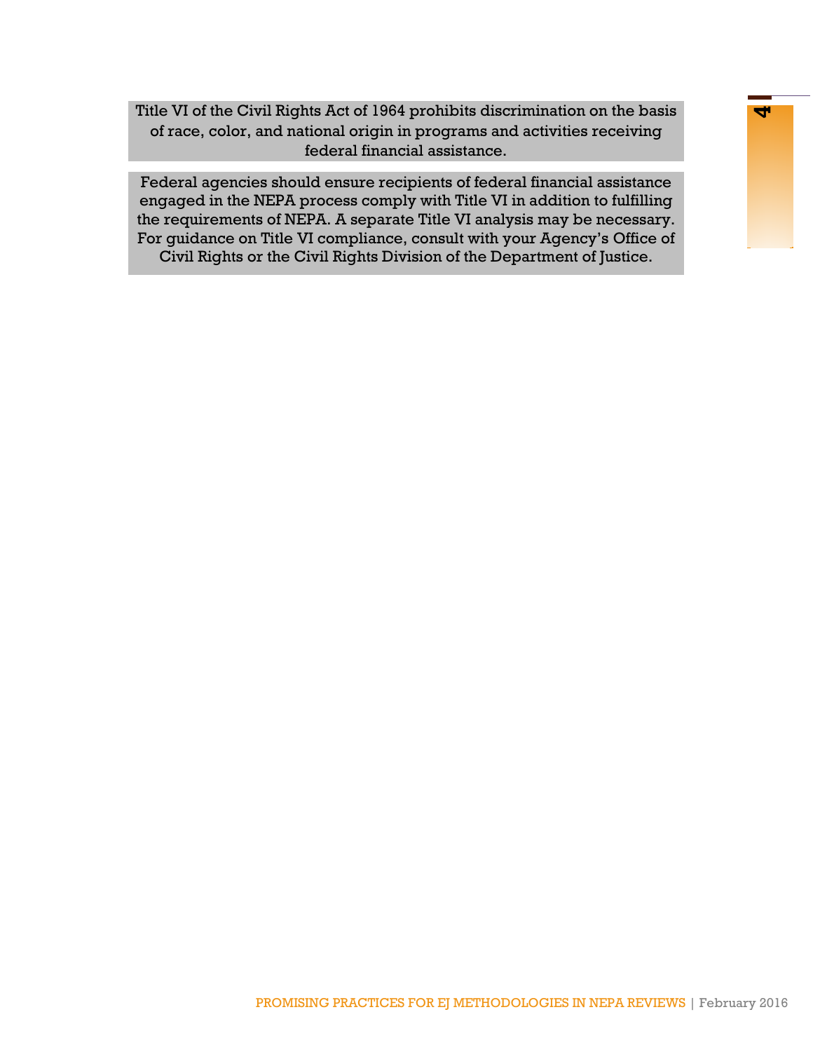Title VI of the Civil Rights Act of 1964 prohibits discrimination on the basis of race, color, and national origin in programs and activities receiving federal financial assistance.

Federal agencies should ensure recipients of federal financial assistance engaged in the NEPA process comply with Title VI in addition to fulfilling the requirements of NEPA. A separate Title VI analysis may be necessary. For guidance on Title VI compliance, consult with your Agency's Office of Civil Rights or the Civil Rights Division of the Department of Justice.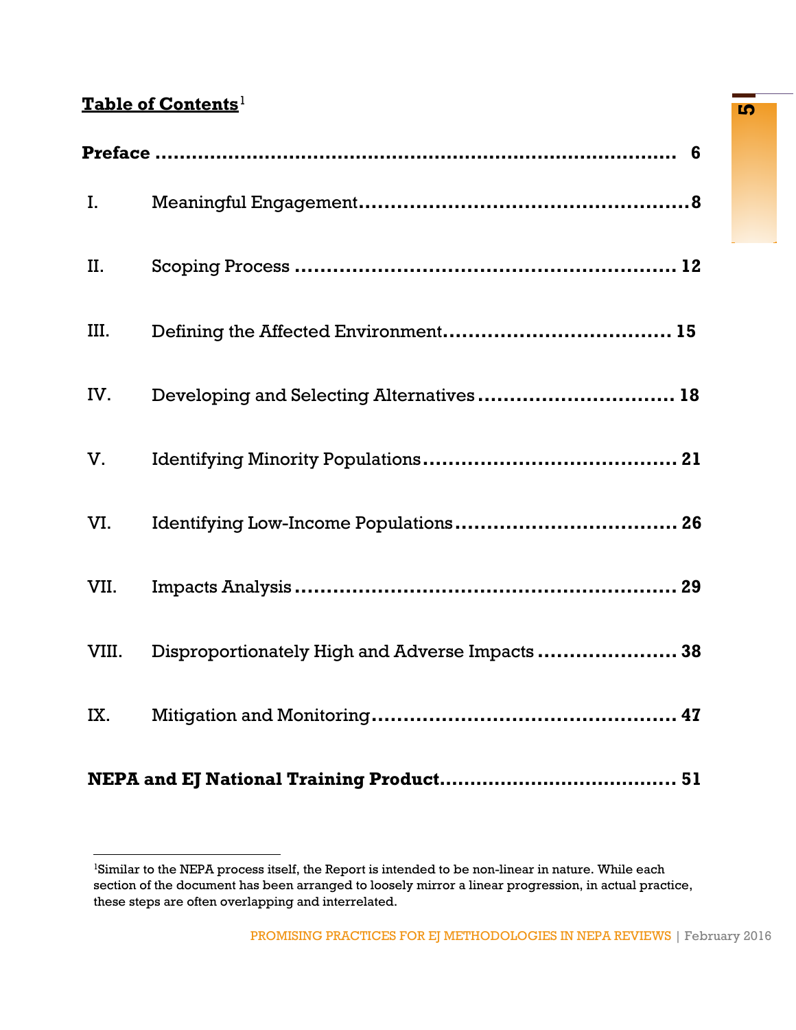## Table of Contents[1]

| | | |
|---|---|---|
| **Preface** | | **6** |
| I. | Meaningful Engagement | **8** |
| II. | Scoping Process | **12** |
| III. | Defining the Affected Environment | **15** |
| IV. | Developing and Selecting Alternatives | **18** |
| V. | Identifying Minority Populations | **21** |
| VI. | Identifying Low-Income Populations | **26** |
| VII. | Impacts Analysis | **29** |
| VIII. | Disproportionately High and Adverse Impacts | **38** |
| IX. | Mitigation and Monitoring | **47** |
| **NEPA and EJ National Training Product** | | **51** |

[1]Similar to the NEPA process itself, the Report is intended to be non-linear in nature. While each section of the document has been arranged to loosely mirror a linear progression, in actual practice, these steps are often overlapping and interrelated.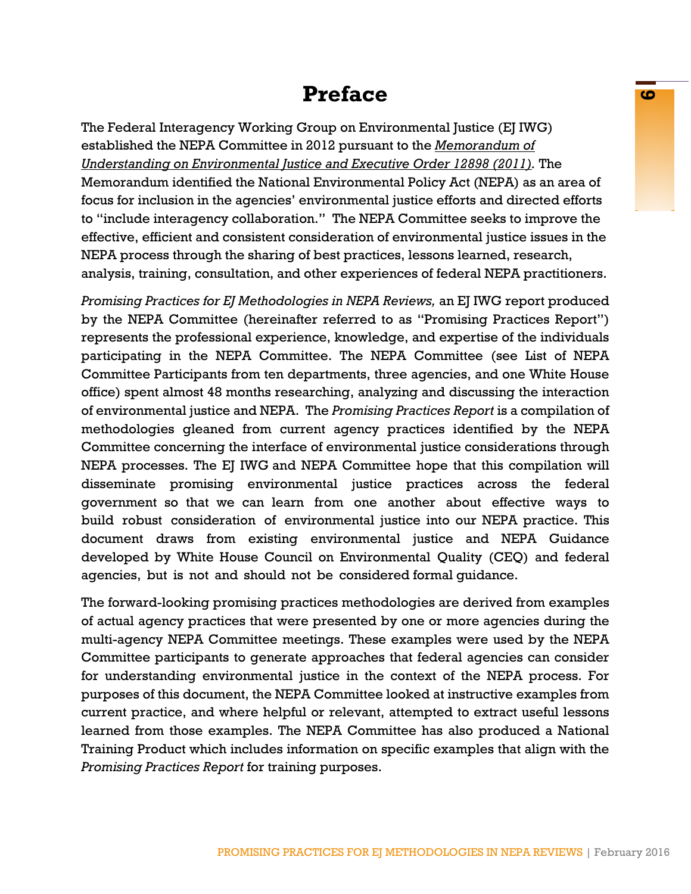# Preface

The Federal Interagency Working Group on Environmental Justice (EJ IWG) established the NEPA Committee in 2012 pursuant to the *Memorandum of Understanding on Environmental Justice and Executive Order 12898 (2011)*. The Memorandum identified the National Environmental Policy Act (NEPA) as an area of focus for inclusion in the agencies' environmental justice efforts and directed efforts to "include interagency collaboration." The NEPA Committee seeks to improve the effective, efficient and consistent consideration of environmental justice issues in the NEPA process through the sharing of best practices, lessons learned, research, analysis, training, consultation, and other experiences of federal NEPA practitioners.

*Promising Practices for EJ Methodologies in NEPA Reviews,* an EJ IWG report produced by the NEPA Committee (hereinafter referred to as "Promising Practices Report") represents the professional experience, knowledge, and expertise of the individuals participating in the NEPA Committee. The NEPA Committee (see List of NEPA Committee Participants from ten departments, three agencies, and one White House office) spent almost 48 months researching, analyzing and discussing the interaction of environmental justice and NEPA. The *Promising Practices Report* is a compilation of methodologies gleaned from current agency practices identified by the NEPA Committee concerning the interface of environmental justice considerations through NEPA processes. The EJ IWG and NEPA Committee hope that this compilation will disseminate promising environmental justice practices across the federal government so that we can learn from one another about effective ways to build robust consideration of environmental justice into our NEPA practice. This document draws from existing environmental justice and NEPA Guidance developed by White House Council on Environmental Quality (CEQ) and federal agencies, but is not and should not be considered formal guidance.

The forward-looking promising practices methodologies are derived from examples of actual agency practices that were presented by one or more agencies during the multi-agency NEPA Committee meetings. These examples were used by the NEPA Committee participants to generate approaches that federal agencies can consider for understanding environmental justice in the context of the NEPA process. For purposes of this document, the NEPA Committee looked at instructive examples from current practice, and where helpful or relevant, attempted to extract useful lessons learned from those examples. The NEPA Committee has also produced a National Training Product which includes information on specific examples that align with the *Promising Practices Report* for training purposes.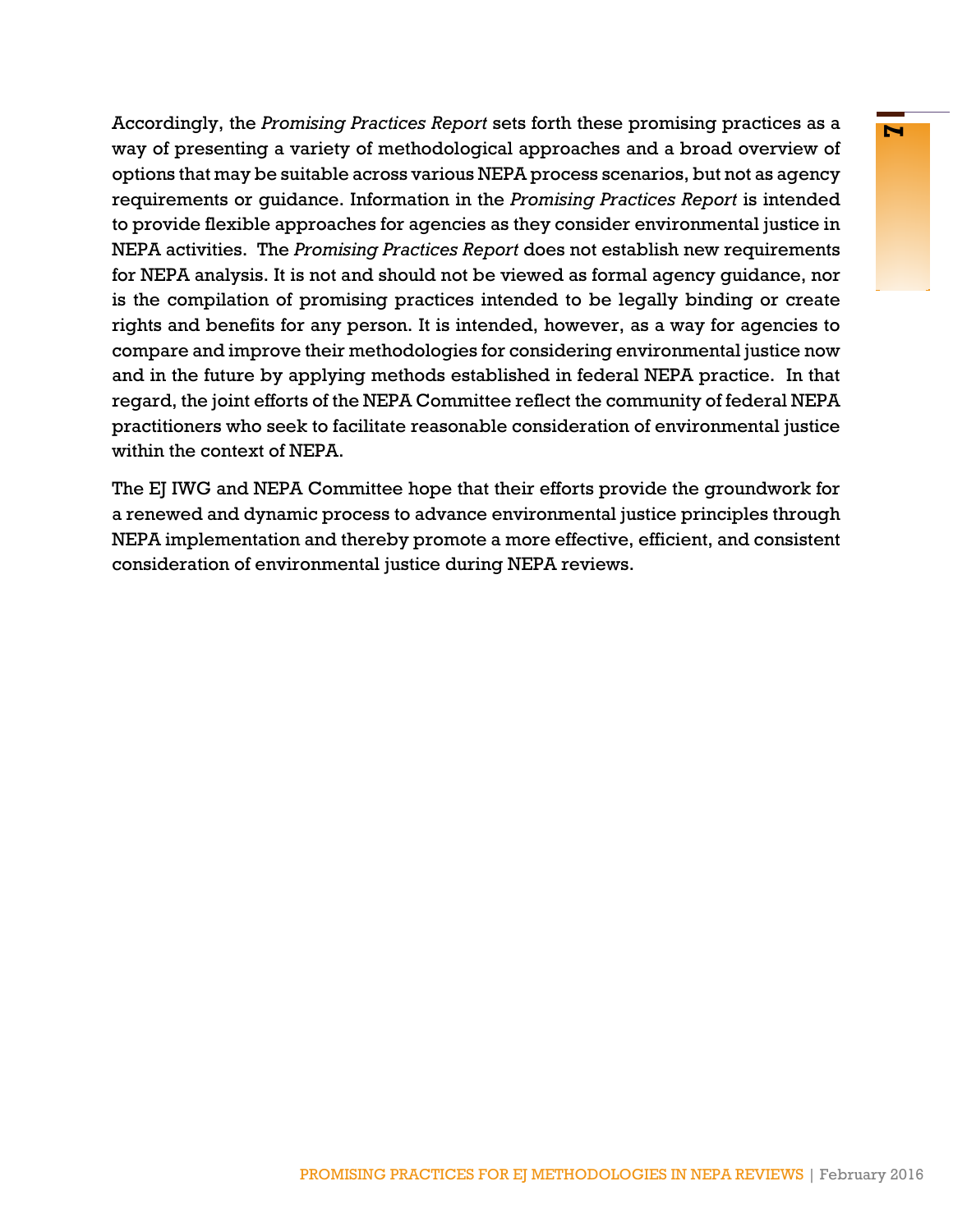Accordingly, the *Promising Practices Report* sets forth these promising practices as a way of presenting a variety of methodological approaches and a broad overview of options that may be suitable across various NEPA process scenarios, but not as agency requirements or guidance. Information in the *Promising Practices Report* is intended to provide flexible approaches for agencies as they consider environmental justice in NEPA activities. The *Promising Practices Report* does not establish new requirements for NEPA analysis. It is not and should not be viewed as formal agency guidance, nor is the compilation of promising practices intended to be legally binding or create rights and benefits for any person. It is intended, however, as a way for agencies to compare and improve their methodologies for considering environmental justice now and in the future by applying methods established in federal NEPA practice. In that regard, the joint efforts of the NEPA Committee reflect the community of federal NEPA practitioners who seek to facilitate reasonable consideration of environmental justice within the context of NEPA.

The EJ IWG and NEPA Committee hope that their efforts provide the groundwork for a renewed and dynamic process to advance environmental justice principles through NEPA implementation and thereby promote a more effective, efficient, and consistent consideration of environmental justice during NEPA reviews.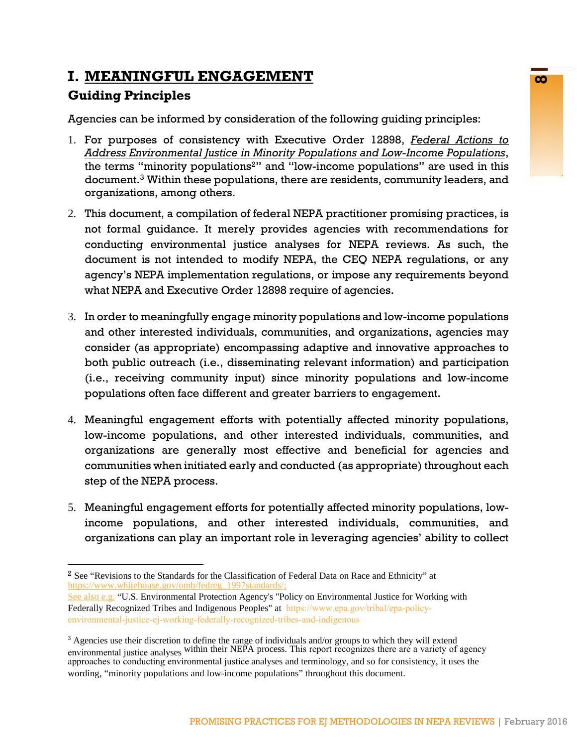# I. MEANINGFUL ENGAGEMENT

## Guiding Principles

Agencies can be informed by consideration of the following guiding principles:

1. For purposes of consistency with Executive Order 12898, *Federal Actions to Address Environmental Justice in Minority Populations and Low-Income Populations*, the terms "minority populations[2]" and "low-income populations" are used in this document.[3] Within these populations, there are residents, community leaders, and organizations, among others.

2. This document, a compilation of federal NEPA practitioner promising practices, is not formal guidance. It merely provides agencies with recommendations for conducting environmental justice analyses for NEPA reviews. As such, the document is not intended to modify NEPA, the CEQ NEPA regulations, or any agency's NEPA implementation regulations, or impose any requirements beyond what NEPA and Executive Order 12898 require of agencies.

3. In order to meaningfully engage minority populations and low-income populations and other interested individuals, communities, and organizations, agencies may consider (as appropriate) encompassing adaptive and innovative approaches to both public outreach (i.e., disseminating relevant information) and participation (i.e., receiving community input) since minority populations and low-income populations often face different and greater barriers to engagement.

4. Meaningful engagement efforts with potentially affected minority populations, low-income populations, and other interested individuals, communities, and organizations are generally most effective and beneficial for agencies and communities when initiated early and conducted (as appropriate) throughout each step of the NEPA process.

5. Meaningful engagement efforts for potentially affected minority populations, low-income populations, and other interested individuals, communities, and organizations can play an important role in leveraging agencies' ability to collect

---

[2] See "Revisions to the Standards for the Classification of Federal Data on Race and Ethnicity" at https://www.whitehouse.gov/omb/fedreg_1997standards/;
See also e.g. "U.S. Environmental Protection Agency's "Policy on Environmental Justice for Working with Federally Recognized Tribes and Indigenous Peoples" at https://www.epa.gov/tribal/epa-policy-environmental-justice-ej-working-federally-recognized-tribes-and-indigenous

[3] Agencies use their discretion to define the range of individuals and/or groups to which they will extend environmental justice analyses within their NEPA process. This report recognizes there are a variety of agency approaches to conducting environmental justice analyses and terminology, and so for consistency, it uses the wording, "minority populations and low-income populations" throughout this document.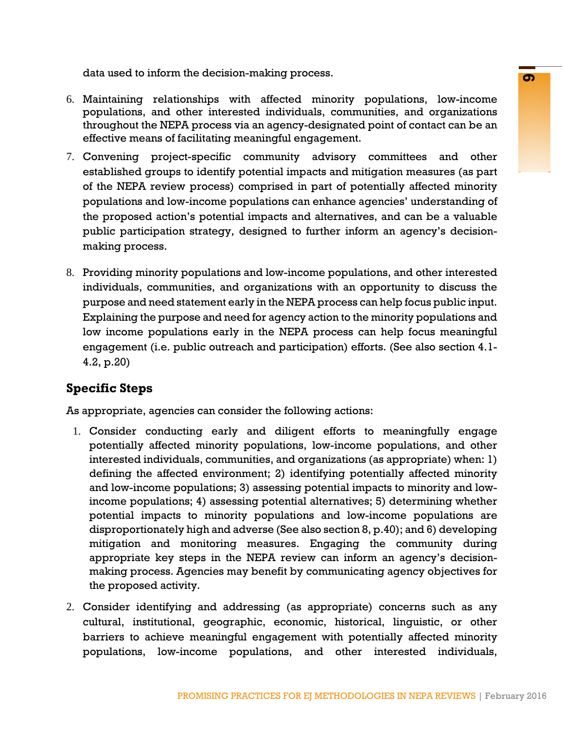data used to inform the decision-making process.

6. Maintaining relationships with affected minority populations, low-income populations, and other interested individuals, communities, and organizations throughout the NEPA process via an agency-designated point of contact can be an effective means of facilitating meaningful engagement.
7. Convening project-specific community advisory committees and other established groups to identify potential impacts and mitigation measures (as part of the NEPA review process) comprised in part of potentially affected minority populations and low-income populations can enhance agencies' understanding of the proposed action's potential impacts and alternatives, and can be a valuable public participation strategy, designed to further inform an agency's decision-making process.
8. Providing minority populations and low-income populations, and other interested individuals, communities, and organizations with an opportunity to discuss the purpose and need statement early in the NEPA process can help focus public input. Explaining the purpose and need for agency action to the minority populations and low income populations early in the NEPA process can help focus meaningful engagement (i.e. public outreach and participation) efforts. (See also section 4.1-4.2, p.20)

## Specific Steps

As appropriate, agencies can consider the following actions:

1. Consider conducting early and diligent efforts to meaningfully engage potentially affected minority populations, low-income populations, and other interested individuals, communities, and organizations (as appropriate) when: 1) defining the affected environment; 2) identifying potentially affected minority and low-income populations; 3) assessing potential impacts to minority and low-income populations; 4) assessing potential alternatives; 5) determining whether potential impacts to minority populations and low-income populations are disproportionately high and adverse (See also section 8, p.40); and 6) developing mitigation and monitoring measures. Engaging the community during appropriate key steps in the NEPA review can inform an agency's decision-making process. Agencies may benefit by communicating agency objectives for the proposed activity.
2. Consider identifying and addressing (as appropriate) concerns such as any cultural, institutional, geographic, economic, historical, linguistic, or other barriers to achieve meaningful engagement with potentially affected minority populations, low-income populations, and other interested individuals,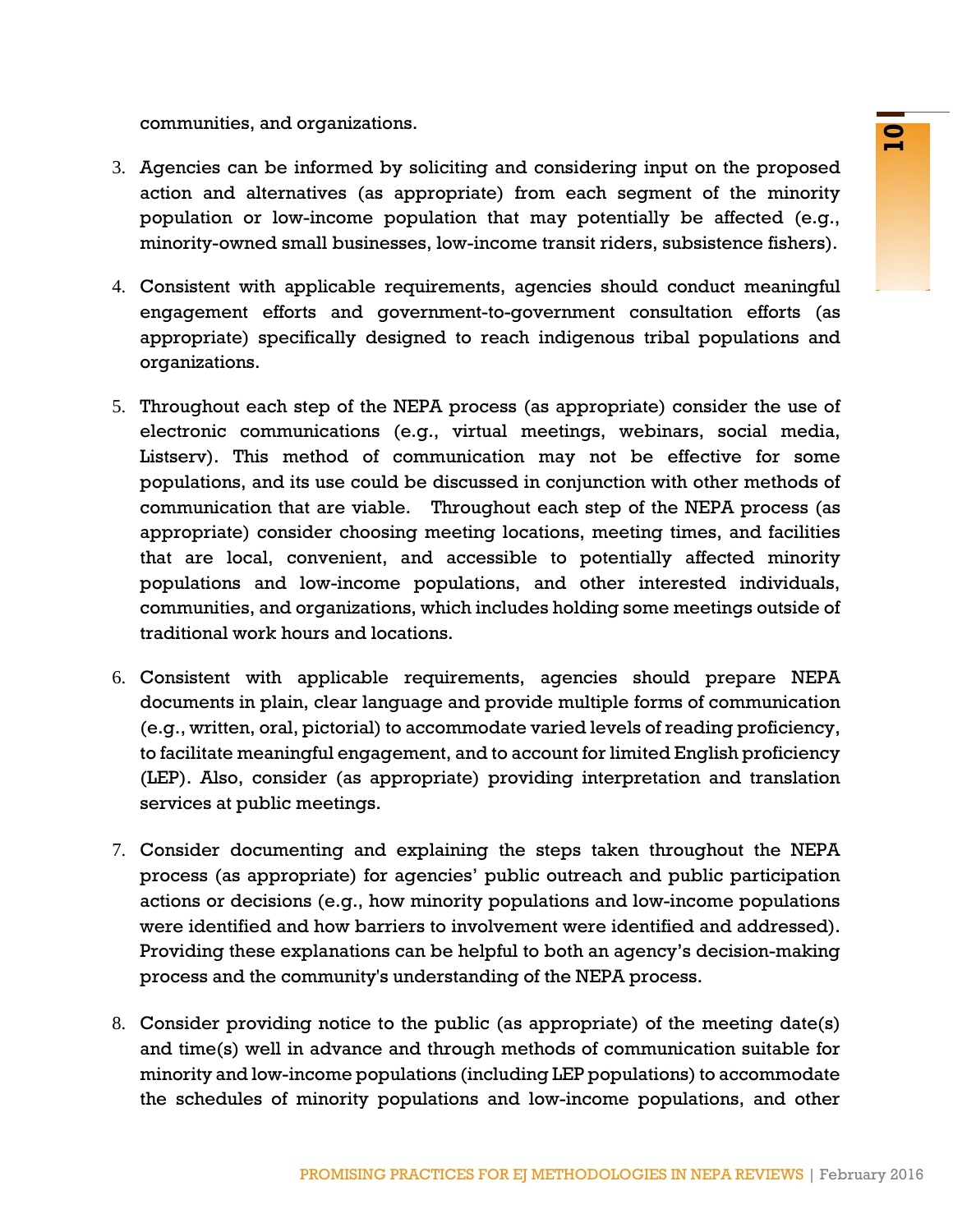communities, and organizations.

3. Agencies can be informed by soliciting and considering input on the proposed action and alternatives (as appropriate) from each segment of the minority population or low-income population that may potentially be affected (e.g., minority-owned small businesses, low-income transit riders, subsistence fishers).

4. Consistent with applicable requirements, agencies should conduct meaningful engagement efforts and government-to-government consultation efforts (as appropriate) specifically designed to reach indigenous tribal populations and organizations.

5. Throughout each step of the NEPA process (as appropriate) consider the use of electronic communications (e.g., virtual meetings, webinars, social media, Listserv). This method of communication may not be effective for some populations, and its use could be discussed in conjunction with other methods of communication that are viable. Throughout each step of the NEPA process (as appropriate) consider choosing meeting locations, meeting times, and facilities that are local, convenient, and accessible to potentially affected minority populations and low-income populations, and other interested individuals, communities, and organizations, which includes holding some meetings outside of traditional work hours and locations.

6. Consistent with applicable requirements, agencies should prepare NEPA documents in plain, clear language and provide multiple forms of communication (e.g., written, oral, pictorial) to accommodate varied levels of reading proficiency, to facilitate meaningful engagement, and to account for limited English proficiency (LEP). Also, consider (as appropriate) providing interpretation and translation services at public meetings.

7. Consider documenting and explaining the steps taken throughout the NEPA process (as appropriate) for agencies' public outreach and public participation actions or decisions (e.g., how minority populations and low-income populations were identified and how barriers to involvement were identified and addressed). Providing these explanations can be helpful to both an agency's decision-making process and the community's understanding of the NEPA process.

8. Consider providing notice to the public (as appropriate) of the meeting date(s) and time(s) well in advance and through methods of communication suitable for minority and low-income populations (including LEP populations) to accommodate the schedules of minority populations and low-income populations, and other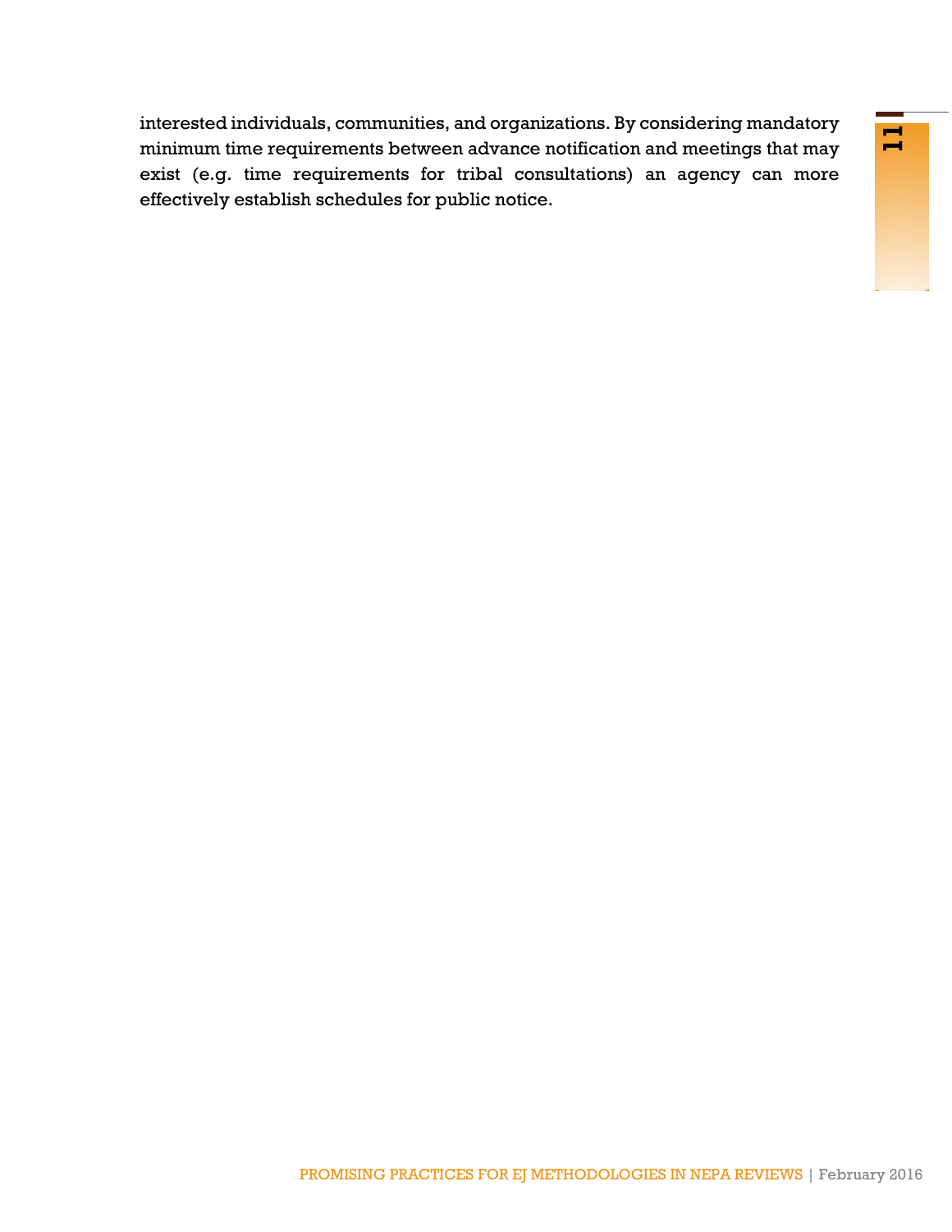interested individuals, communities, and organizations. By considering mandatory minimum time requirements between advance notification and meetings that may exist (e.g. time requirements for tribal consultations) an agency can more effectively establish schedules for public notice.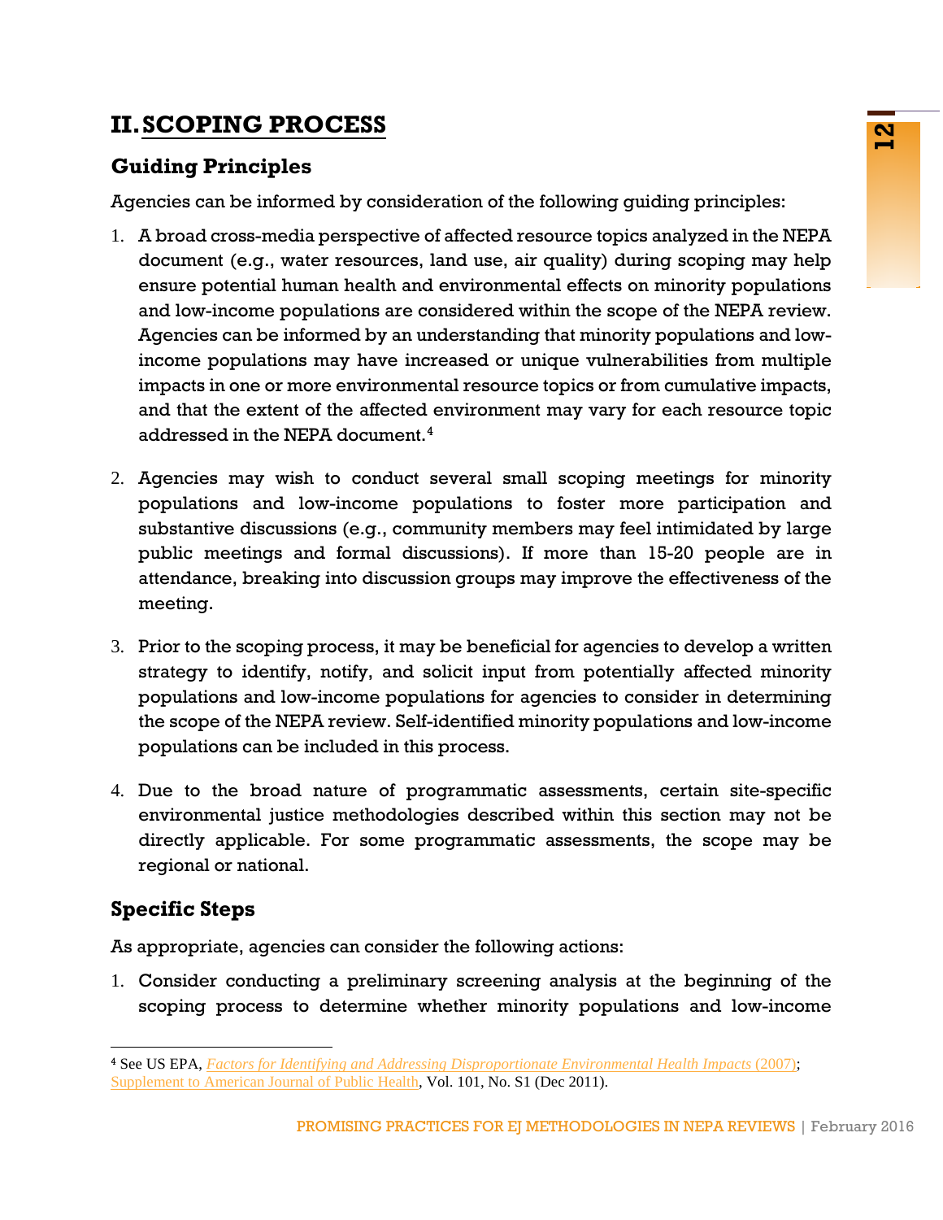# II. SCOPING PROCESS

## Guiding Principles

Agencies can be informed by consideration of the following guiding principles:

1. A broad cross-media perspective of affected resource topics analyzed in the NEPA document (e.g., water resources, land use, air quality) during scoping may help ensure potential human health and environmental effects on minority populations and low-income populations are considered within the scope of the NEPA review. Agencies can be informed by an understanding that minority populations and low-income populations may have increased or unique vulnerabilities from multiple impacts in one or more environmental resource topics or from cumulative impacts, and that the extent of the affected environment may vary for each resource topic addressed in the NEPA document.[4]

2. Agencies may wish to conduct several small scoping meetings for minority populations and low-income populations to foster more participation and substantive discussions (e.g., community members may feel intimidated by large public meetings and formal discussions). If more than 15-20 people are in attendance, breaking into discussion groups may improve the effectiveness of the meeting.

3. Prior to the scoping process, it may be beneficial for agencies to develop a written strategy to identify, notify, and solicit input from potentially affected minority populations and low-income populations for agencies to consider in determining the scope of the NEPA review. Self-identified minority populations and low-income populations can be included in this process.

4. Due to the broad nature of programmatic assessments, certain site-specific environmental justice methodologies described within this section may not be directly applicable. For some programmatic assessments, the scope may be regional or national.

## Specific Steps

As appropriate, agencies can consider the following actions:

1. Consider conducting a preliminary screening analysis at the beginning of the scoping process to determine whether minority populations and low-income

---

[4] See US EPA, *Factors for Identifying and Addressing Disproportionate Environmental Health Impacts* (2007); Supplement to American Journal of Public Health, Vol. 101, No. S1 (Dec 2011).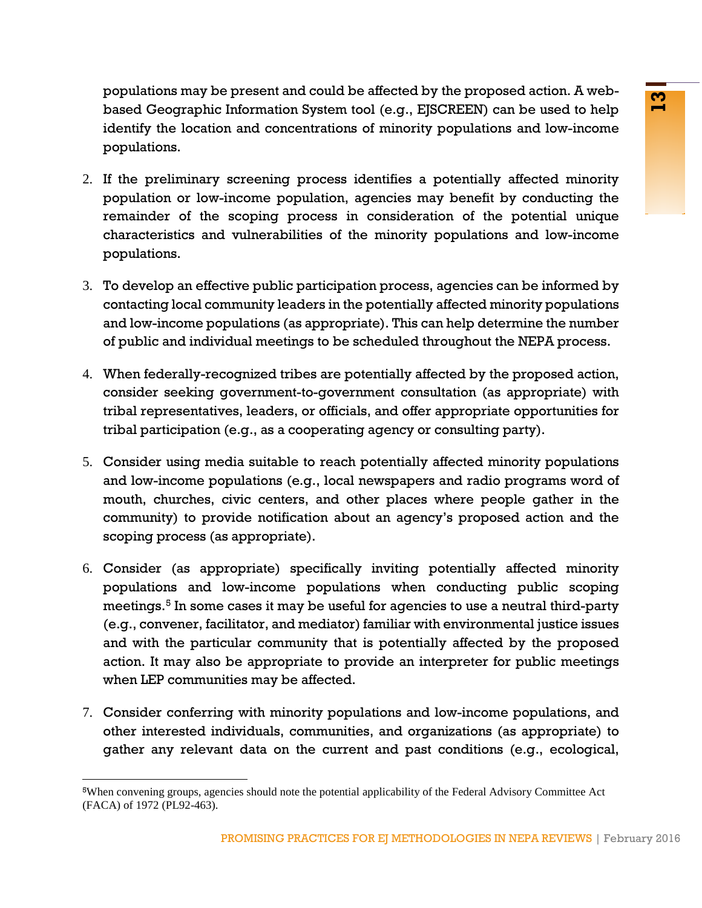populations may be present and could be affected by the proposed action. A web-based Geographic Information System tool (e.g., EJSCREEN) can be used to help identify the location and concentrations of minority populations and low-income populations.

2. If the preliminary screening process identifies a potentially affected minority population or low-income population, agencies may benefit by conducting the remainder of the scoping process in consideration of the potential unique characteristics and vulnerabilities of the minority populations and low-income populations.

3. To develop an effective public participation process, agencies can be informed by contacting local community leaders in the potentially affected minority populations and low-income populations (as appropriate). This can help determine the number of public and individual meetings to be scheduled throughout the NEPA process.

4. When federally-recognized tribes are potentially affected by the proposed action, consider seeking government-to-government consultation (as appropriate) with tribal representatives, leaders, or officials, and offer appropriate opportunities for tribal participation (e.g., as a cooperating agency or consulting party).

5. Consider using media suitable to reach potentially affected minority populations and low-income populations (e.g., local newspapers and radio programs word of mouth, churches, civic centers, and other places where people gather in the community) to provide notification about an agency's proposed action and the scoping process (as appropriate).

6. Consider (as appropriate) specifically inviting potentially affected minority populations and low-income populations when conducting public scoping meetings.[5] In some cases it may be useful for agencies to use a neutral third-party (e.g., convener, facilitator, and mediator) familiar with environmental justice issues and with the particular community that is potentially affected by the proposed action. It may also be appropriate to provide an interpreter for public meetings when LEP communities may be affected.

7. Consider conferring with minority populations and low-income populations, and other interested individuals, communities, and organizations (as appropriate) to gather any relevant data on the current and past conditions (e.g., ecological,

---

[5]When convening groups, agencies should note the potential applicability of the Federal Advisory Committee Act (FACA) of 1972 (PL92-463).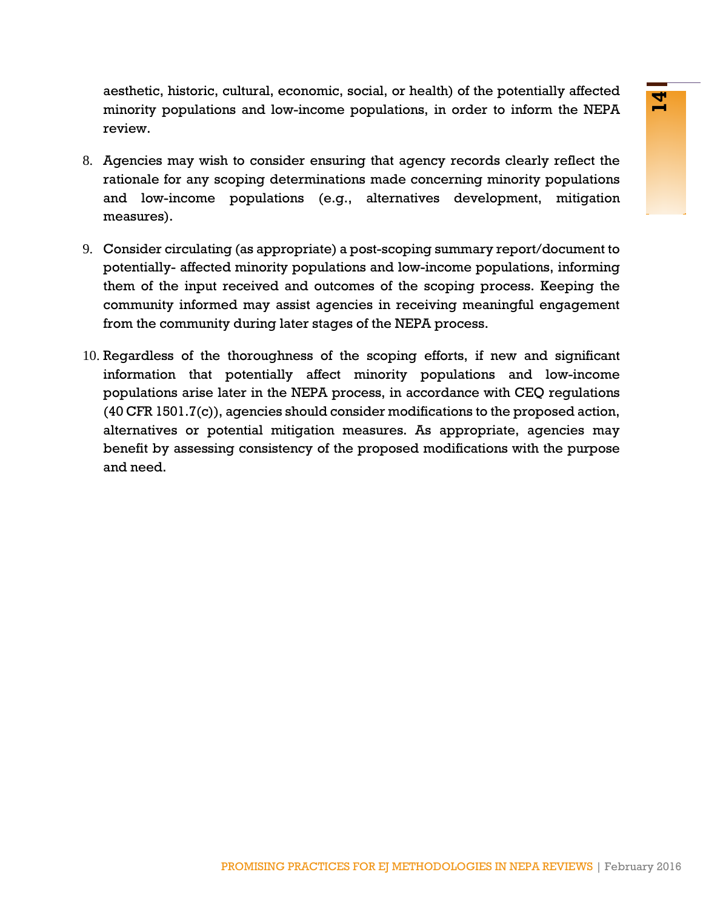aesthetic, historic, cultural, economic, social, or health) of the potentially affected minority populations and low-income populations, in order to inform the NEPA review.

8. Agencies may wish to consider ensuring that agency records clearly reflect the rationale for any scoping determinations made concerning minority populations and low-income populations (e.g., alternatives development, mitigation measures).

9. Consider circulating (as appropriate) a post-scoping summary report/document to potentially- affected minority populations and low-income populations, informing them of the input received and outcomes of the scoping process. Keeping the community informed may assist agencies in receiving meaningful engagement from the community during later stages of the NEPA process.

10. Regardless of the thoroughness of the scoping efforts, if new and significant information that potentially affect minority populations and low-income populations arise later in the NEPA process, in accordance with CEQ regulations (40 CFR 1501.7(c)), agencies should consider modifications to the proposed action, alternatives or potential mitigation measures. As appropriate, agencies may benefit by assessing consistency of the proposed modifications with the purpose and need.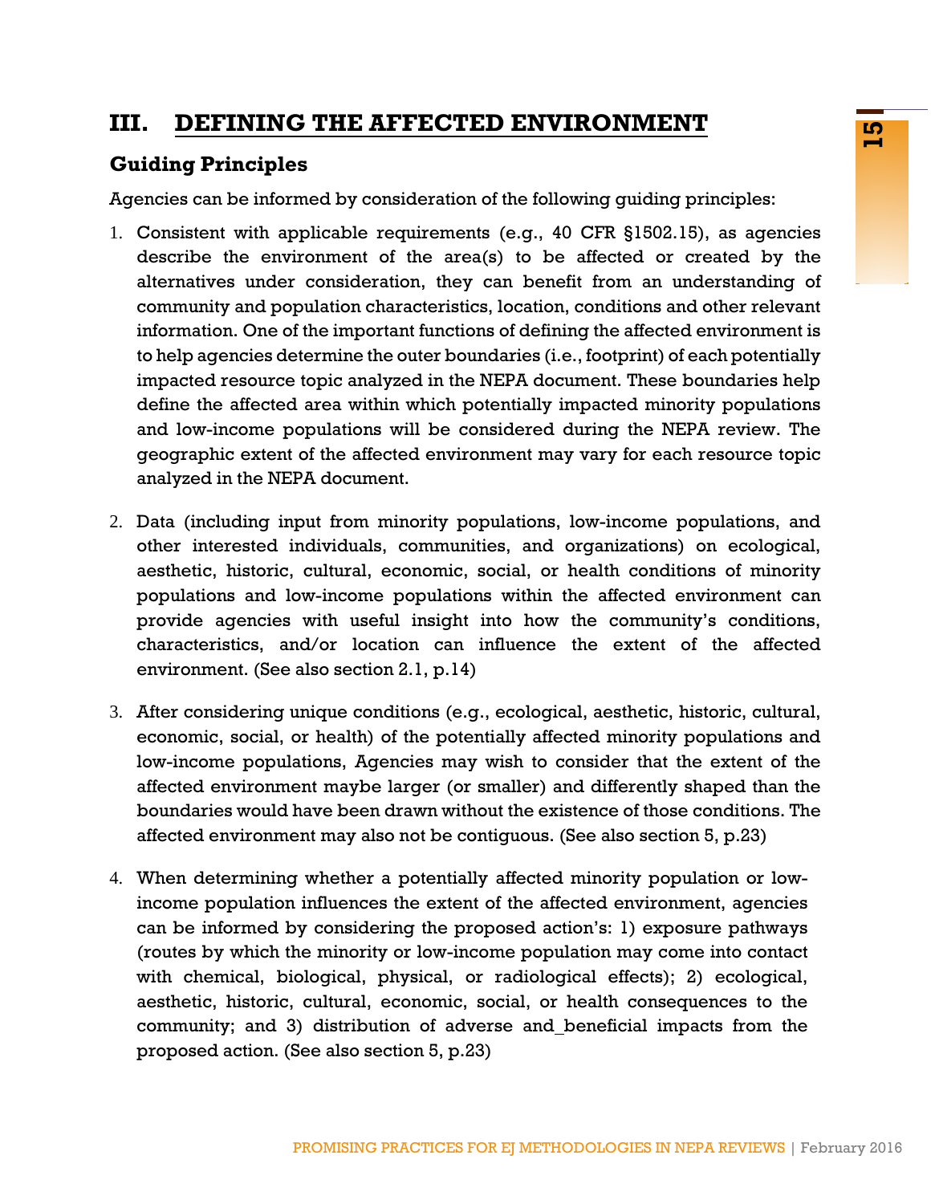# III. DEFINING THE AFFECTED ENVIRONMENT

## Guiding Principles

Agencies can be informed by consideration of the following guiding principles:

1. Consistent with applicable requirements (e.g., 40 CFR §1502.15), as agencies describe the environment of the area(s) to be affected or created by the alternatives under consideration, they can benefit from an understanding of community and population characteristics, location, conditions and other relevant information. One of the important functions of defining the affected environment is to help agencies determine the outer boundaries (i.e., footprint) of each potentially impacted resource topic analyzed in the NEPA document. These boundaries help define the affected area within which potentially impacted minority populations and low-income populations will be considered during the NEPA review. The geographic extent of the affected environment may vary for each resource topic analyzed in the NEPA document.

2. Data (including input from minority populations, low-income populations, and other interested individuals, communities, and organizations) on ecological, aesthetic, historic, cultural, economic, social, or health conditions of minority populations and low-income populations within the affected environment can provide agencies with useful insight into how the community's conditions, characteristics, and/or location can influence the extent of the affected environment. (See also section 2.1, p.14)

3. After considering unique conditions (e.g., ecological, aesthetic, historic, cultural, economic, social, or health) of the potentially affected minority populations and low-income populations, Agencies may wish to consider that the extent of the affected environment maybe larger (or smaller) and differently shaped than the boundaries would have been drawn without the existence of those conditions. The affected environment may also not be contiguous. (See also section 5, p.23)

4. When determining whether a potentially affected minority population or low-income population influences the extent of the affected environment, agencies can be informed by considering the proposed action's: 1) exposure pathways (routes by which the minority or low-income population may come into contact with chemical, biological, physical, or radiological effects); 2) ecological, aesthetic, historic, cultural, economic, social, or health consequences to the community; and 3) distribution of adverse and_beneficial impacts from the proposed action. (See also section 5, p.23)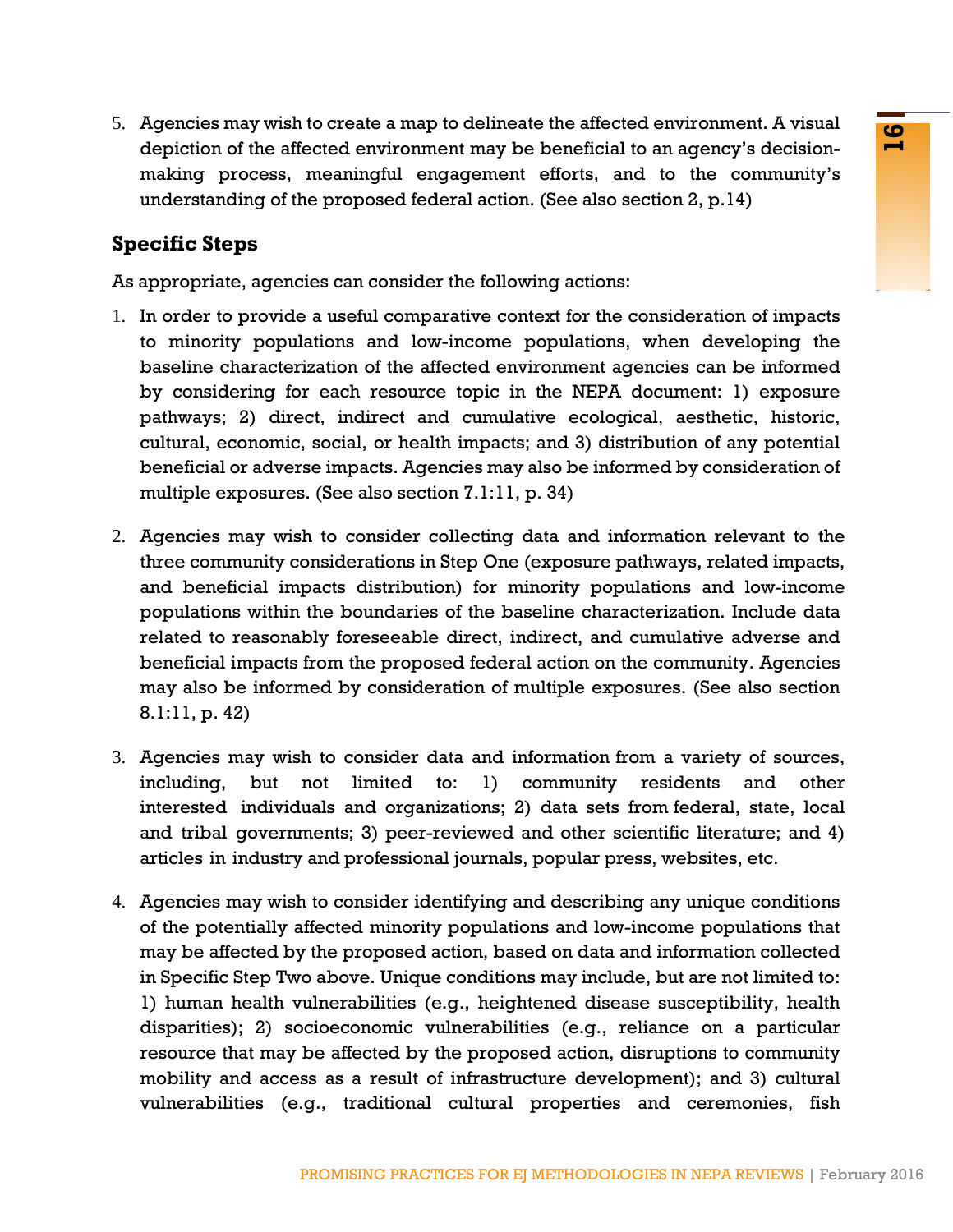5. Agencies may wish to create a map to delineate the affected environment. A visual depiction of the affected environment may be beneficial to an agency's decision-making process, meaningful engagement efforts, and to the community's understanding of the proposed federal action. (See also section 2, p.14)

## Specific Steps

As appropriate, agencies can consider the following actions:

1. In order to provide a useful comparative context for the consideration of impacts to minority populations and low-income populations, when developing the baseline characterization of the affected environment agencies can be informed by considering for each resource topic in the NEPA document: 1) exposure pathways; 2) direct, indirect and cumulative ecological, aesthetic, historic, cultural, economic, social, or health impacts; and 3) distribution of any potential beneficial or adverse impacts. Agencies may also be informed by consideration of multiple exposures. (See also section 7.1:11, p. 34)

2. Agencies may wish to consider collecting data and information relevant to the three community considerations in Step One (exposure pathways, related impacts, and beneficial impacts distribution) for minority populations and low-income populations within the boundaries of the baseline characterization. Include data related to reasonably foreseeable direct, indirect, and cumulative adverse and beneficial impacts from the proposed federal action on the community. Agencies may also be informed by consideration of multiple exposures. (See also section 8.1:11, p. 42)

3. Agencies may wish to consider data and information from a variety of sources, including, but not limited to: 1) community residents and other interested individuals and organizations; 2) data sets from federal, state, local and tribal governments; 3) peer-reviewed and other scientific literature; and 4) articles in industry and professional journals, popular press, websites, etc.

4. Agencies may wish to consider identifying and describing any unique conditions of the potentially affected minority populations and low-income populations that may be affected by the proposed action, based on data and information collected in Specific Step Two above. Unique conditions may include, but are not limited to: 1) human health vulnerabilities (e.g., heightened disease susceptibility, health disparities); 2) socioeconomic vulnerabilities (e.g., reliance on a particular resource that may be affected by the proposed action, disruptions to community mobility and access as a result of infrastructure development); and 3) cultural vulnerabilities (e.g., traditional cultural properties and ceremonies, fish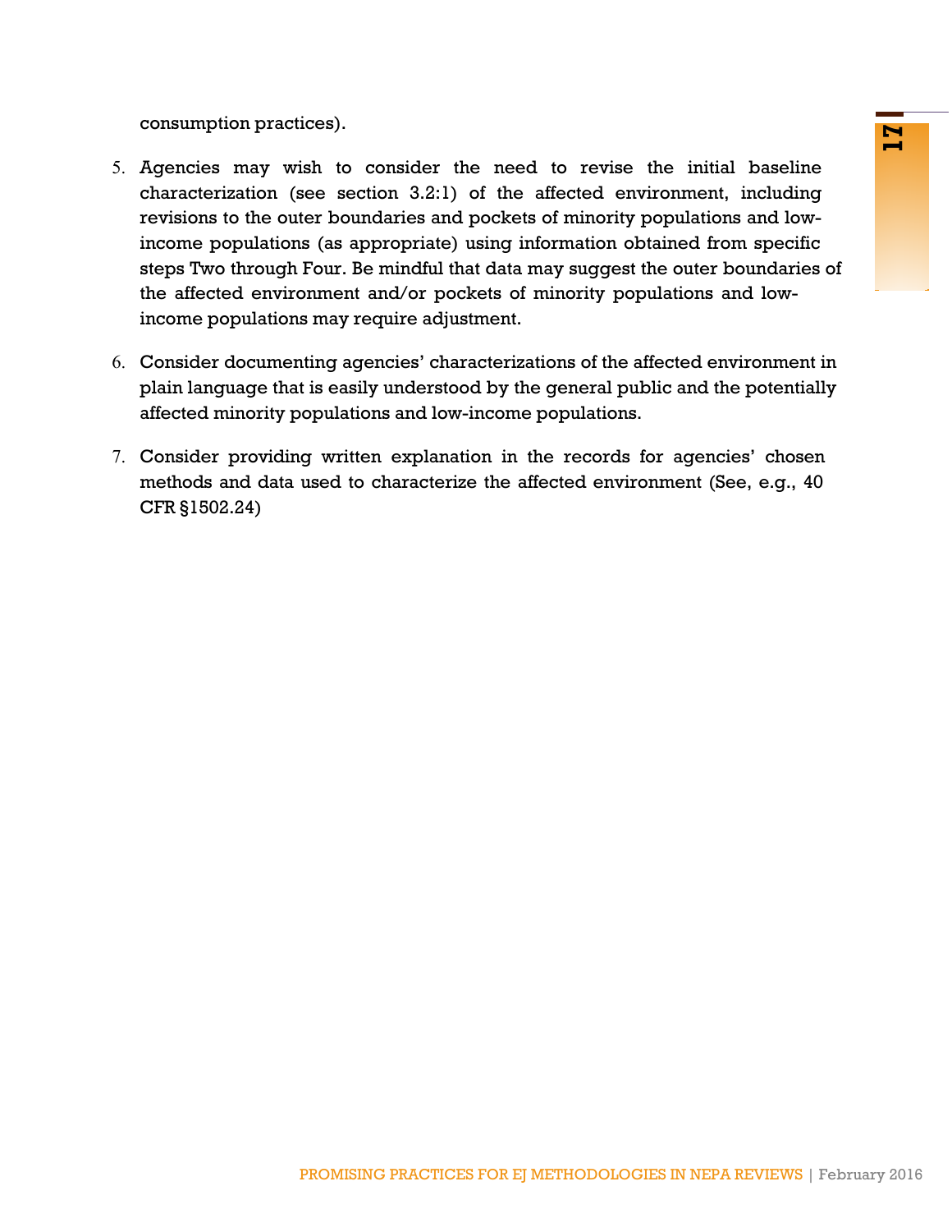consumption practices).

5. Agencies may wish to consider the need to revise the initial baseline characterization (see section 3.2:1) of the affected environment, including revisions to the outer boundaries and pockets of minority populations and low-income populations (as appropriate) using information obtained from specific steps Two through Four. Be mindful that data may suggest the outer boundaries of the affected environment and/or pockets of minority populations and low-income populations may require adjustment.

6. Consider documenting agencies' characterizations of the affected environment in plain language that is easily understood by the general public and the potentially affected minority populations and low-income populations.

7. Consider providing written explanation in the records for agencies' chosen methods and data used to characterize the affected environment (See, e.g., 40 CFR §1502.24)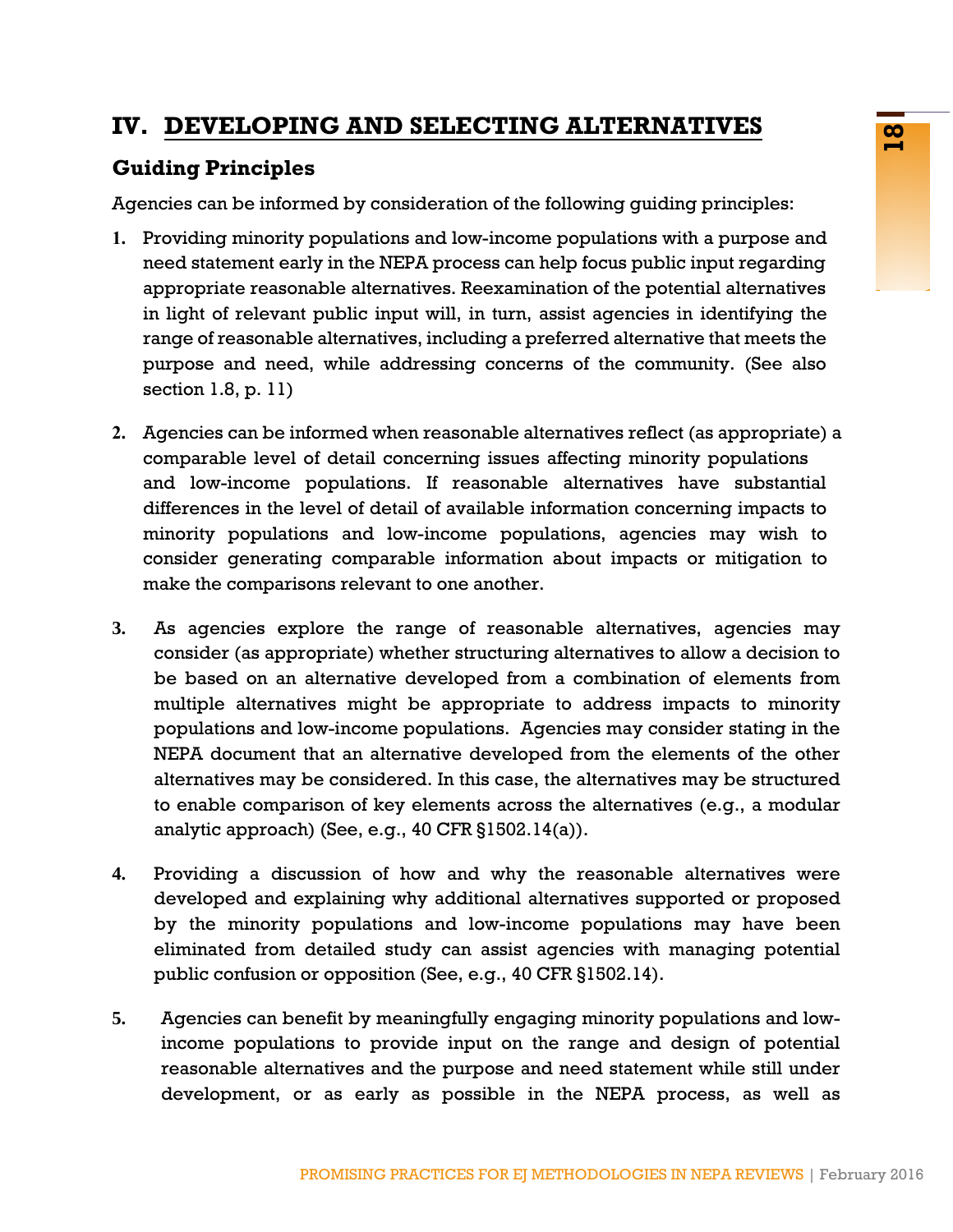# IV. DEVELOPING AND SELECTING ALTERNATIVES

## Guiding Principles

Agencies can be informed by consideration of the following guiding principles:

1. Providing minority populations and low-income populations with a purpose and need statement early in the NEPA process can help focus public input regarding appropriate reasonable alternatives. Reexamination of the potential alternatives in light of relevant public input will, in turn, assist agencies in identifying the range of reasonable alternatives, including a preferred alternative that meets the purpose and need, while addressing concerns of the community. (See also section 1.8, p. 11)

2. Agencies can be informed when reasonable alternatives reflect (as appropriate) a comparable level of detail concerning issues affecting minority populations and low-income populations. If reasonable alternatives have substantial differences in the level of detail of available information concerning impacts to minority populations and low-income populations, agencies may wish to consider generating comparable information about impacts or mitigation to make the comparisons relevant to one another.

3. As agencies explore the range of reasonable alternatives, agencies may consider (as appropriate) whether structuring alternatives to allow a decision to be based on an alternative developed from a combination of elements from multiple alternatives might be appropriate to address impacts to minority populations and low-income populations. Agencies may consider stating in the NEPA document that an alternative developed from the elements of the other alternatives may be considered. In this case, the alternatives may be structured to enable comparison of key elements across the alternatives (e.g., a modular analytic approach) (See, e.g., 40 CFR §1502.14(a)).

4. Providing a discussion of how and why the reasonable alternatives were developed and explaining why additional alternatives supported or proposed by the minority populations and low-income populations may have been eliminated from detailed study can assist agencies with managing potential public confusion or opposition (See, e.g., 40 CFR §1502.14).

5. Agencies can benefit by meaningfully engaging minority populations and low-income populations to provide input on the range and design of potential reasonable alternatives and the purpose and need statement while still under development, or as early as possible in the NEPA process, as well as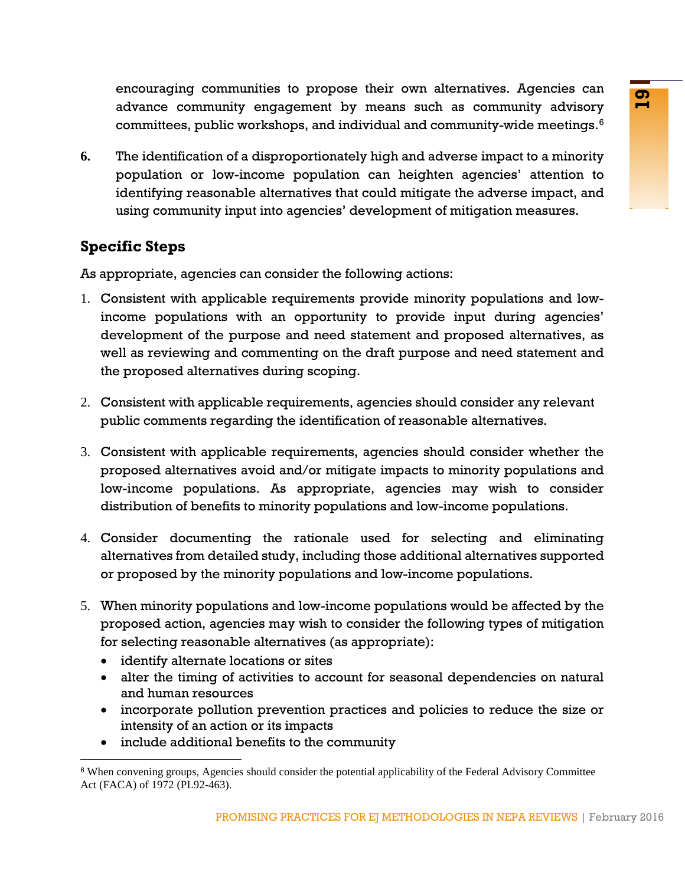encouraging communities to propose their own alternatives. Agencies can advance community engagement by means such as community advisory committees, public workshops, and individual and community-wide meetings.[6]

**6.** The identification of a disproportionately high and adverse impact to a minority population or low-income population can heighten agencies' attention to identifying reasonable alternatives that could mitigate the adverse impact, and using community input into agencies' development of mitigation measures.

## Specific Steps

As appropriate, agencies can consider the following actions:

1. Consistent with applicable requirements provide minority populations and low-income populations with an opportunity to provide input during agencies' development of the purpose and need statement and proposed alternatives, as well as reviewing and commenting on the draft purpose and need statement and the proposed alternatives during scoping.

2. Consistent with applicable requirements, agencies should consider any relevant public comments regarding the identification of reasonable alternatives.

3. Consistent with applicable requirements, agencies should consider whether the proposed alternatives avoid and/or mitigate impacts to minority populations and low-income populations. As appropriate, agencies may wish to consider distribution of benefits to minority populations and low-income populations.

4. Consider documenting the rationale used for selecting and eliminating alternatives from detailed study, including those additional alternatives supported or proposed by the minority populations and low-income populations.

5. When minority populations and low-income populations would be affected by the proposed action, agencies may wish to consider the following types of mitigation for selecting reasonable alternatives (as appropriate):
   - identify alternate locations or sites
   - alter the timing of activities to account for seasonal dependencies on natural and human resources
   - incorporate pollution prevention practices and policies to reduce the size or intensity of an action or its impacts
   - include additional benefits to the community

[6] When convening groups, Agencies should consider the potential applicability of the Federal Advisory Committee Act (FACA) of 1972 (PL92-463).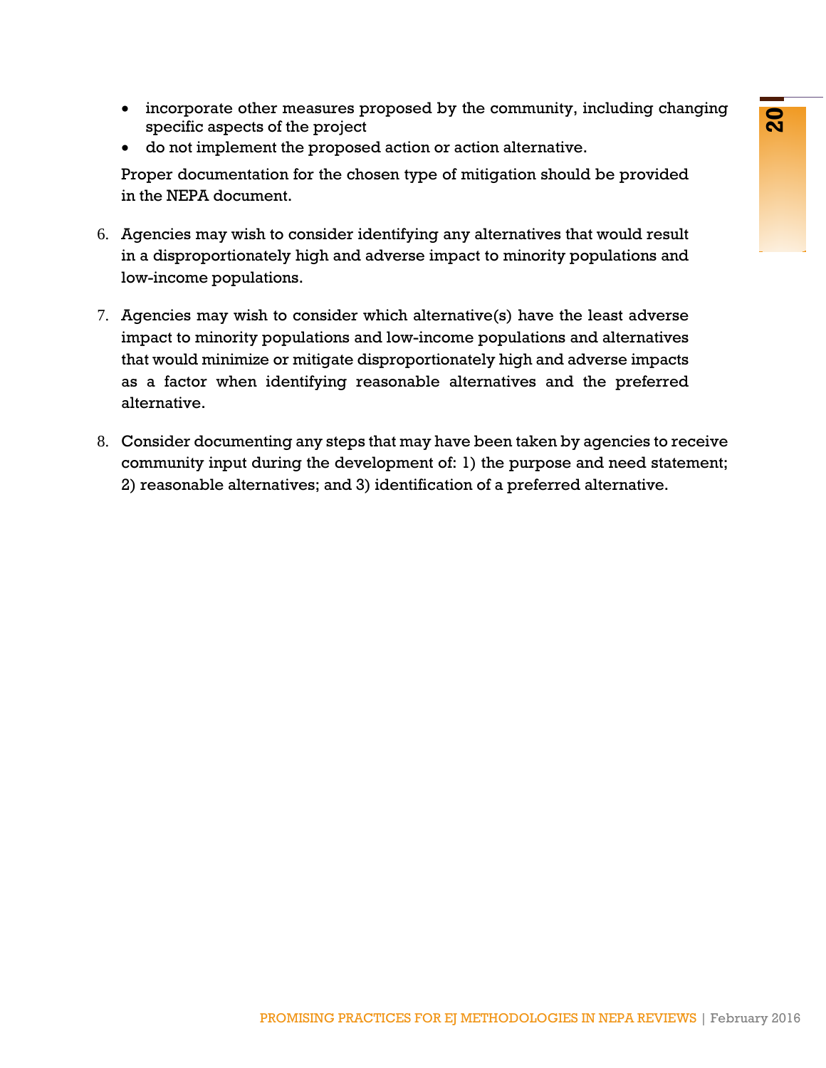- incorporate other measures proposed by the community, including changing specific aspects of the project
- do not implement the proposed action or action alternative.

Proper documentation for the chosen type of mitigation should be provided in the NEPA document.

6. Agencies may wish to consider identifying any alternatives that would result in a disproportionately high and adverse impact to minority populations and low-income populations.

7. Agencies may wish to consider which alternative(s) have the least adverse impact to minority populations and low-income populations and alternatives that would minimize or mitigate disproportionately high and adverse impacts as a factor when identifying reasonable alternatives and the preferred alternative.

8. Consider documenting any steps that may have been taken by agencies to receive community input during the development of: 1) the purpose and need statement; 2) reasonable alternatives; and 3) identification of a preferred alternative.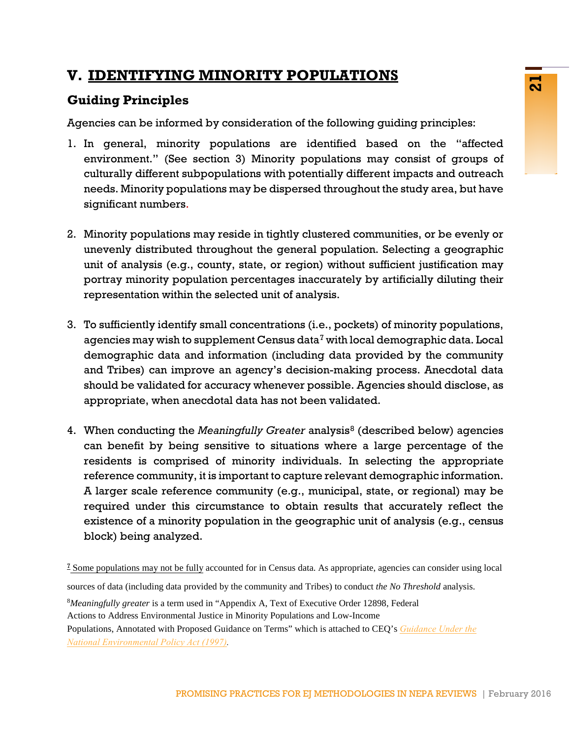# V. IDENTIFYING MINORITY POPULATIONS

## Guiding Principles

Agencies can be informed by consideration of the following guiding principles:

1. In general, minority populations are identified based on the "affected environment." (See section 3) Minority populations may consist of groups of culturally different subpopulations with potentially different impacts and outreach needs. Minority populations may be dispersed throughout the study area, but have significant numbers.

2. Minority populations may reside in tightly clustered communities, or be evenly or unevenly distributed throughout the general population. Selecting a geographic unit of analysis (e.g., county, state, or region) without sufficient justification may portray minority population percentages inaccurately by artificially diluting their representation within the selected unit of analysis.

3. To sufficiently identify small concentrations (i.e., pockets) of minority populations, agencies may wish to supplement Census data[7] with local demographic data. Local demographic data and information (including data provided by the community and Tribes) can improve an agency's decision-making process. Anecdotal data should be validated for accuracy whenever possible. Agencies should disclose, as appropriate, when anecdotal data has not been validated.

4. When conducting the *Meaningfully Greater* analysis[8] (described below) agencies can benefit by being sensitive to situations where a large percentage of the residents is comprised of minority individuals. In selecting the appropriate reference community, it is important to capture relevant demographic information. A larger scale reference community (e.g., municipal, state, or regional) may be required under this circumstance to obtain results that accurately reflect the existence of a minority population in the geographic unit of analysis (e.g., census block) being analyzed.

[7] Some populations may not be fully accounted for in Census data. As appropriate, agencies can consider using local sources of data (including data provided by the community and Tribes) to conduct *the No Threshold* analysis.

[8] *Meaningfully greater* is a term used in "Appendix A, Text of Executive Order 12898, Federal Actions to Address Environmental Justice in Minority Populations and Low-Income Populations, Annotated with Proposed Guidance on Terms" which is attached to CEQ's *Guidance Under the National Environmental Policy Act (1997)*.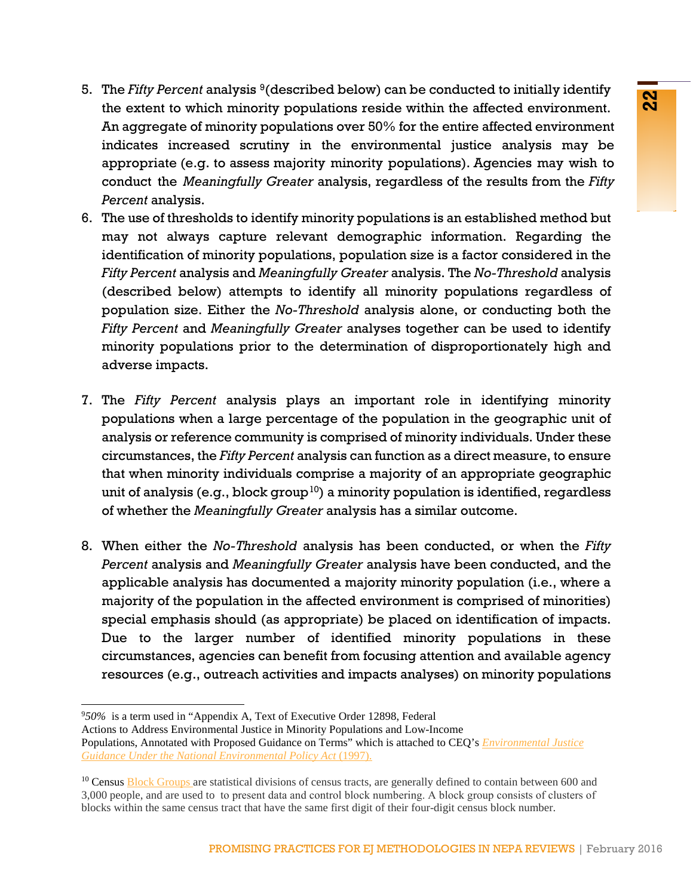5. The *Fifty Percent* analysis [9](described below) can be conducted to initially identify the extent to which minority populations reside within the affected environment. An aggregate of minority populations over 50% for the entire affected environment indicates increased scrutiny in the environmental justice analysis may be appropriate (e.g. to assess majority minority populations). Agencies may wish to conduct the *Meaningfully Greater* analysis, regardless of the results from the *Fifty Percent* analysis.
6. The use of thresholds to identify minority populations is an established method but may not always capture relevant demographic information. Regarding the identification of minority populations, population size is a factor considered in the *Fifty Percent* analysis and *Meaningfully Greater* analysis. The *No-Threshold* analysis (described below) attempts to identify all minority populations regardless of population size. Either the *No-Threshold* analysis alone, or conducting both the *Fifty Percent* and *Meaningfully Greater* analyses together can be used to identify minority populations prior to the determination of disproportionately high and adverse impacts.

7. The *Fifty Percent* analysis plays an important role in identifying minority populations when a large percentage of the population in the geographic unit of analysis or reference community is comprised of minority individuals. Under these circumstances, the *Fifty Percent* analysis can function as a direct measure, to ensure that when minority individuals comprise a majority of an appropriate geographic unit of analysis (e.g., block group[10]) a minority population is identified, regardless of whether the *Meaningfully Greater* analysis has a similar outcome.

8. When either the *No-Threshold* analysis has been conducted, or when the *Fifty Percent* analysis and *Meaningfully Greater* analysis have been conducted, and the applicable analysis has documented a majority minority population (i.e., where a majority of the population in the affected environment is comprised of minorities) special emphasis should (as appropriate) be placed on identification of impacts. Due to the larger number of identified minority populations in these circumstances, agencies can benefit from focusing attention and available agency resources (e.g., outreach activities and impacts analyses) on minority populations

---

[9] *50%* is a term used in "Appendix A, Text of Executive Order 12898, Federal Actions to Address Environmental Justice in Minority Populations and Low-Income Populations, Annotated with Proposed Guidance on Terms" which is attached to CEQ's *Environmental Justice Guidance Under the National Environmental Policy Act* (1997).

[10] Census Block Groups are statistical divisions of census tracts, are generally defined to contain between 600 and 3,000 people, and are used to to present data and control block numbering. A block group consists of clusters of blocks within the same census tract that have the same first digit of their four-digit census block number.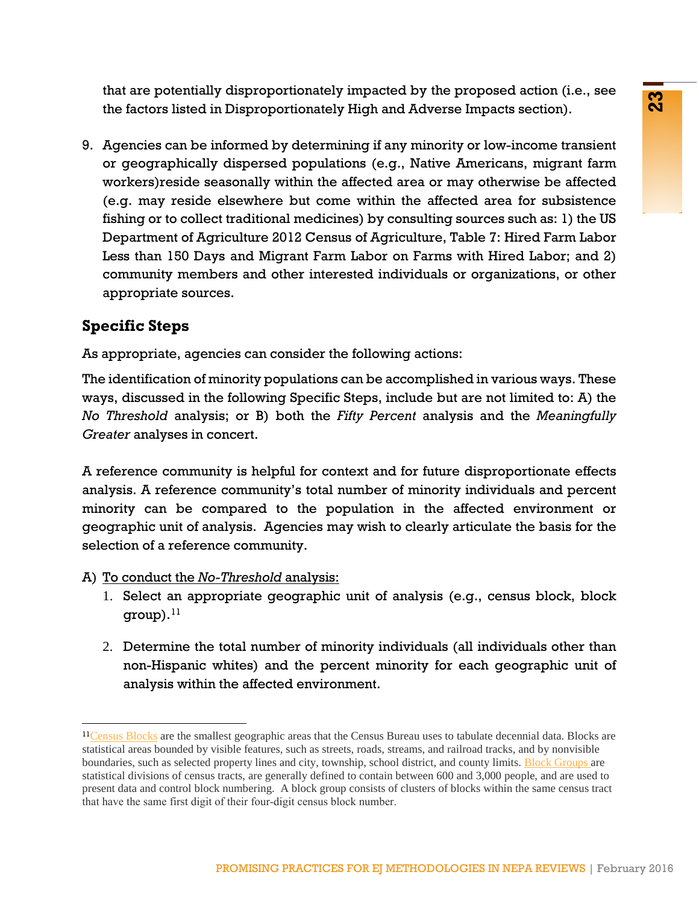that are potentially disproportionately impacted by the proposed action (i.e., see the factors listed in Disproportionately High and Adverse Impacts section).

9. Agencies can be informed by determining if any minority or low-income transient or geographically dispersed populations (e.g., Native Americans, migrant farm workers)reside seasonally within the affected area or may otherwise be affected (e.g. may reside elsewhere but come within the affected area for subsistence fishing or to collect traditional medicines) by consulting sources such as: 1) the US Department of Agriculture 2012 Census of Agriculture, Table 7: Hired Farm Labor Less than 150 Days and Migrant Farm Labor on Farms with Hired Labor; and 2) community members and other interested individuals or organizations, or other appropriate sources.

## Specific Steps

As appropriate, agencies can consider the following actions:

The identification of minority populations can be accomplished in various ways. These ways, discussed in the following Specific Steps, include but are not limited to: A) the *No Threshold* analysis; or B) both the *Fifty Percent* analysis and the *Meaningfully Greater* analyses in concert.

A reference community is helpful for context and for future disproportionate effects analysis. A reference community's total number of minority individuals and percent minority can be compared to the population in the affected environment or geographic unit of analysis. Agencies may wish to clearly articulate the basis for the selection of a reference community.

A) <u>To conduct the *No-Threshold* analysis:</u>

1. Select an appropriate geographic unit of analysis (e.g., census block, block group).[11]

2. Determine the total number of minority individuals (all individuals other than non-Hispanic whites) and the percent minority for each geographic unit of analysis within the affected environment.

---

[11] Census Blocks are the smallest geographic areas that the Census Bureau uses to tabulate decennial data. Blocks are statistical areas bounded by visible features, such as streets, roads, streams, and railroad tracks, and by nonvisible boundaries, such as selected property lines and city, township, school district, and county limits. Block Groups are statistical divisions of census tracts, are generally defined to contain between 600 and 3,000 people, and are used to present data and control block numbering. A block group consists of clusters of blocks within the same census tract that have the same first digit of their four-digit census block number.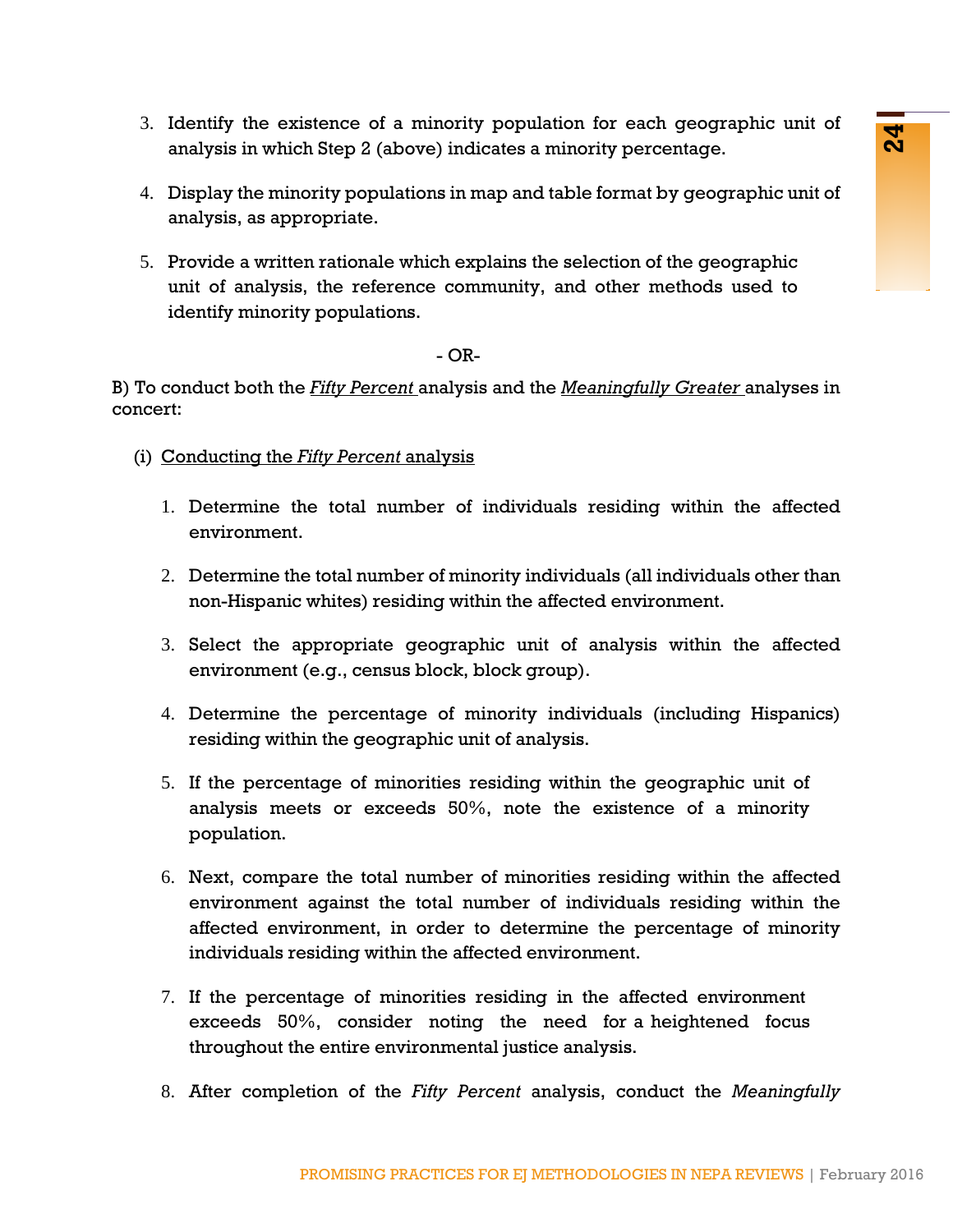3. Identify the existence of a minority population for each geographic unit of analysis in which Step 2 (above) indicates a minority percentage.

4. Display the minority populations in map and table format by geographic unit of analysis, as appropriate.

5. Provide a written rationale which explains the selection of the geographic unit of analysis, the reference community, and other methods used to identify minority populations.

- OR-

B) To conduct both the *Fifty Percent* analysis and the *Meaningfully Greater* analyses in concert:

(i) Conducting the *Fifty Percent* analysis

1. Determine the total number of individuals residing within the affected environment.

2. Determine the total number of minority individuals (all individuals other than non-Hispanic whites) residing within the affected environment.

3. Select the appropriate geographic unit of analysis within the affected environment (e.g., census block, block group).

4. Determine the percentage of minority individuals (including Hispanics) residing within the geographic unit of analysis.

5. If the percentage of minorities residing within the geographic unit of analysis meets or exceeds 50%, note the existence of a minority population.

6. Next, compare the total number of minorities residing within the affected environment against the total number of individuals residing within the affected environment, in order to determine the percentage of minority individuals residing within the affected environment.

7. If the percentage of minorities residing in the affected environment exceeds 50%, consider noting the need for a heightened focus throughout the entire environmental justice analysis.

8. After completion of the *Fifty Percent* analysis, conduct the *Meaningfully*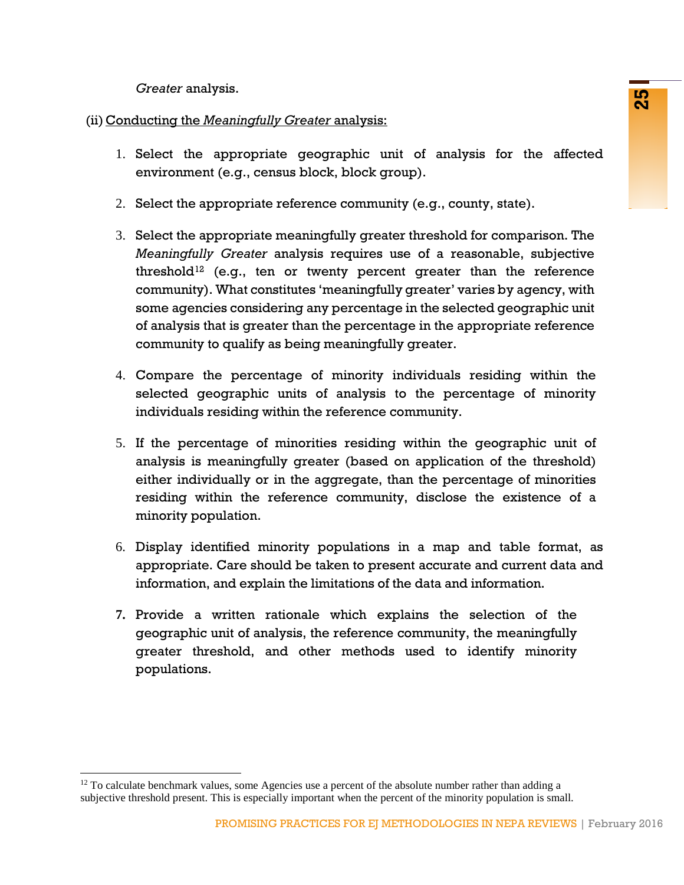*Greater* analysis.

(ii) Conducting the *Meaningfully Greater* analysis:

1. Select the appropriate geographic unit of analysis for the affected environment (e.g., census block, block group).

2. Select the appropriate reference community (e.g., county, state).

3. Select the appropriate meaningfully greater threshold for comparison. The *Meaningfully Greater* analysis requires use of a reasonable, subjective threshold[12] (e.g., ten or twenty percent greater than the reference community). What constitutes 'meaningfully greater' varies by agency, with some agencies considering any percentage in the selected geographic unit of analysis that is greater than the percentage in the appropriate reference community to qualify as being meaningfully greater.

4. Compare the percentage of minority individuals residing within the selected geographic units of analysis to the percentage of minority individuals residing within the reference community.

5. If the percentage of minorities residing within the geographic unit of analysis is meaningfully greater (based on application of the threshold) either individually or in the aggregate, than the percentage of minorities residing within the reference community, disclose the existence of a minority population.

6. Display identified minority populations in a map and table format, as appropriate. Care should be taken to present accurate and current data and information, and explain the limitations of the data and information.

7. Provide a written rationale which explains the selection of the geographic unit of analysis, the reference community, the meaningfully greater threshold, and other methods used to identify minority populations.

---

[12] To calculate benchmark values, some Agencies use a percent of the absolute number rather than adding a subjective threshold present. This is especially important when the percent of the minority population is small.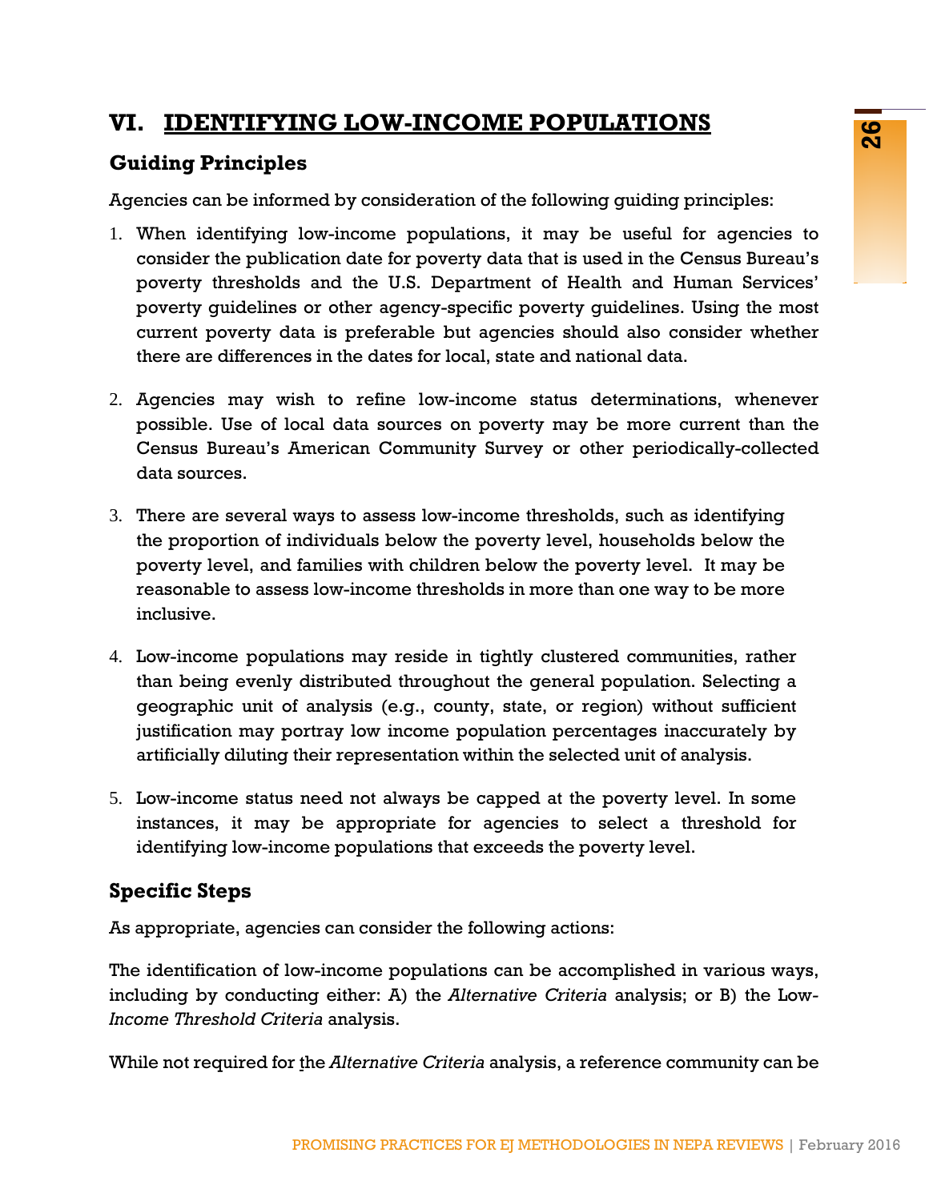# VI. IDENTIFYING LOW-INCOME POPULATIONS

## Guiding Principles

Agencies can be informed by consideration of the following guiding principles:

1. When identifying low-income populations, it may be useful for agencies to consider the publication date for poverty data that is used in the Census Bureau's poverty thresholds and the U.S. Department of Health and Human Services' poverty guidelines or other agency-specific poverty guidelines. Using the most current poverty data is preferable but agencies should also consider whether there are differences in the dates for local, state and national data.

2. Agencies may wish to refine low-income status determinations, whenever possible. Use of local data sources on poverty may be more current than the Census Bureau's American Community Survey or other periodically-collected data sources.

3. There are several ways to assess low-income thresholds, such as identifying the proportion of individuals below the poverty level, households below the poverty level, and families with children below the poverty level. It may be reasonable to assess low-income thresholds in more than one way to be more inclusive.

4. Low-income populations may reside in tightly clustered communities, rather than being evenly distributed throughout the general population. Selecting a geographic unit of analysis (e.g., county, state, or region) without sufficient justification may portray low income population percentages inaccurately by artificially diluting their representation within the selected unit of analysis.

5. Low-income status need not always be capped at the poverty level. In some instances, it may be appropriate for agencies to select a threshold for identifying low-income populations that exceeds the poverty level.

## Specific Steps

As appropriate, agencies can consider the following actions:

The identification of low-income populations can be accomplished in various ways, including by conducting either: A) the *Alternative Criteria* analysis; or B) the Low-*Income Threshold Criteria* analysis.

While not required for the *Alternative Criteria* analysis, a reference community can be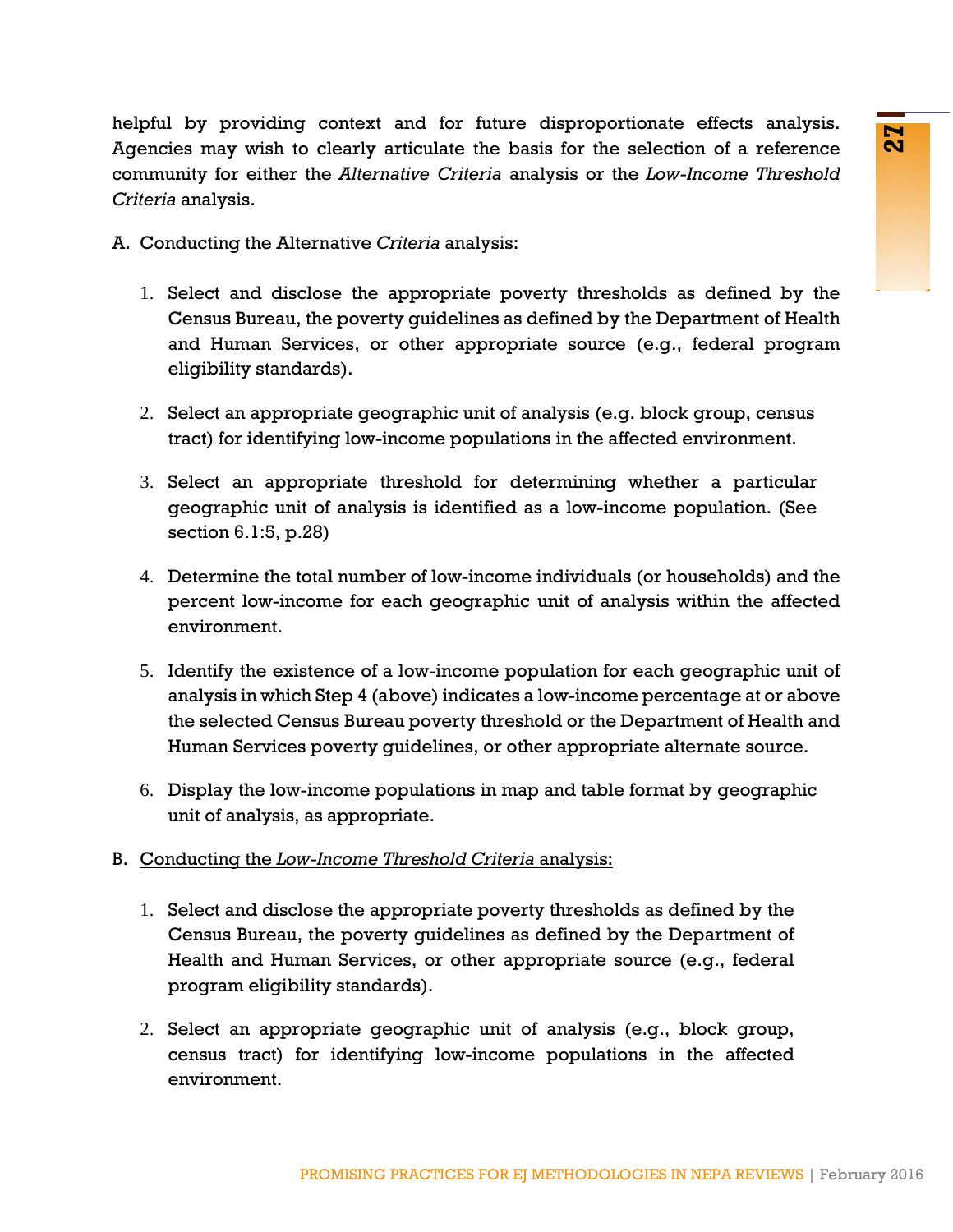helpful by providing context and for future disproportionate effects analysis. Agencies may wish to clearly articulate the basis for the selection of a reference community for either the *Alternative Criteria* analysis or the *Low-Income Threshold Criteria* analysis.

A. <u>Conducting the Alternative *Criteria* analysis:</u>

1. Select and disclose the appropriate poverty thresholds as defined by the Census Bureau, the poverty guidelines as defined by the Department of Health and Human Services, or other appropriate source (e.g., federal program eligibility standards).

2. Select an appropriate geographic unit of analysis (e.g. block group, census tract) for identifying low-income populations in the affected environment.

3. Select an appropriate threshold for determining whether a particular geographic unit of analysis is identified as a low-income population. (See section 6.1:5, p.28)

4. Determine the total number of low-income individuals (or households) and the percent low-income for each geographic unit of analysis within the affected environment.

5. Identify the existence of a low-income population for each geographic unit of analysis in which Step 4 (above) indicates a low-income percentage at or above the selected Census Bureau poverty threshold or the Department of Health and Human Services poverty guidelines, or other appropriate alternate source.

6. Display the low-income populations in map and table format by geographic unit of analysis, as appropriate.

B. <u>Conducting the *Low-Income Threshold Criteria* analysis:</u>

1. Select and disclose the appropriate poverty thresholds as defined by the Census Bureau, the poverty guidelines as defined by the Department of Health and Human Services, or other appropriate source (e.g., federal program eligibility standards).

2. Select an appropriate geographic unit of analysis (e.g., block group, census tract) for identifying low-income populations in the affected environment.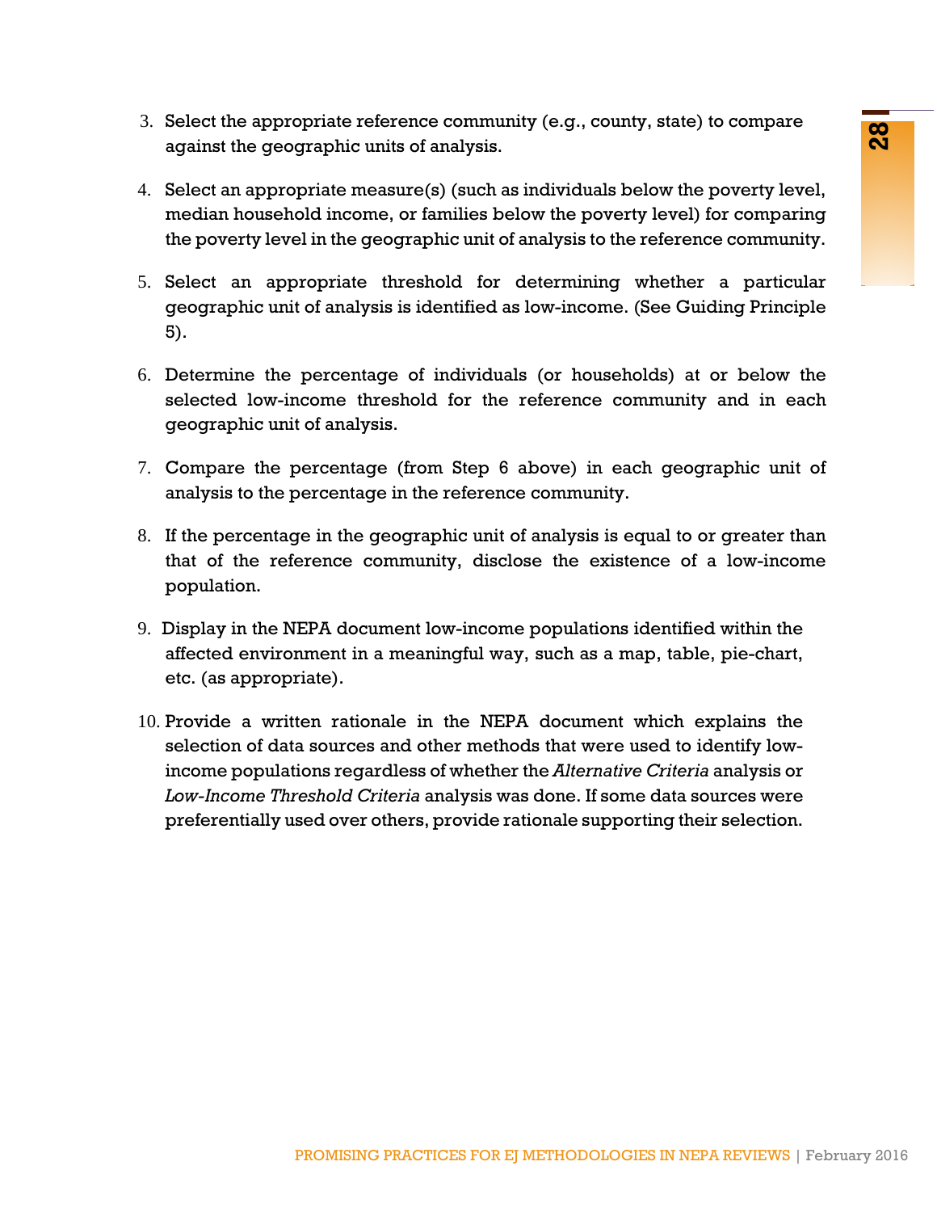3. Select the appropriate reference community (e.g., county, state) to compare against the geographic units of analysis.

4. Select an appropriate measure(s) (such as individuals below the poverty level, median household income, or families below the poverty level) for comparing the poverty level in the geographic unit of analysis to the reference community.

5. Select an appropriate threshold for determining whether a particular geographic unit of analysis is identified as low-income. (See Guiding Principle 5).

6. Determine the percentage of individuals (or households) at or below the selected low-income threshold for the reference community and in each geographic unit of analysis.

7. Compare the percentage (from Step 6 above) in each geographic unit of analysis to the percentage in the reference community.

8. If the percentage in the geographic unit of analysis is equal to or greater than that of the reference community, disclose the existence of a low-income population.

9. Display in the NEPA document low-income populations identified within the affected environment in a meaningful way, such as a map, table, pie-chart, etc. (as appropriate).

10. Provide a written rationale in the NEPA document which explains the selection of data sources and other methods that were used to identify low-income populations regardless of whether the *Alternative Criteria* analysis or *Low-Income Threshold Criteria* analysis was done. If some data sources were preferentially used over others, provide rationale supporting their selection.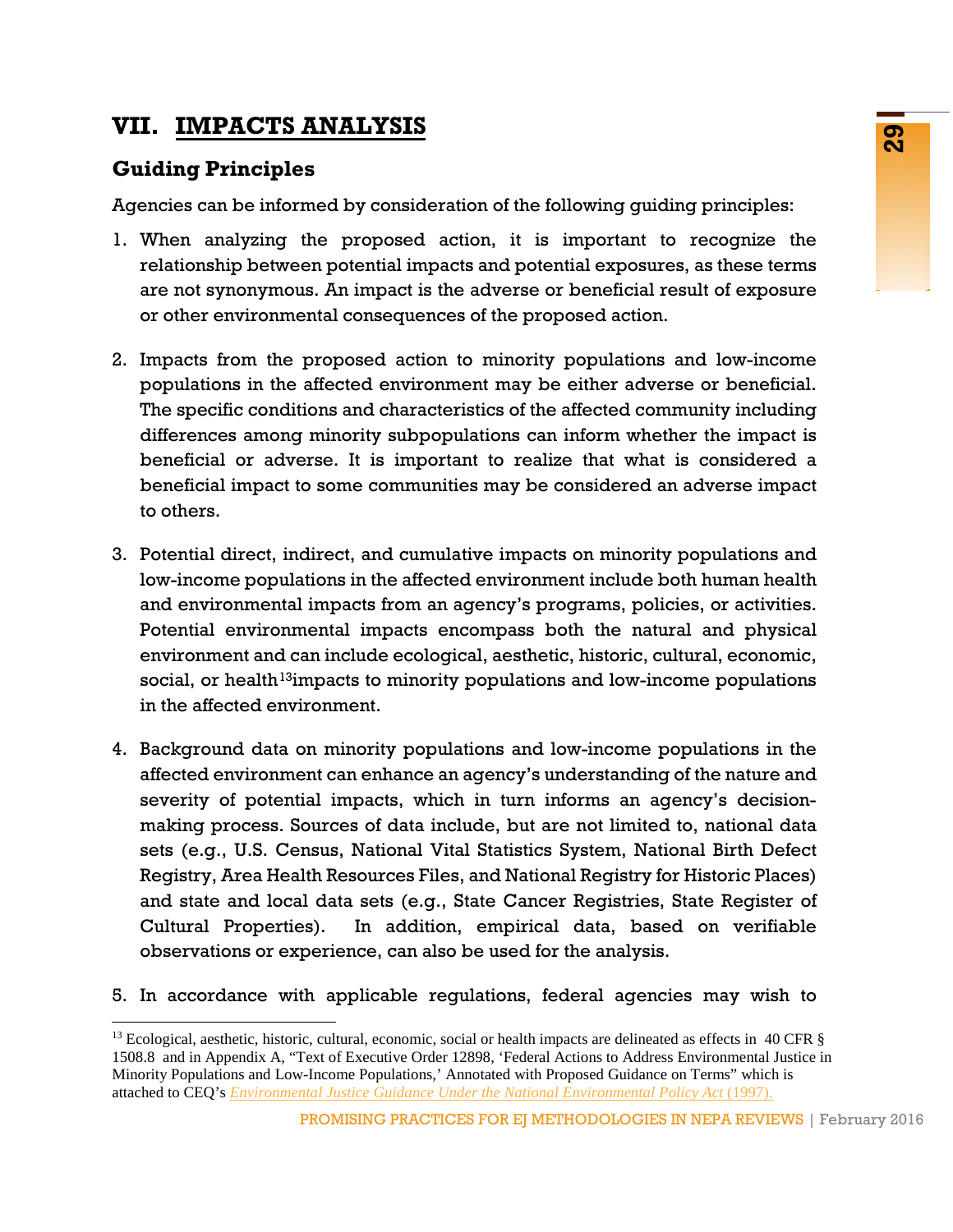# VII. IMPACTS ANALYSIS

## Guiding Principles

Agencies can be informed by consideration of the following guiding principles:

1. When analyzing the proposed action, it is important to recognize the relationship between potential impacts and potential exposures, as these terms are not synonymous. An impact is the adverse or beneficial result of exposure or other environmental consequences of the proposed action.

2. Impacts from the proposed action to minority populations and low-income populations in the affected environment may be either adverse or beneficial. The specific conditions and characteristics of the affected community including differences among minority subpopulations can inform whether the impact is beneficial or adverse. It is important to realize that what is considered a beneficial impact to some communities may be considered an adverse impact to others.

3. Potential direct, indirect, and cumulative impacts on minority populations and low-income populations in the affected environment include both human health and environmental impacts from an agency's programs, policies, or activities. Potential environmental impacts encompass both the natural and physical environment and can include ecological, aesthetic, historic, cultural, economic, social, or health[13]impacts to minority populations and low-income populations in the affected environment.

4. Background data on minority populations and low-income populations in the affected environment can enhance an agency's understanding of the nature and severity of potential impacts, which in turn informs an agency's decision-making process. Sources of data include, but are not limited to, national data sets (e.g., U.S. Census, National Vital Statistics System, National Birth Defect Registry, Area Health Resources Files, and National Registry for Historic Places) and state and local data sets (e.g., State Cancer Registries, State Register of Cultural Properties). In addition, empirical data, based on verifiable observations or experience, can also be used for the analysis.

5. In accordance with applicable regulations, federal agencies may wish to

---

[13] Ecological, aesthetic, historic, cultural, economic, social or health impacts are delineated as effects in 40 CFR § 1508.8 and in Appendix A, "Text of Executive Order 12898, 'Federal Actions to Address Environmental Justice in Minority Populations and Low-Income Populations,' Annotated with Proposed Guidance on Terms" which is attached to CEQ's *Environmental Justice Guidance Under the National Environmental Policy Act* (1997).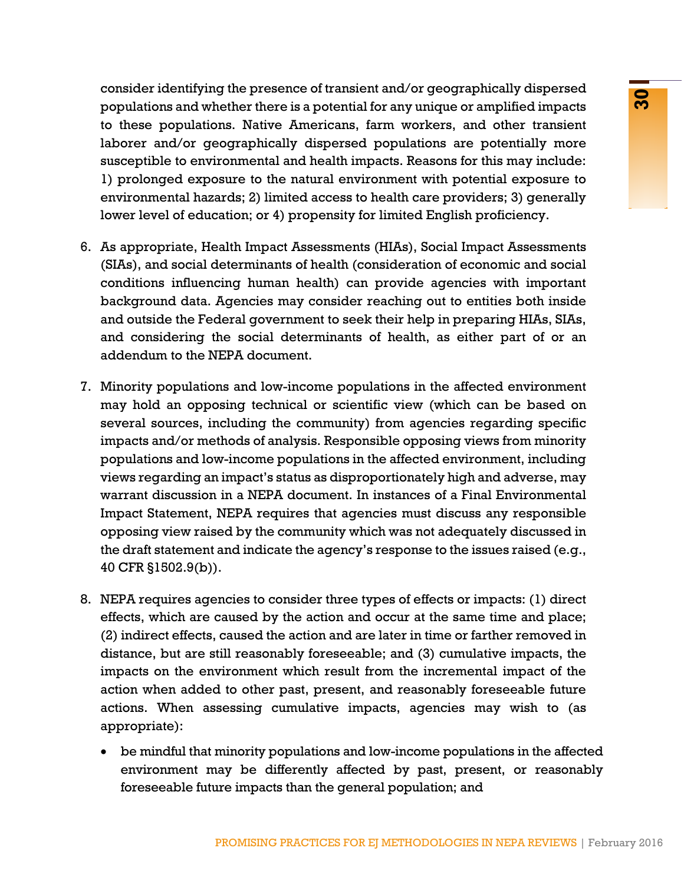consider identifying the presence of transient and/or geographically dispersed populations and whether there is a potential for any unique or amplified impacts to these populations. Native Americans, farm workers, and other transient laborer and/or geographically dispersed populations are potentially more susceptible to environmental and health impacts. Reasons for this may include: 1) prolonged exposure to the natural environment with potential exposure to environmental hazards; 2) limited access to health care providers; 3) generally lower level of education; or 4) propensity for limited English proficiency.

6. As appropriate, Health Impact Assessments (HIAs), Social Impact Assessments (SIAs), and social determinants of health (consideration of economic and social conditions influencing human health) can provide agencies with important background data. Agencies may consider reaching out to entities both inside and outside the Federal government to seek their help in preparing HIAs, SIAs, and considering the social determinants of health, as either part of or an addendum to the NEPA document.

7. Minority populations and low-income populations in the affected environment may hold an opposing technical or scientific view (which can be based on several sources, including the community) from agencies regarding specific impacts and/or methods of analysis. Responsible opposing views from minority populations and low-income populations in the affected environment, including views regarding an impact's status as disproportionately high and adverse, may warrant discussion in a NEPA document. In instances of a Final Environmental Impact Statement, NEPA requires that agencies must discuss any responsible opposing view raised by the community which was not adequately discussed in the draft statement and indicate the agency's response to the issues raised (e.g., 40 CFR §1502.9(b)).

8. NEPA requires agencies to consider three types of effects or impacts: (1) direct effects, which are caused by the action and occur at the same time and place; (2) indirect effects, caused the action and are later in time or farther removed in distance, but are still reasonably foreseeable; and (3) cumulative impacts, the impacts on the environment which result from the incremental impact of the action when added to other past, present, and reasonably foreseeable future actions. When assessing cumulative impacts, agencies may wish to (as appropriate):

   - be mindful that minority populations and low-income populations in the affected environment may be differently affected by past, present, or reasonably foreseeable future impacts than the general population; and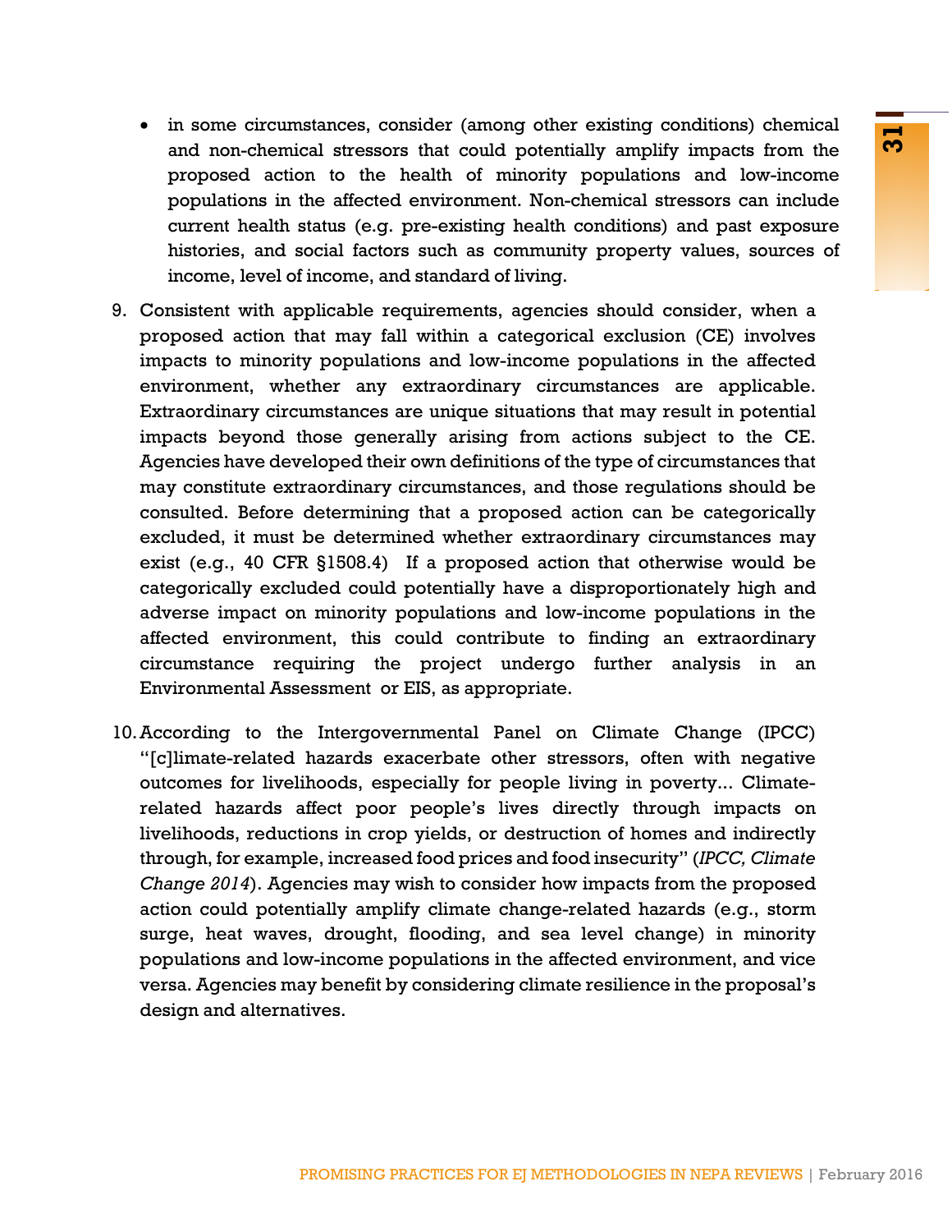- in some circumstances, consider (among other existing conditions) chemical and non-chemical stressors that could potentially amplify impacts from the proposed action to the health of minority populations and low-income populations in the affected environment. Non-chemical stressors can include current health status (e.g. pre-existing health conditions) and past exposure histories, and social factors such as community property values, sources of income, level of income, and standard of living.

9. Consistent with applicable requirements, agencies should consider, when a proposed action that may fall within a categorical exclusion (CE) involves impacts to minority populations and low-income populations in the affected environment, whether any extraordinary circumstances are applicable. Extraordinary circumstances are unique situations that may result in potential impacts beyond those generally arising from actions subject to the CE. Agencies have developed their own definitions of the type of circumstances that may constitute extraordinary circumstances, and those regulations should be consulted. Before determining that a proposed action can be categorically excluded, it must be determined whether extraordinary circumstances may exist (e.g., 40 CFR §1508.4) If a proposed action that otherwise would be categorically excluded could potentially have a disproportionately high and adverse impact on minority populations and low-income populations in the affected environment, this could contribute to finding an extraordinary circumstance requiring the project undergo further analysis in an Environmental Assessment or EIS, as appropriate.

10. According to the Intergovernmental Panel on Climate Change (IPCC) "[c]limate-related hazards exacerbate other stressors, often with negative outcomes for livelihoods, especially for people living in poverty... Climate-related hazards affect poor people's lives directly through impacts on livelihoods, reductions in crop yields, or destruction of homes and indirectly through, for example, increased food prices and food insecurity" (*IPCC, Climate Change 2014*). Agencies may wish to consider how impacts from the proposed action could potentially amplify climate change-related hazards (e.g., storm surge, heat waves, drought, flooding, and sea level change) in minority populations and low-income populations in the affected environment, and vice versa. Agencies may benefit by considering climate resilience in the proposal's design and alternatives.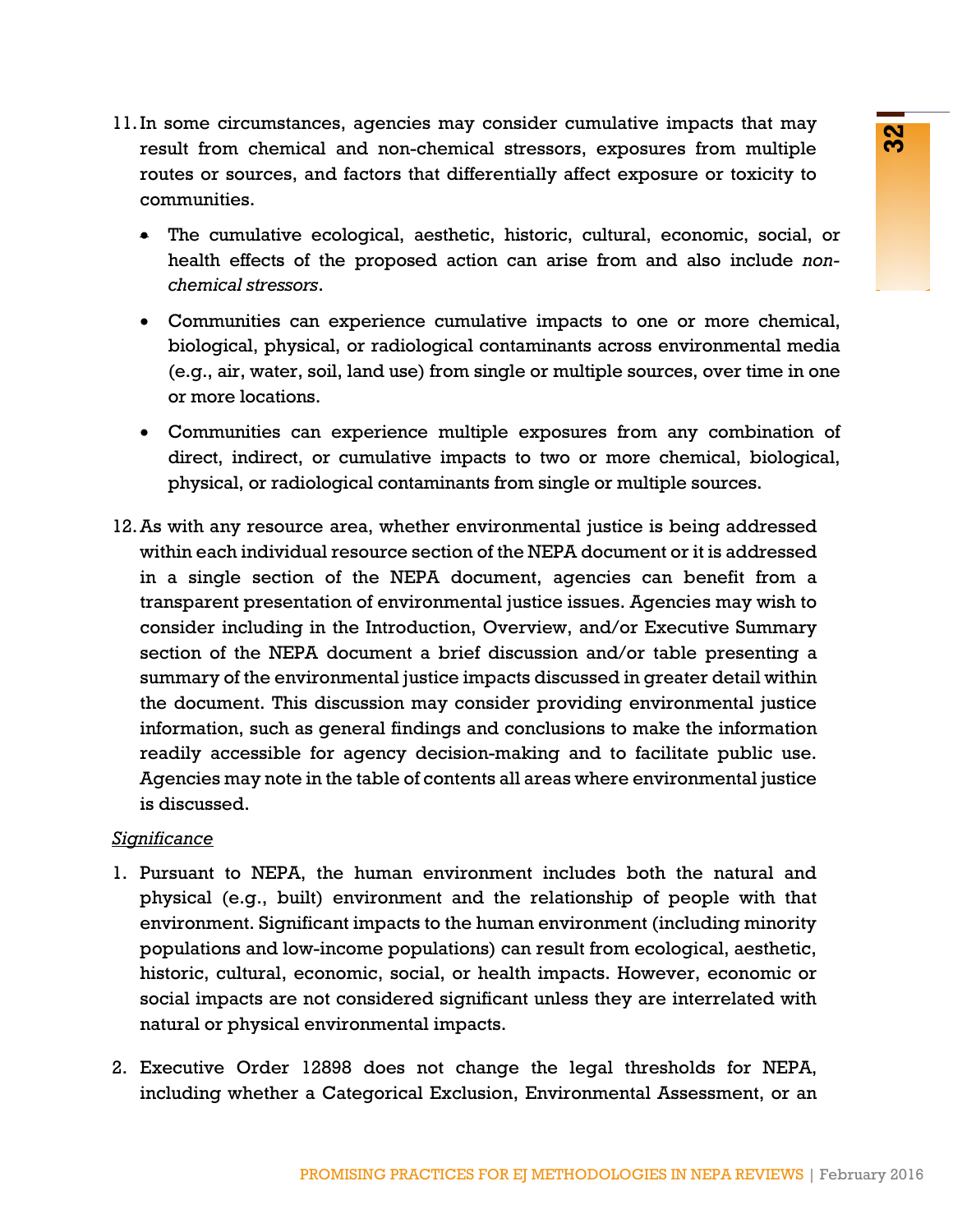11. In some circumstances, agencies may consider cumulative impacts that may result from chemical and non-chemical stressors, exposures from multiple routes or sources, and factors that differentially affect exposure or toxicity to communities.

    - The cumulative ecological, aesthetic, historic, cultural, economic, social, or health effects of the proposed action can arise from and also include *non-chemical stressors*.
    - Communities can experience cumulative impacts to one or more chemical, biological, physical, or radiological contaminants across environmental media (e.g., air, water, soil, land use) from single or multiple sources, over time in one or more locations.
    - Communities can experience multiple exposures from any combination of direct, indirect, or cumulative impacts to two or more chemical, biological, physical, or radiological contaminants from single or multiple sources.

12. As with any resource area, whether environmental justice is being addressed within each individual resource section of the NEPA document or it is addressed in a single section of the NEPA document, agencies can benefit from a transparent presentation of environmental justice issues. Agencies may wish to consider including in the Introduction, Overview, and/or Executive Summary section of the NEPA document a brief discussion and/or table presenting a summary of the environmental justice impacts discussed in greater detail within the document. This discussion may consider providing environmental justice information, such as general findings and conclusions to make the information readily accessible for agency decision-making and to facilitate public use. Agencies may note in the table of contents all areas where environmental justice is discussed.

<u>*Significance*</u>

1. Pursuant to NEPA, the human environment includes both the natural and physical (e.g., built) environment and the relationship of people with that environment. Significant impacts to the human environment (including minority populations and low-income populations) can result from ecological, aesthetic, historic, cultural, economic, social, or health impacts. However, economic or social impacts are not considered significant unless they are interrelated with natural or physical environmental impacts.

2. Executive Order 12898 does not change the legal thresholds for NEPA, including whether a Categorical Exclusion, Environmental Assessment, or an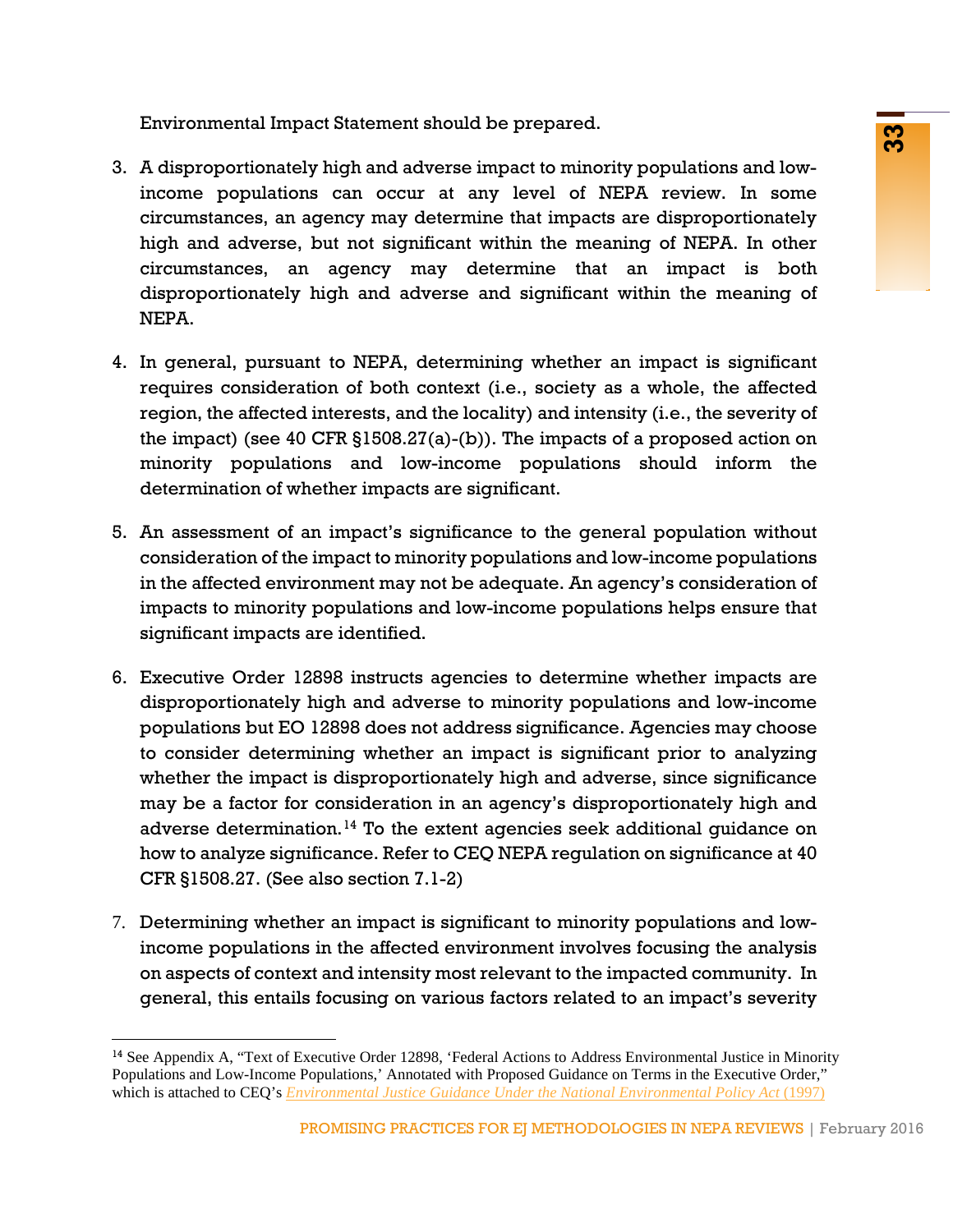Environmental Impact Statement should be prepared.

3. A disproportionately high and adverse impact to minority populations and low-income populations can occur at any level of NEPA review. In some circumstances, an agency may determine that impacts are disproportionately high and adverse, but not significant within the meaning of NEPA. In other circumstances, an agency may determine that an impact is both disproportionately high and adverse and significant within the meaning of NEPA.

4. In general, pursuant to NEPA, determining whether an impact is significant requires consideration of both context (i.e., society as a whole, the affected region, the affected interests, and the locality) and intensity (i.e., the severity of the impact) (see 40 CFR §1508.27(a)-(b)). The impacts of a proposed action on minority populations and low-income populations should inform the determination of whether impacts are significant.

5. An assessment of an impact's significance to the general population without consideration of the impact to minority populations and low-income populations in the affected environment may not be adequate. An agency's consideration of impacts to minority populations and low-income populations helps ensure that significant impacts are identified.

6. Executive Order 12898 instructs agencies to determine whether impacts are disproportionately high and adverse to minority populations and low-income populations but EO 12898 does not address significance. Agencies may choose to consider determining whether an impact is significant prior to analyzing whether the impact is disproportionately high and adverse, since significance may be a factor for consideration in an agency's disproportionately high and adverse determination.[14] To the extent agencies seek additional guidance on how to analyze significance. Refer to CEQ NEPA regulation on significance at 40 CFR §1508.27. (See also section 7.1-2)

7. Determining whether an impact is significant to minority populations and low-income populations in the affected environment involves focusing the analysis on aspects of context and intensity most relevant to the impacted community. In general, this entails focusing on various factors related to an impact's severity

---

[14] See Appendix A, "Text of Executive Order 12898, 'Federal Actions to Address Environmental Justice in Minority Populations and Low-Income Populations,' Annotated with Proposed Guidance on Terms in the Executive Order," which is attached to CEQ's *Environmental Justice Guidance Under the National Environmental Policy Act* (1997)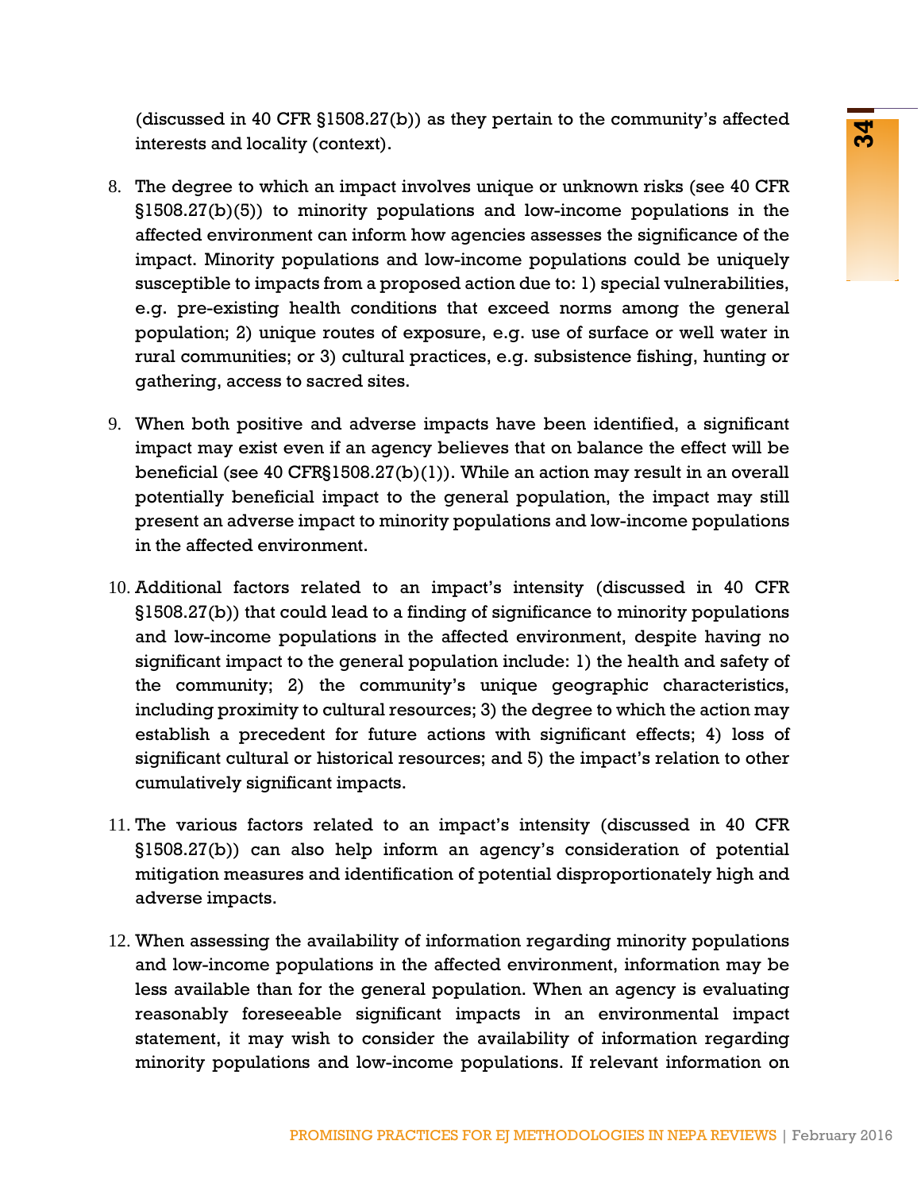(discussed in 40 CFR §1508.27(b)) as they pertain to the community's affected interests and locality (context).

8. The degree to which an impact involves unique or unknown risks (see 40 CFR §1508.27(b)(5)) to minority populations and low-income populations in the affected environment can inform how agencies assesses the significance of the impact. Minority populations and low-income populations could be uniquely susceptible to impacts from a proposed action due to: 1) special vulnerabilities, e.g. pre-existing health conditions that exceed norms among the general population; 2) unique routes of exposure, e.g. use of surface or well water in rural communities; or 3) cultural practices, e.g. subsistence fishing, hunting or gathering, access to sacred sites.

9. When both positive and adverse impacts have been identified, a significant impact may exist even if an agency believes that on balance the effect will be beneficial (see 40 CFR§1508.27(b)(1)). While an action may result in an overall potentially beneficial impact to the general population, the impact may still present an adverse impact to minority populations and low-income populations in the affected environment.

10. Additional factors related to an impact's intensity (discussed in 40 CFR §1508.27(b)) that could lead to a finding of significance to minority populations and low-income populations in the affected environment, despite having no significant impact to the general population include: 1) the health and safety of the community; 2) the community's unique geographic characteristics, including proximity to cultural resources; 3) the degree to which the action may establish a precedent for future actions with significant effects; 4) loss of significant cultural or historical resources; and 5) the impact's relation to other cumulatively significant impacts.

11. The various factors related to an impact's intensity (discussed in 40 CFR §1508.27(b)) can also help inform an agency's consideration of potential mitigation measures and identification of potential disproportionately high and adverse impacts.

12. When assessing the availability of information regarding minority populations and low-income populations in the affected environment, information may be less available than for the general population. When an agency is evaluating reasonably foreseeable significant impacts in an environmental impact statement, it may wish to consider the availability of information regarding minority populations and low-income populations. If relevant information on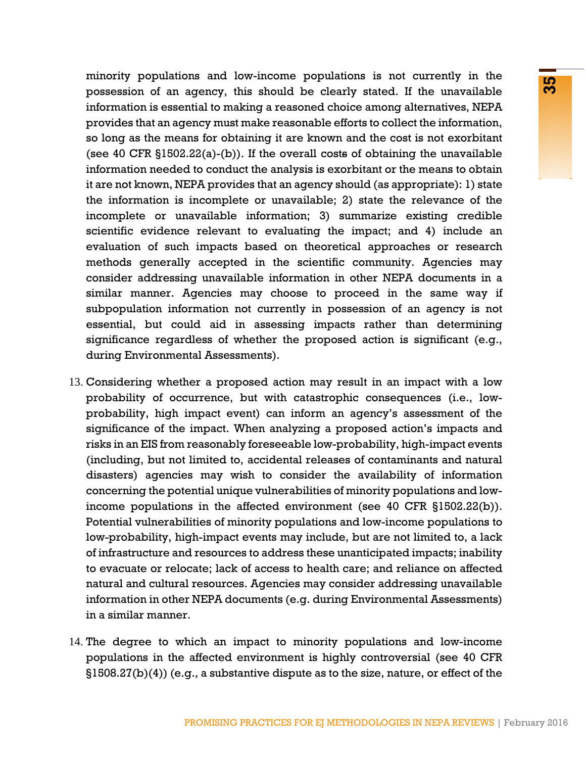minority populations and low-income populations is not currently in the possession of an agency, this should be clearly stated. If the unavailable information is essential to making a reasoned choice among alternatives, NEPA provides that an agency must make reasonable efforts to collect the information, so long as the means for obtaining it are known and the cost is not exorbitant (see 40 CFR §1502.22(a)-(b)). If the overall costs of obtaining the unavailable information needed to conduct the analysis is exorbitant or the means to obtain it are not known, NEPA provides that an agency should (as appropriate): 1) state the information is incomplete or unavailable; 2) state the relevance of the incomplete or unavailable information; 3) summarize existing credible scientific evidence relevant to evaluating the impact; and 4) include an evaluation of such impacts based on theoretical approaches or research methods generally accepted in the scientific community. Agencies may consider addressing unavailable information in other NEPA documents in a similar manner. Agencies may choose to proceed in the same way if subpopulation information not currently in possession of an agency is not essential, but could aid in assessing impacts rather than determining significance regardless of whether the proposed action is significant (e.g., during Environmental Assessments).

13. Considering whether a proposed action may result in an impact with a low probability of occurrence, but with catastrophic consequences (i.e., low-probability, high impact event) can inform an agency's assessment of the significance of the impact. When analyzing a proposed action's impacts and risks in an EIS from reasonably foreseeable low-probability, high-impact events (including, but not limited to, accidental releases of contaminants and natural disasters) agencies may wish to consider the availability of information concerning the potential unique vulnerabilities of minority populations and low-income populations in the affected environment (see 40 CFR §1502.22(b)). Potential vulnerabilities of minority populations and low-income populations to low-probability, high-impact events may include, but are not limited to, a lack of infrastructure and resources to address these unanticipated impacts; inability to evacuate or relocate; lack of access to health care; and reliance on affected natural and cultural resources. Agencies may consider addressing unavailable information in other NEPA documents (e.g. during Environmental Assessments) in a similar manner.

14. The degree to which an impact to minority populations and low-income populations in the affected environment is highly controversial (see 40 CFR §1508.27(b)(4)) (e.g., a substantive dispute as to the size, nature, or effect of the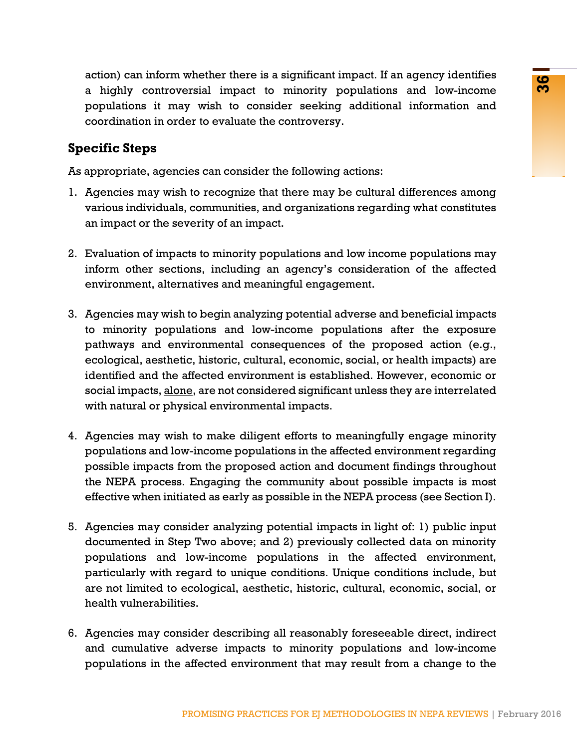action) can inform whether there is a significant impact. If an agency identifies a highly controversial impact to minority populations and low-income populations it may wish to consider seeking additional information and coordination in order to evaluate the controversy.

## Specific Steps

As appropriate, agencies can consider the following actions:

1. Agencies may wish to recognize that there may be cultural differences among various individuals, communities, and organizations regarding what constitutes an impact or the severity of an impact.

2. Evaluation of impacts to minority populations and low income populations may inform other sections, including an agency's consideration of the affected environment, alternatives and meaningful engagement.

3. Agencies may wish to begin analyzing potential adverse and beneficial impacts to minority populations and low-income populations after the exposure pathways and environmental consequences of the proposed action (e.g., ecological, aesthetic, historic, cultural, economic, social, or health impacts) are identified and the affected environment is established. However, economic or social impacts, <u>alone</u>, are not considered significant unless they are interrelated with natural or physical environmental impacts.

4. Agencies may wish to make diligent efforts to meaningfully engage minority populations and low-income populations in the affected environment regarding possible impacts from the proposed action and document findings throughout the NEPA process. Engaging the community about possible impacts is most effective when initiated as early as possible in the NEPA process (see Section I).

5. Agencies may consider analyzing potential impacts in light of: 1) public input documented in Step Two above; and 2) previously collected data on minority populations and low-income populations in the affected environment, particularly with regard to unique conditions. Unique conditions include, but are not limited to ecological, aesthetic, historic, cultural, economic, social, or health vulnerabilities.

6. Agencies may consider describing all reasonably foreseeable direct, indirect and cumulative adverse impacts to minority populations and low-income populations in the affected environment that may result from a change to the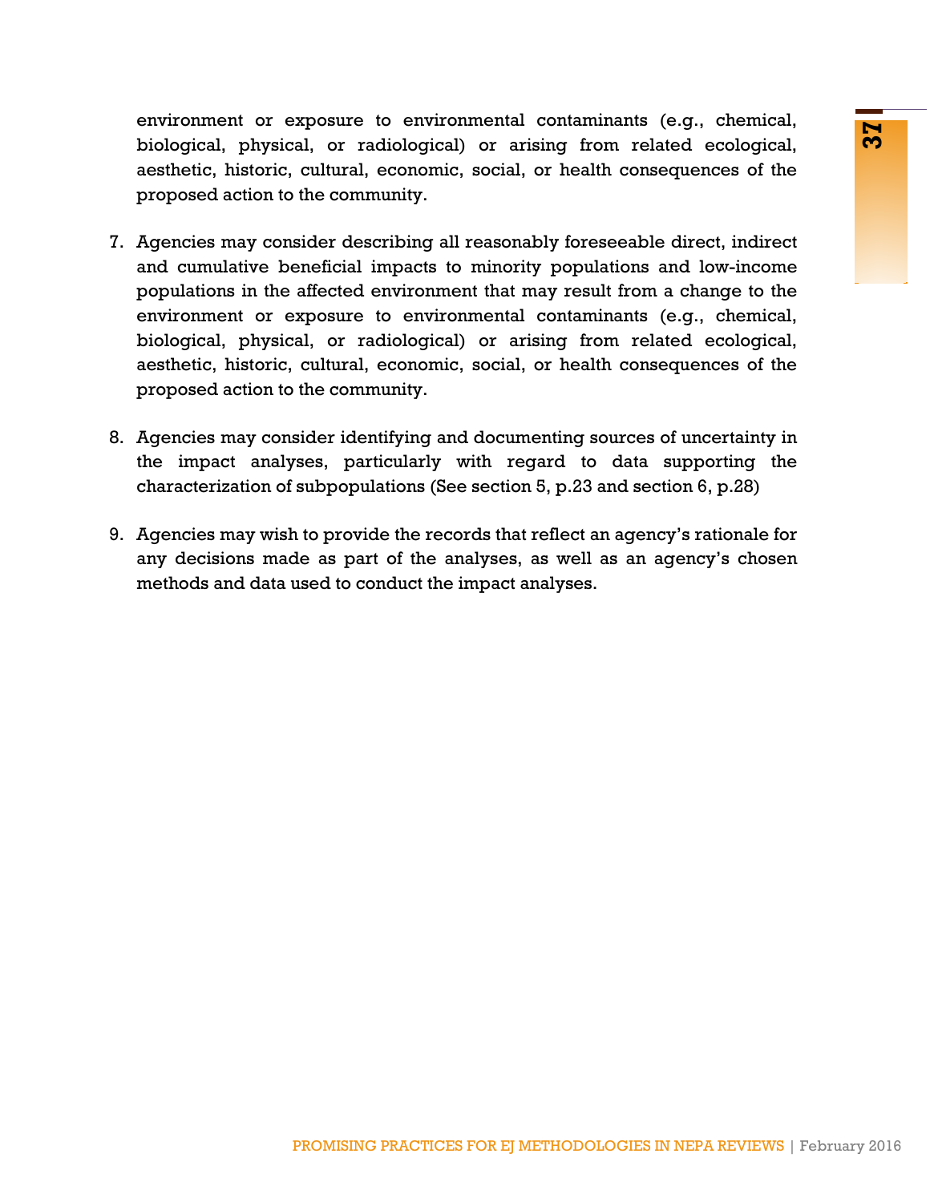environment or exposure to environmental contaminants (e.g., chemical, biological, physical, or radiological) or arising from related ecological, aesthetic, historic, cultural, economic, social, or health consequences of the proposed action to the community.

7. Agencies may consider describing all reasonably foreseeable direct, indirect and cumulative beneficial impacts to minority populations and low-income populations in the affected environment that may result from a change to the environment or exposure to environmental contaminants (e.g., chemical, biological, physical, or radiological) or arising from related ecological, aesthetic, historic, cultural, economic, social, or health consequences of the proposed action to the community.

8. Agencies may consider identifying and documenting sources of uncertainty in the impact analyses, particularly with regard to data supporting the characterization of subpopulations (See section 5, p.23 and section 6, p.28)

9. Agencies may wish to provide the records that reflect an agency's rationale for any decisions made as part of the analyses, as well as an agency's chosen methods and data used to conduct the impact analyses.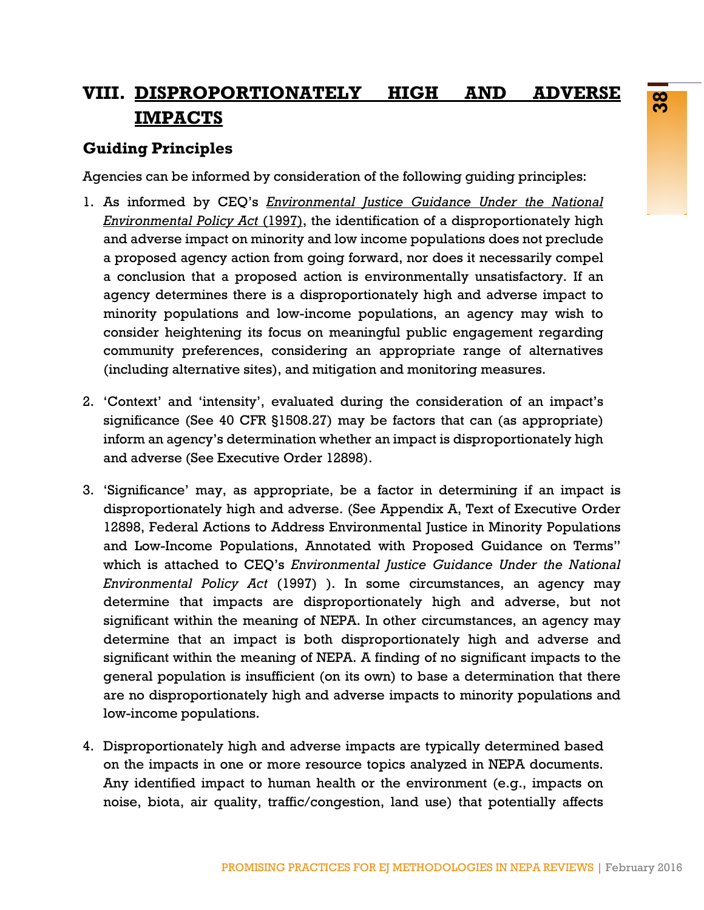# VIII. DISPROPORTIONATELY HIGH AND ADVERSE IMPACTS

## Guiding Principles

Agencies can be informed by consideration of the following guiding principles:

1. As informed by CEQ's *Environmental Justice Guidance Under the National Environmental Policy Act* (1997), the identification of a disproportionately high and adverse impact on minority and low income populations does not preclude a proposed agency action from going forward, nor does it necessarily compel a conclusion that a proposed action is environmentally unsatisfactory. If an agency determines there is a disproportionately high and adverse impact to minority populations and low-income populations, an agency may wish to consider heightening its focus on meaningful public engagement regarding community preferences, considering an appropriate range of alternatives (including alternative sites), and mitigation and monitoring measures.

2. 'Context' and 'intensity', evaluated during the consideration of an impact's significance (See 40 CFR §1508.27) may be factors that can (as appropriate) inform an agency's determination whether an impact is disproportionately high and adverse (See Executive Order 12898).

3. 'Significance' may, as appropriate, be a factor in determining if an impact is disproportionately high and adverse. (See Appendix A, Text of Executive Order 12898, Federal Actions to Address Environmental Justice in Minority Populations and Low-Income Populations, Annotated with Proposed Guidance on Terms" which is attached to CEQ's *Environmental Justice Guidance Under the National Environmental Policy Act* (1997) ). In some circumstances, an agency may determine that impacts are disproportionately high and adverse, but not significant within the meaning of NEPA. In other circumstances, an agency may determine that an impact is both disproportionately high and adverse and significant within the meaning of NEPA. A finding of no significant impacts to the general population is insufficient (on its own) to base a determination that there are no disproportionately high and adverse impacts to minority populations and low-income populations.

4. Disproportionately high and adverse impacts are typically determined based on the impacts in one or more resource topics analyzed in NEPA documents. Any identified impact to human health or the environment (e.g., impacts on noise, biota, air quality, traffic/congestion, land use) that potentially affects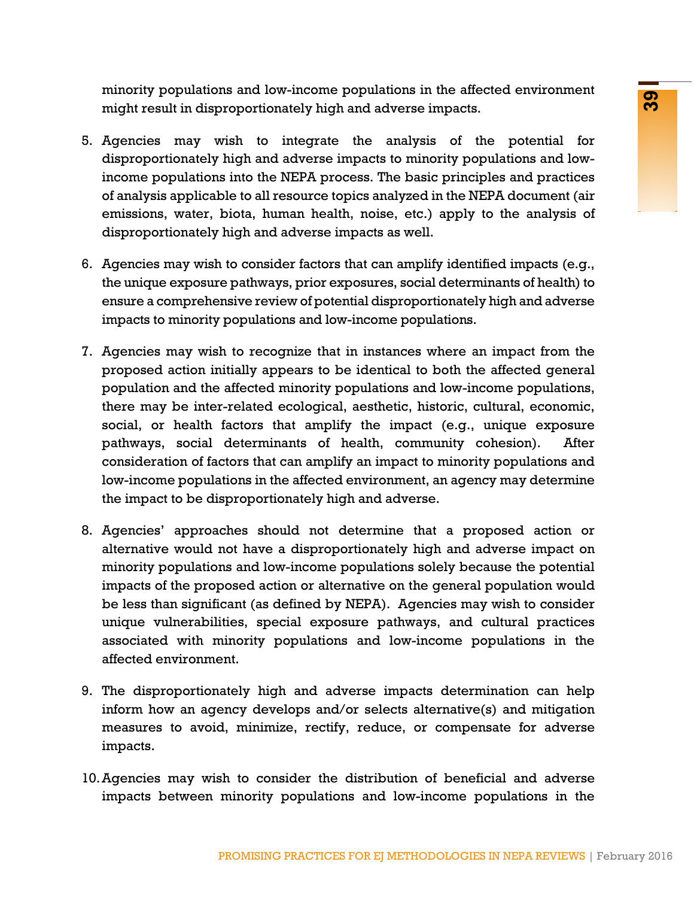minority populations and low-income populations in the affected environment might result in disproportionately high and adverse impacts.

5. Agencies may wish to integrate the analysis of the potential for disproportionately high and adverse impacts to minority populations and low-income populations into the NEPA process. The basic principles and practices of analysis applicable to all resource topics analyzed in the NEPA document (air emissions, water, biota, human health, noise, etc.) apply to the analysis of disproportionately high and adverse impacts as well.

6. Agencies may wish to consider factors that can amplify identified impacts (e.g., the unique exposure pathways, prior exposures, social determinants of health) to ensure a comprehensive review of potential disproportionately high and adverse impacts to minority populations and low-income populations.

7. Agencies may wish to recognize that in instances where an impact from the proposed action initially appears to be identical to both the affected general population and the affected minority populations and low-income populations, there may be inter-related ecological, aesthetic, historic, cultural, economic, social, or health factors that amplify the impact (e.g., unique exposure pathways, social determinants of health, community cohesion). After consideration of factors that can amplify an impact to minority populations and low-income populations in the affected environment, an agency may determine the impact to be disproportionately high and adverse.

8. Agencies' approaches should not determine that a proposed action or alternative would not have a disproportionately high and adverse impact on minority populations and low-income populations solely because the potential impacts of the proposed action or alternative on the general population would be less than significant (as defined by NEPA). Agencies may wish to consider unique vulnerabilities, special exposure pathways, and cultural practices associated with minority populations and low-income populations in the affected environment.

9. The disproportionately high and adverse impacts determination can help inform how an agency develops and/or selects alternative(s) and mitigation measures to avoid, minimize, rectify, reduce, or compensate for adverse impacts.

10. Agencies may wish to consider the distribution of beneficial and adverse impacts between minority populations and low-income populations in the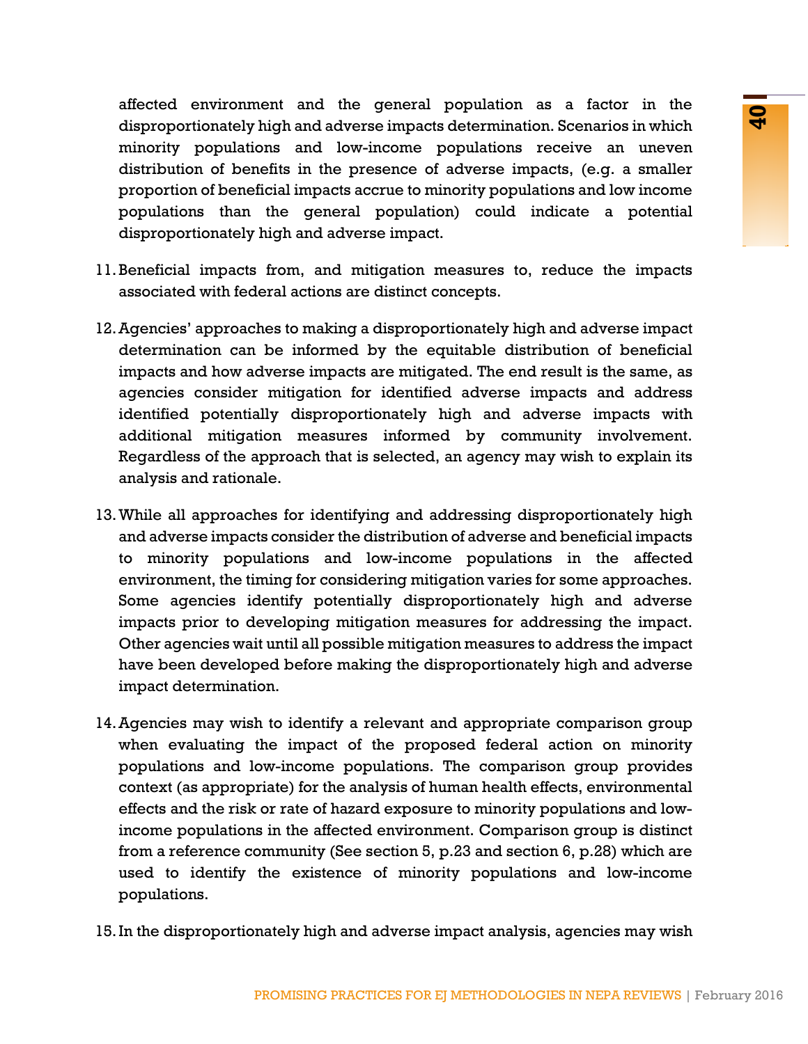affected environment and the general population as a factor in the disproportionately high and adverse impacts determination. Scenarios in which minority populations and low-income populations receive an uneven distribution of benefits in the presence of adverse impacts, (e.g. a smaller proportion of beneficial impacts accrue to minority populations and low income populations than the general population) could indicate a potential disproportionately high and adverse impact.

11. Beneficial impacts from, and mitigation measures to, reduce the impacts associated with federal actions are distinct concepts.

12. Agencies' approaches to making a disproportionately high and adverse impact determination can be informed by the equitable distribution of beneficial impacts and how adverse impacts are mitigated. The end result is the same, as agencies consider mitigation for identified adverse impacts and address identified potentially disproportionately high and adverse impacts with additional mitigation measures informed by community involvement. Regardless of the approach that is selected, an agency may wish to explain its analysis and rationale.

13. While all approaches for identifying and addressing disproportionately high and adverse impacts consider the distribution of adverse and beneficial impacts to minority populations and low-income populations in the affected environment, the timing for considering mitigation varies for some approaches. Some agencies identify potentially disproportionately high and adverse impacts prior to developing mitigation measures for addressing the impact. Other agencies wait until all possible mitigation measures to address the impact have been developed before making the disproportionately high and adverse impact determination.

14. Agencies may wish to identify a relevant and appropriate comparison group when evaluating the impact of the proposed federal action on minority populations and low-income populations. The comparison group provides context (as appropriate) for the analysis of human health effects, environmental effects and the risk or rate of hazard exposure to minority populations and low-income populations in the affected environment. Comparison group is distinct from a reference community (See section 5, p.23 and section 6, p.28) which are used to identify the existence of minority populations and low-income populations.

15. In the disproportionately high and adverse impact analysis, agencies may wish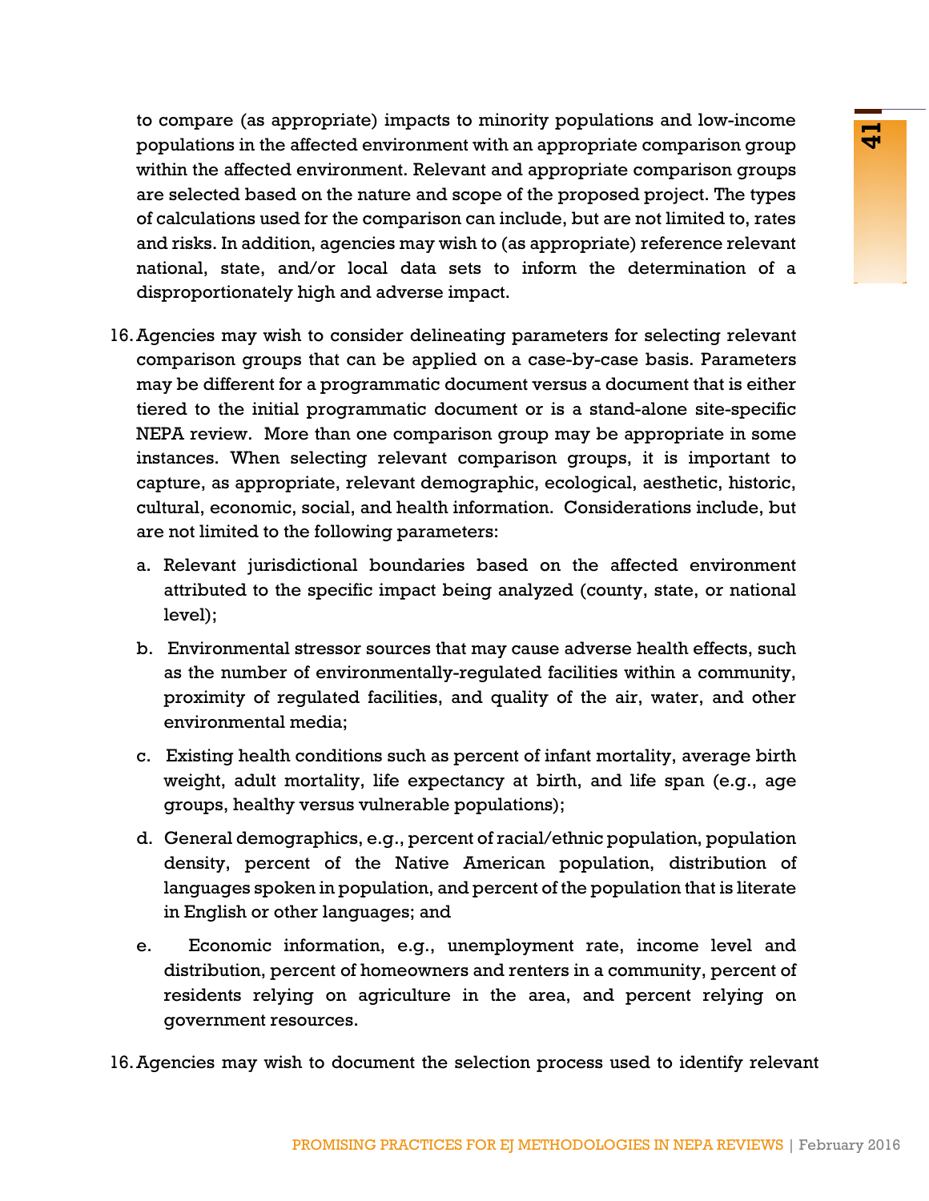to compare (as appropriate) impacts to minority populations and low-income populations in the affected environment with an appropriate comparison group within the affected environment. Relevant and appropriate comparison groups are selected based on the nature and scope of the proposed project. The types of calculations used for the comparison can include, but are not limited to, rates and risks. In addition, agencies may wish to (as appropriate) reference relevant national, state, and/or local data sets to inform the determination of a disproportionately high and adverse impact.

16. Agencies may wish to consider delineating parameters for selecting relevant comparison groups that can be applied on a case-by-case basis. Parameters may be different for a programmatic document versus a document that is either tiered to the initial programmatic document or is a stand-alone site-specific NEPA review. More than one comparison group may be appropriate in some instances. When selecting relevant comparison groups, it is important to capture, as appropriate, relevant demographic, ecological, aesthetic, historic, cultural, economic, social, and health information. Considerations include, but are not limited to the following parameters:

    a. Relevant jurisdictional boundaries based on the affected environment attributed to the specific impact being analyzed (county, state, or national level);

    b. Environmental stressor sources that may cause adverse health effects, such as the number of environmentally-regulated facilities within a community, proximity of regulated facilities, and quality of the air, water, and other environmental media;

    c. Existing health conditions such as percent of infant mortality, average birth weight, adult mortality, life expectancy at birth, and life span (e.g., age groups, healthy versus vulnerable populations);

    d. General demographics, e.g., percent of racial/ethnic population, population density, percent of the Native American population, distribution of languages spoken in population, and percent of the population that is literate in English or other languages; and

    e. Economic information, e.g., unemployment rate, income level and distribution, percent of homeowners and renters in a community, percent of residents relying on agriculture in the area, and percent relying on government resources.

16. Agencies may wish to document the selection process used to identify relevant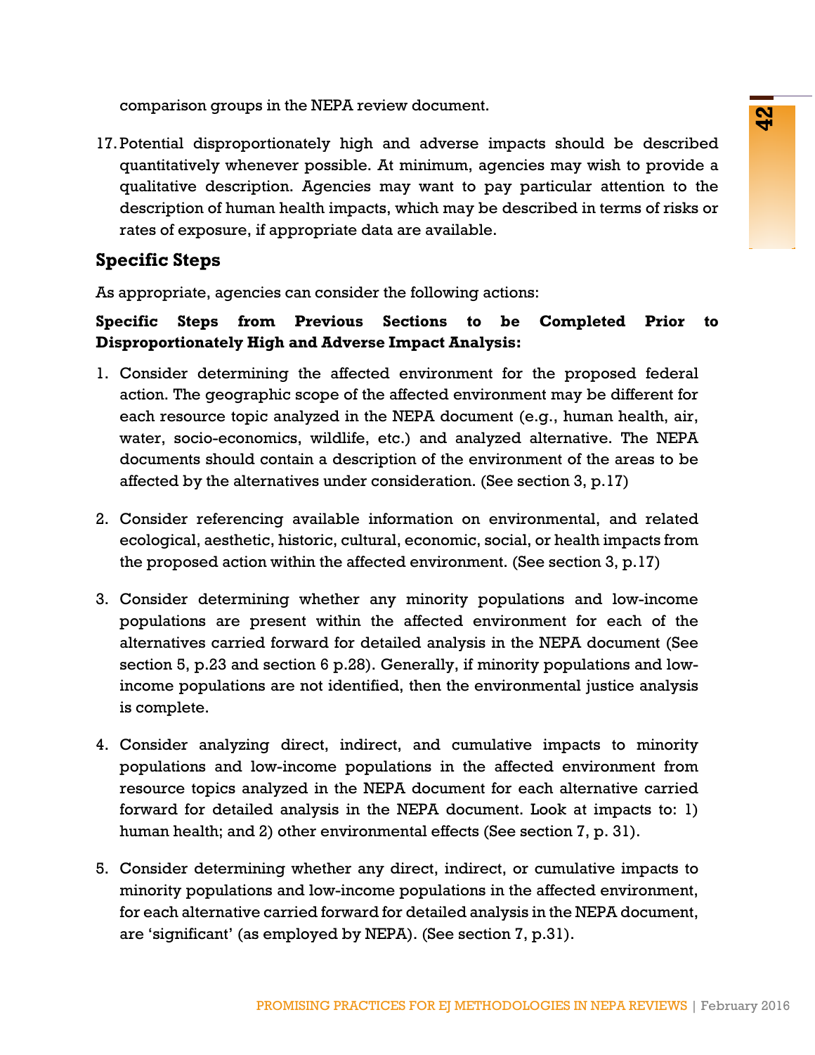comparison groups in the NEPA review document.

17. Potential disproportionately high and adverse impacts should be described quantitatively whenever possible. At minimum, agencies may wish to provide a qualitative description. Agencies may want to pay particular attention to the description of human health impacts, which may be described in terms of risks or rates of exposure, if appropriate data are available.

## Specific Steps

As appropriate, agencies can consider the following actions:

**Specific Steps from Previous Sections to be Completed Prior to Disproportionately High and Adverse Impact Analysis:**

1. Consider determining the affected environment for the proposed federal action. The geographic scope of the affected environment may be different for each resource topic analyzed in the NEPA document (e.g., human health, air, water, socio-economics, wildlife, etc.) and analyzed alternative. The NEPA documents should contain a description of the environment of the areas to be affected by the alternatives under consideration. (See section 3, p.17)

2. Consider referencing available information on environmental, and related ecological, aesthetic, historic, cultural, economic, social, or health impacts from the proposed action within the affected environment. (See section 3, p.17)

3. Consider determining whether any minority populations and low-income populations are present within the affected environment for each of the alternatives carried forward for detailed analysis in the NEPA document (See section 5, p.23 and section 6 p.28). Generally, if minority populations and low-income populations are not identified, then the environmental justice analysis is complete.

4. Consider analyzing direct, indirect, and cumulative impacts to minority populations and low-income populations in the affected environment from resource topics analyzed in the NEPA document for each alternative carried forward for detailed analysis in the NEPA document. Look at impacts to: 1) human health; and 2) other environmental effects (See section 7, p. 31).

5. Consider determining whether any direct, indirect, or cumulative impacts to minority populations and low-income populations in the affected environment, for each alternative carried forward for detailed analysis in the NEPA document, are 'significant' (as employed by NEPA). (See section 7, p.31).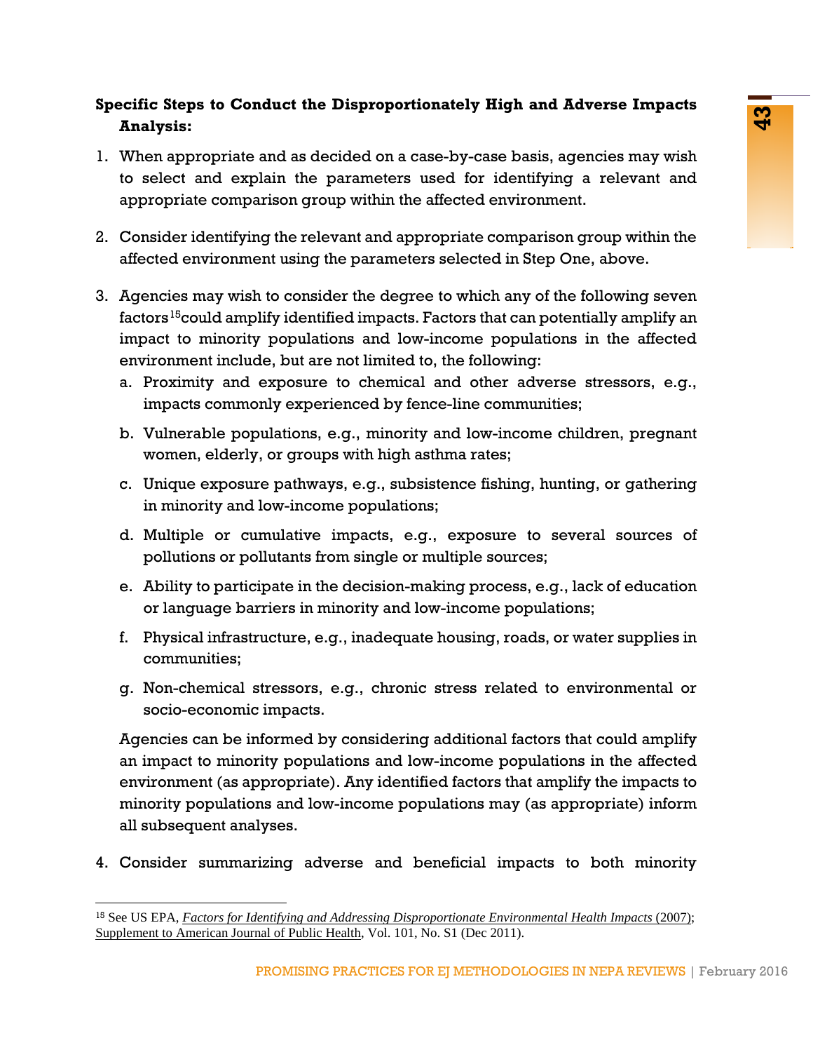**Specific Steps to Conduct the Disproportionately High and Adverse Impacts Analysis:**

1. When appropriate and as decided on a case-by-case basis, agencies may wish to select and explain the parameters used for identifying a relevant and appropriate comparison group within the affected environment.

2. Consider identifying the relevant and appropriate comparison group within the affected environment using the parameters selected in Step One, above.

3. Agencies may wish to consider the degree to which any of the following seven factors[15] could amplify identified impacts. Factors that can potentially amplify an impact to minority populations and low-income populations in the affected environment include, but are not limited to, the following:
   a. Proximity and exposure to chemical and other adverse stressors, e.g., impacts commonly experienced by fence-line communities;

   b. Vulnerable populations, e.g., minority and low-income children, pregnant women, elderly, or groups with high asthma rates;

   c. Unique exposure pathways, e.g., subsistence fishing, hunting, or gathering in minority and low-income populations;

   d. Multiple or cumulative impacts, e.g., exposure to several sources of pollutions or pollutants from single or multiple sources;

   e. Ability to participate in the decision-making process, e.g., lack of education or language barriers in minority and low-income populations;

   f. Physical infrastructure, e.g., inadequate housing, roads, or water supplies in communities;

   g. Non-chemical stressors, e.g., chronic stress related to environmental or socio-economic impacts.

   Agencies can be informed by considering additional factors that could amplify an impact to minority populations and low-income populations in the affected environment (as appropriate). Any identified factors that amplify the impacts to minority populations and low-income populations may (as appropriate) inform all subsequent analyses.

4. Consider summarizing adverse and beneficial impacts to both minority

---

[15] See US EPA, *Factors for Identifying and Addressing Disproportionate Environmental Health Impacts* (2007); Supplement to American Journal of Public Health, Vol. 101, No. S1 (Dec 2011).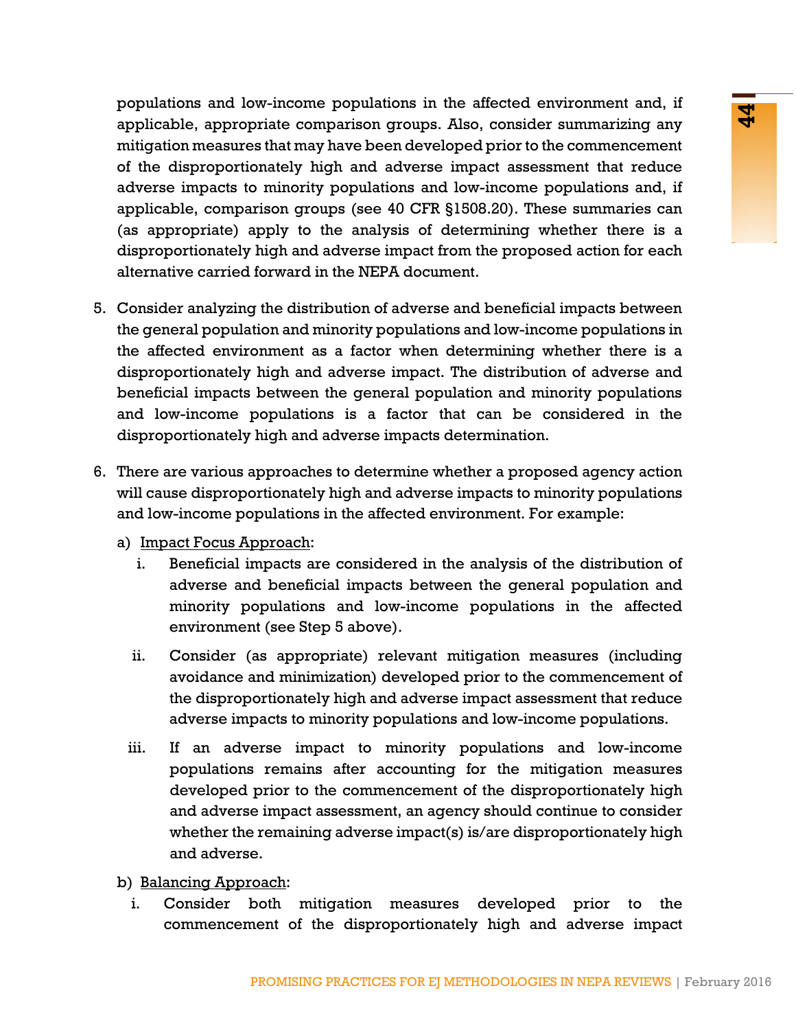populations and low-income populations in the affected environment and, if applicable, appropriate comparison groups. Also, consider summarizing any mitigation measures that may have been developed prior to the commencement of the disproportionately high and adverse impact assessment that reduce adverse impacts to minority populations and low-income populations and, if applicable, comparison groups (see 40 CFR §1508.20). These summaries can (as appropriate) apply to the analysis of determining whether there is a disproportionately high and adverse impact from the proposed action for each alternative carried forward in the NEPA document.

5. Consider analyzing the distribution of adverse and beneficial impacts between the general population and minority populations and low-income populations in the affected environment as a factor when determining whether there is a disproportionately high and adverse impact. The distribution of adverse and beneficial impacts between the general population and minority populations and low-income populations is a factor that can be considered in the disproportionately high and adverse impacts determination.

6. There are various approaches to determine whether a proposed agency action will cause disproportionately high and adverse impacts to minority populations and low-income populations in the affected environment. For example:

   a) Impact Focus Approach:

      i. Beneficial impacts are considered in the analysis of the distribution of adverse and beneficial impacts between the general population and minority populations and low-income populations in the affected environment (see Step 5 above).

      ii. Consider (as appropriate) relevant mitigation measures (including avoidance and minimization) developed prior to the commencement of the disproportionately high and adverse impact assessment that reduce adverse impacts to minority populations and low-income populations.

      iii. If an adverse impact to minority populations and low-income populations remains after accounting for the mitigation measures developed prior to the commencement of the disproportionately high and adverse impact assessment, an agency should continue to consider whether the remaining adverse impact(s) is/are disproportionately high and adverse.

   b) Balancing Approach:

      i. Consider both mitigation measures developed prior to the commencement of the disproportionately high and adverse impact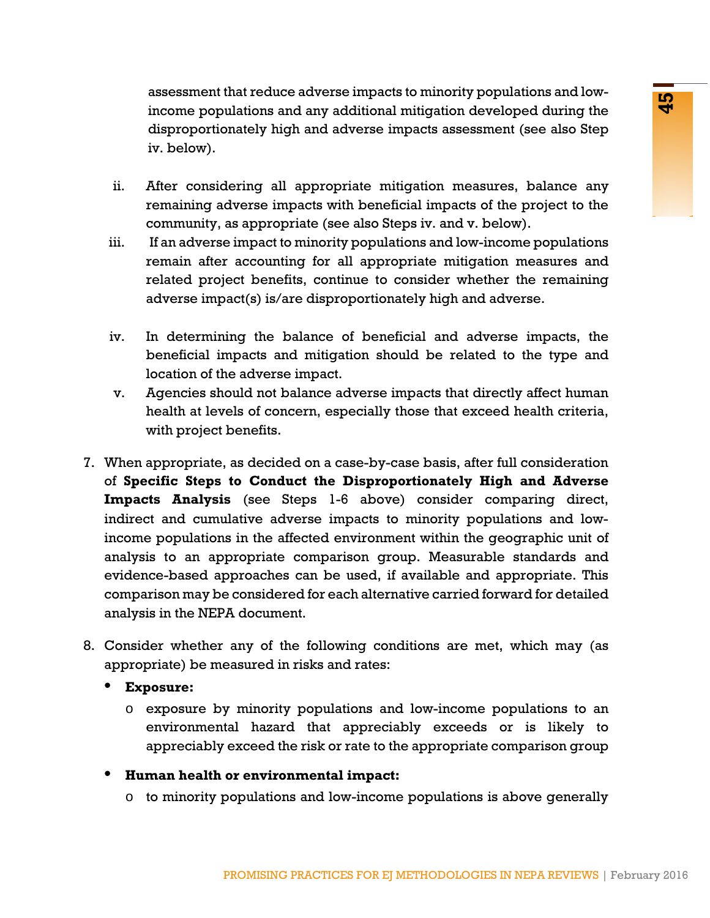assessment that reduce adverse impacts to minority populations and low-income populations and any additional mitigation developed during the disproportionately high and adverse impacts assessment (see also Step iv. below).

ii. After considering all appropriate mitigation measures, balance any remaining adverse impacts with beneficial impacts of the project to the community, as appropriate (see also Steps iv. and v. below).

iii. If an adverse impact to minority populations and low-income populations remain after accounting for all appropriate mitigation measures and related project benefits, continue to consider whether the remaining adverse impact(s) is/are disproportionately high and adverse.

iv. In determining the balance of beneficial and adverse impacts, the beneficial impacts and mitigation should be related to the type and location of the adverse impact.

v. Agencies should not balance adverse impacts that directly affect human health at levels of concern, especially those that exceed health criteria, with project benefits.

7. When appropriate, as decided on a case-by-case basis, after full consideration of **Specific Steps to Conduct the Disproportionately High and Adverse Impacts Analysis** (see Steps 1-6 above) consider comparing direct, indirect and cumulative adverse impacts to minority populations and low-income populations in the affected environment within the geographic unit of analysis to an appropriate comparison group. Measurable standards and evidence-based approaches can be used, if available and appropriate. This comparison may be considered for each alternative carried forward for detailed analysis in the NEPA document.

8. Consider whether any of the following conditions are met, which may (as appropriate) be measured in risks and rates:

   - **Exposure:**
     - exposure by minority populations and low-income populations to an environmental hazard that appreciably exceeds or is likely to appreciably exceed the risk or rate to the appropriate comparison group

   - **Human health or environmental impact:**
     - to minority populations and low-income populations is above generally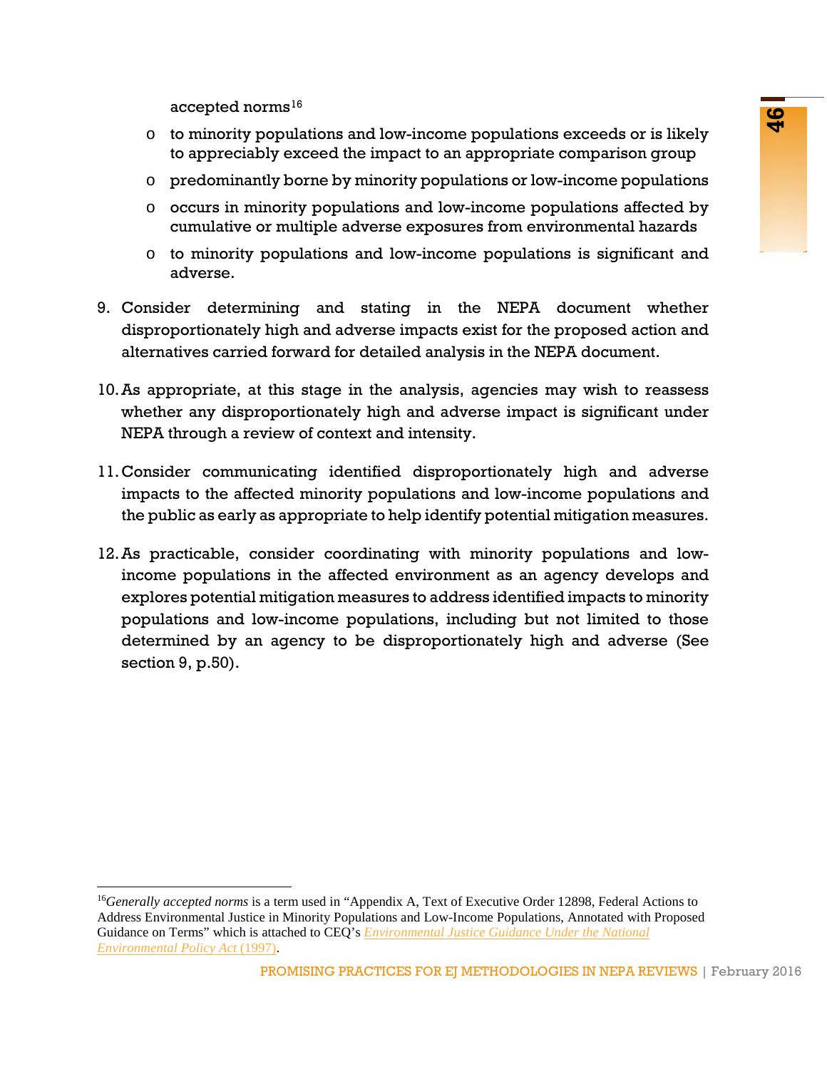accepted norms[16]

- to minority populations and low-income populations exceeds or is likely to appreciably exceed the impact to an appropriate comparison group
- predominantly borne by minority populations or low-income populations
- occurs in minority populations and low-income populations affected by cumulative or multiple adverse exposures from environmental hazards
- to minority populations and low-income populations is significant and adverse.

9. Consider determining and stating in the NEPA document whether disproportionately high and adverse impacts exist for the proposed action and alternatives carried forward for detailed analysis in the NEPA document.

10. As appropriate, at this stage in the analysis, agencies may wish to reassess whether any disproportionately high and adverse impact is significant under NEPA through a review of context and intensity.

11. Consider communicating identified disproportionately high and adverse impacts to the affected minority populations and low-income populations and the public as early as appropriate to help identify potential mitigation measures.

12. As practicable, consider coordinating with minority populations and low-income populations in the affected environment as an agency develops and explores potential mitigation measures to address identified impacts to minority populations and low-income populations, including but not limited to those determined by an agency to be disproportionately high and adverse (See section 9, p.50).

---

[16] *Generally accepted norms* is a term used in "Appendix A, Text of Executive Order 12898, Federal Actions to Address Environmental Justice in Minority Populations and Low-Income Populations, Annotated with Proposed Guidance on Terms" which is attached to CEQ's *Environmental Justice Guidance Under the National Environmental Policy Act* (1997).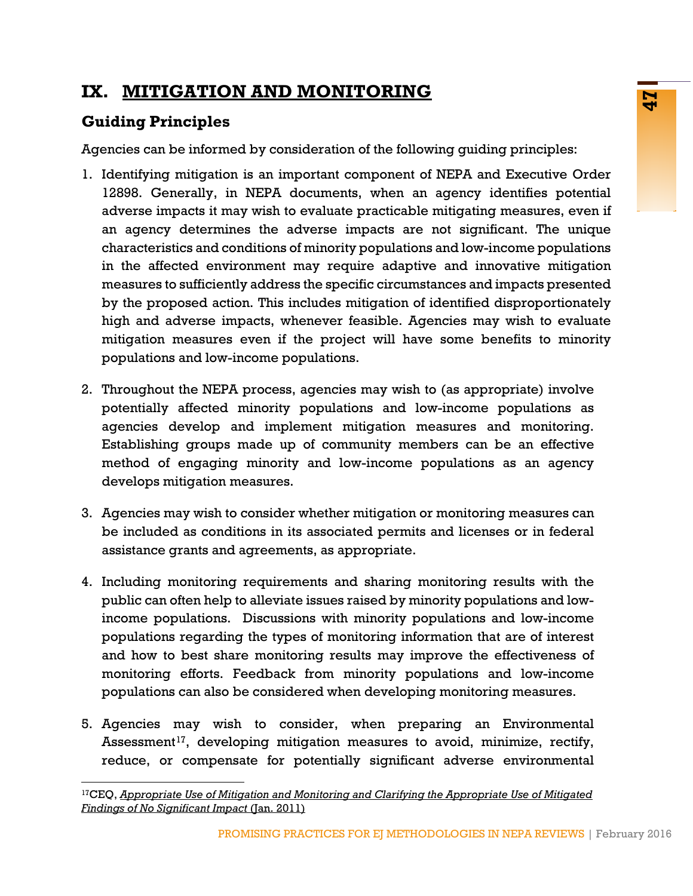# IX. MITIGATION AND MONITORING

## Guiding Principles

Agencies can be informed by consideration of the following guiding principles:

1. Identifying mitigation is an important component of NEPA and Executive Order 12898. Generally, in NEPA documents, when an agency identifies potential adverse impacts it may wish to evaluate practicable mitigating measures, even if an agency determines the adverse impacts are not significant. The unique characteristics and conditions of minority populations and low-income populations in the affected environment may require adaptive and innovative mitigation measures to sufficiently address the specific circumstances and impacts presented by the proposed action. This includes mitigation of identified disproportionately high and adverse impacts, whenever feasible. Agencies may wish to evaluate mitigation measures even if the project will have some benefits to minority populations and low-income populations.

2. Throughout the NEPA process, agencies may wish to (as appropriate) involve potentially affected minority populations and low-income populations as agencies develop and implement mitigation measures and monitoring. Establishing groups made up of community members can be an effective method of engaging minority and low-income populations as an agency develops mitigation measures.

3. Agencies may wish to consider whether mitigation or monitoring measures can be included as conditions in its associated permits and licenses or in federal assistance grants and agreements, as appropriate.

4. Including monitoring requirements and sharing monitoring results with the public can often help to alleviate issues raised by minority populations and low-income populations. Discussions with minority populations and low-income populations regarding the types of monitoring information that are of interest and how to best share monitoring results may improve the effectiveness of monitoring efforts. Feedback from minority populations and low-income populations can also be considered when developing monitoring measures.

5. Agencies may wish to consider, when preparing an Environmental Assessment[17], developing mitigation measures to avoid, minimize, rectify, reduce, or compensate for potentially significant adverse environmental

---

[17] CEQ, *Appropriate Use of Mitigation and Monitoring and Clarifying the Appropriate Use of Mitigated Findings of No Significant Impact* (Jan. 2011)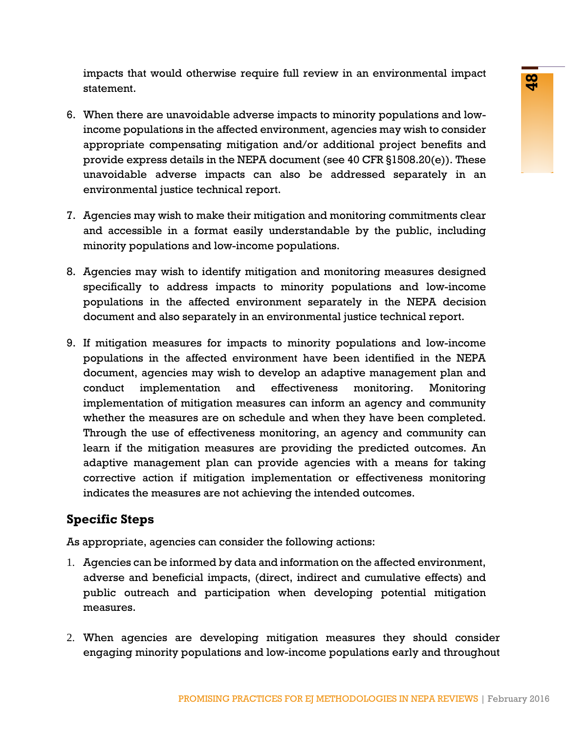impacts that would otherwise require full review in an environmental impact statement.

6. When there are unavoidable adverse impacts to minority populations and low-income populations in the affected environment, agencies may wish to consider appropriate compensating mitigation and/or additional project benefits and provide express details in the NEPA document (see 40 CFR §1508.20(e)). These unavoidable adverse impacts can also be addressed separately in an environmental justice technical report.

7. Agencies may wish to make their mitigation and monitoring commitments clear and accessible in a format easily understandable by the public, including minority populations and low-income populations.

8. Agencies may wish to identify mitigation and monitoring measures designed specifically to address impacts to minority populations and low-income populations in the affected environment separately in the NEPA decision document and also separately in an environmental justice technical report.

9. If mitigation measures for impacts to minority populations and low-income populations in the affected environment have been identified in the NEPA document, agencies may wish to develop an adaptive management plan and conduct implementation and effectiveness monitoring. Monitoring implementation of mitigation measures can inform an agency and community whether the measures are on schedule and when they have been completed. Through the use of effectiveness monitoring, an agency and community can learn if the mitigation measures are providing the predicted outcomes. An adaptive management plan can provide agencies with a means for taking corrective action if mitigation implementation or effectiveness monitoring indicates the measures are not achieving the intended outcomes.

## Specific Steps

As appropriate, agencies can consider the following actions:

1. Agencies can be informed by data and information on the affected environment, adverse and beneficial impacts, (direct, indirect and cumulative effects) and public outreach and participation when developing potential mitigation measures.

2. When agencies are developing mitigation measures they should consider engaging minority populations and low-income populations early and throughout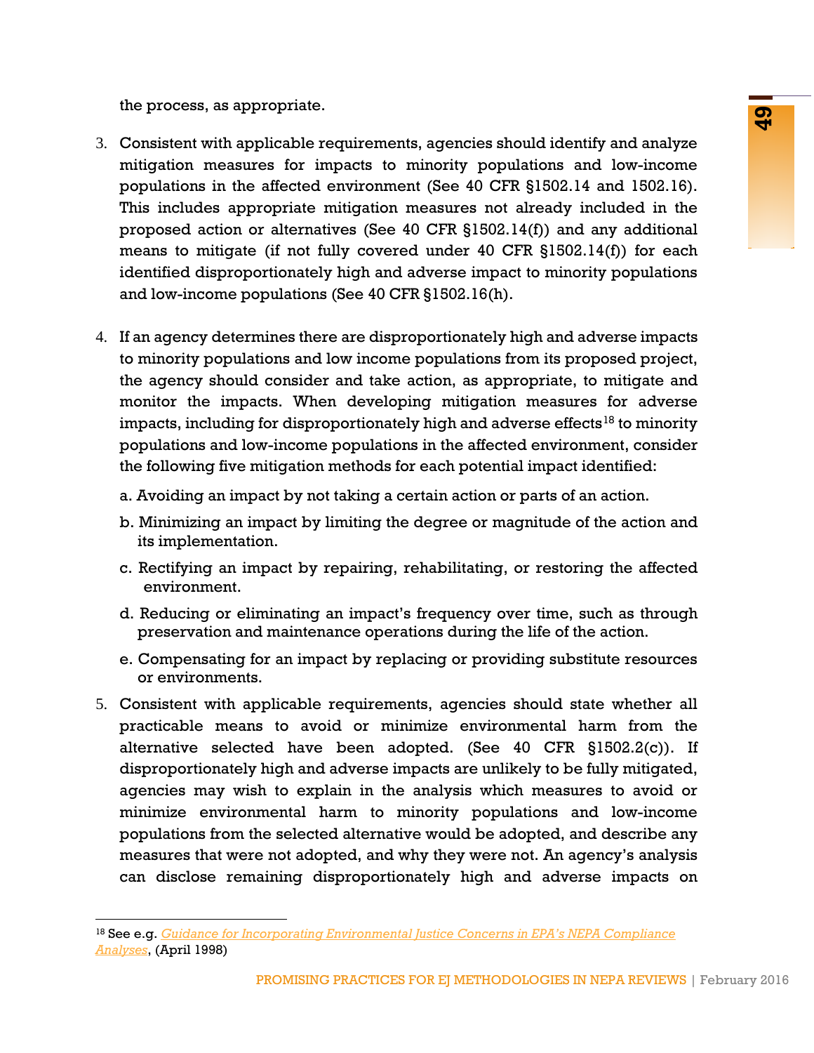the process, as appropriate.

3. Consistent with applicable requirements, agencies should identify and analyze mitigation measures for impacts to minority populations and low-income populations in the affected environment (See 40 CFR §1502.14 and 1502.16). This includes appropriate mitigation measures not already included in the proposed action or alternatives (See 40 CFR §1502.14(f)) and any additional means to mitigate (if not fully covered under 40 CFR §1502.14(f)) for each identified disproportionately high and adverse impact to minority populations and low-income populations (See 40 CFR §1502.16(h).

4. If an agency determines there are disproportionately high and adverse impacts to minority populations and low income populations from its proposed project, the agency should consider and take action, as appropriate, to mitigate and monitor the impacts. When developing mitigation measures for adverse impacts, including for disproportionately high and adverse effects[18] to minority populations and low-income populations in the affected environment, consider the following five mitigation methods for each potential impact identified:

   a. Avoiding an impact by not taking a certain action or parts of an action.

   b. Minimizing an impact by limiting the degree or magnitude of the action and its implementation.

   c. Rectifying an impact by repairing, rehabilitating, or restoring the affected environment.

   d. Reducing or eliminating an impact's frequency over time, such as through preservation and maintenance operations during the life of the action.

   e. Compensating for an impact by replacing or providing substitute resources or environments.

5. Consistent with applicable requirements, agencies should state whether all practicable means to avoid or minimize environmental harm from the alternative selected have been adopted. (See 40 CFR §1502.2(c)). If disproportionately high and adverse impacts are unlikely to be fully mitigated, agencies may wish to explain in the analysis which measures to avoid or minimize environmental harm to minority populations and low-income populations from the selected alternative would be adopted, and describe any measures that were not adopted, and why they were not. An agency's analysis can disclose remaining disproportionately high and adverse impacts on

---

[18] See e.g. *Guidance for Incorporating Environmental Justice Concerns in EPA's NEPA Compliance Analyses*, (April 1998)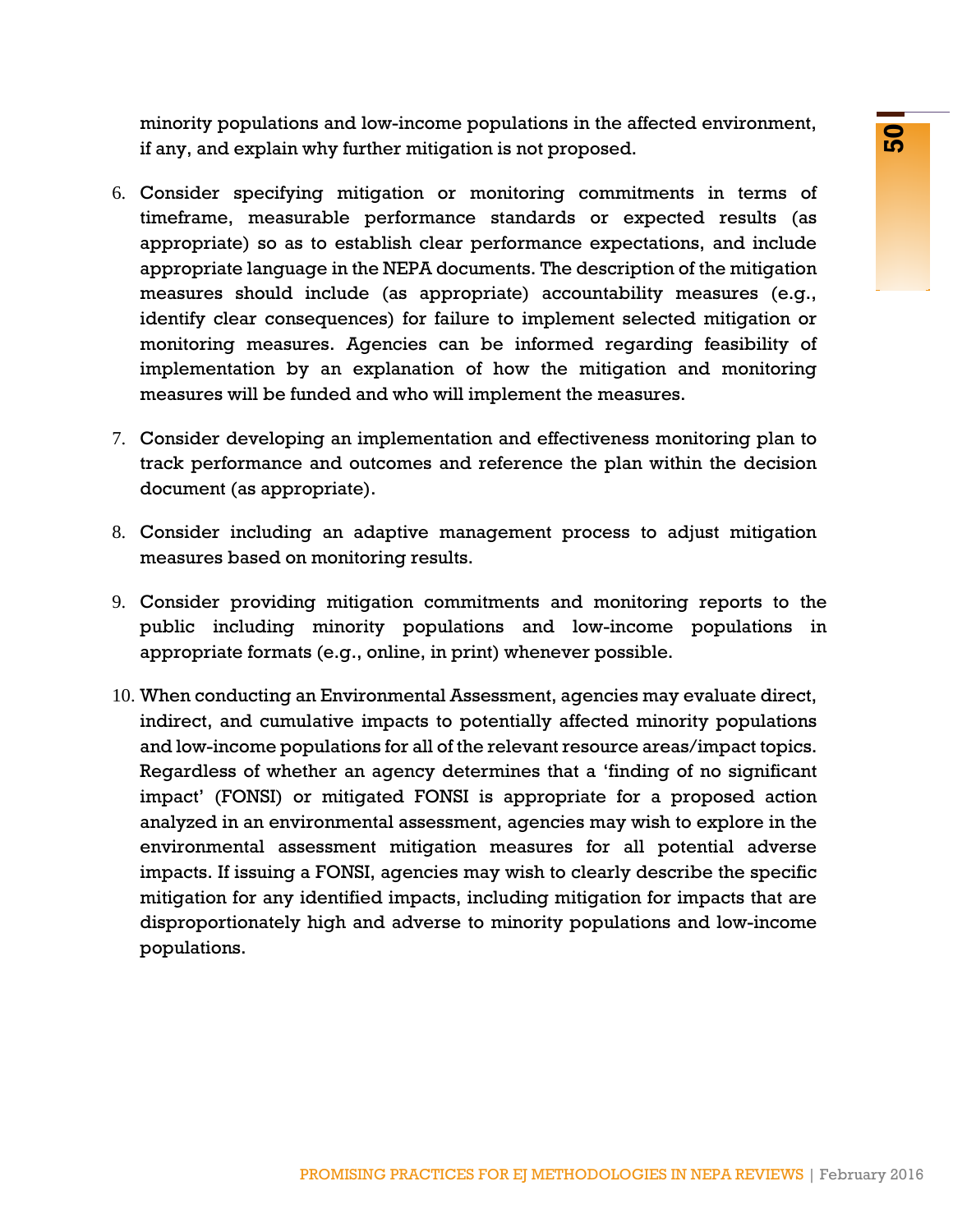minority populations and low-income populations in the affected environment, if any, and explain why further mitigation is not proposed.

6. Consider specifying mitigation or monitoring commitments in terms of timeframe, measurable performance standards or expected results (as appropriate) so as to establish clear performance expectations, and include appropriate language in the NEPA documents. The description of the mitigation measures should include (as appropriate) accountability measures (e.g., identify clear consequences) for failure to implement selected mitigation or monitoring measures. Agencies can be informed regarding feasibility of implementation by an explanation of how the mitigation and monitoring measures will be funded and who will implement the measures.

7. Consider developing an implementation and effectiveness monitoring plan to track performance and outcomes and reference the plan within the decision document (as appropriate).

8. Consider including an adaptive management process to adjust mitigation measures based on monitoring results.

9. Consider providing mitigation commitments and monitoring reports to the public including minority populations and low-income populations in appropriate formats (e.g., online, in print) whenever possible.

10. When conducting an Environmental Assessment, agencies may evaluate direct, indirect, and cumulative impacts to potentially affected minority populations and low-income populations for all of the relevant resource areas/impact topics. Regardless of whether an agency determines that a 'finding of no significant impact' (FONSI) or mitigated FONSI is appropriate for a proposed action analyzed in an environmental assessment, agencies may wish to explore in the environmental assessment mitigation measures for all potential adverse impacts. If issuing a FONSI, agencies may wish to clearly describe the specific mitigation for any identified impacts, including mitigation for impacts that are disproportionately high and adverse to minority populations and low-income populations.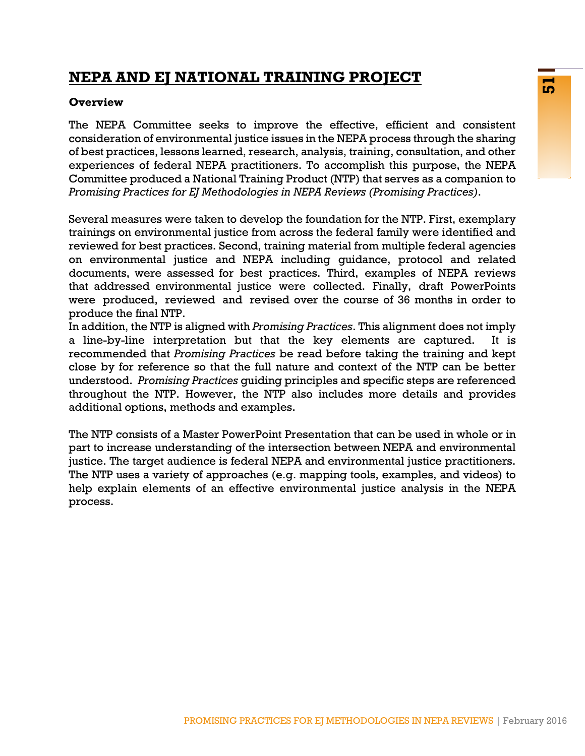# NEPA AND EJ NATIONAL TRAINING PROJECT

**Overview**

The NEPA Committee seeks to improve the effective, efficient and consistent consideration of environmental justice issues in the NEPA process through the sharing of best practices, lessons learned, research, analysis, training, consultation, and other experiences of federal NEPA practitioners. To accomplish this purpose, the NEPA Committee produced a National Training Product (NTP) that serves as a companion to *Promising Practices for EJ Methodologies in NEPA Reviews (Promising Practices)*.

Several measures were taken to develop the foundation for the NTP. First, exemplary trainings on environmental justice from across the federal family were identified and reviewed for best practices. Second, training material from multiple federal agencies on environmental justice and NEPA including guidance, protocol and related documents, were assessed for best practices. Third, examples of NEPA reviews that addressed environmental justice were collected. Finally, draft PowerPoints were produced, reviewed and revised over the course of 36 months in order to produce the final NTP.

In addition, the NTP is aligned with *Promising Practices*. This alignment does not imply a line-by-line interpretation but that the key elements are captured. It is recommended that *Promising Practices* be read before taking the training and kept close by for reference so that the full nature and context of the NTP can be better understood. *Promising Practices* guiding principles and specific steps are referenced throughout the NTP. However, the NTP also includes more details and provides additional options, methods and examples.

The NTP consists of a Master PowerPoint Presentation that can be used in whole or in part to increase understanding of the intersection between NEPA and environmental justice. The target audience is federal NEPA and environmental justice practitioners. The NTP uses a variety of approaches (e.g. mapping tools, examples, and videos) to help explain elements of an effective environmental justice analysis in the NEPA process.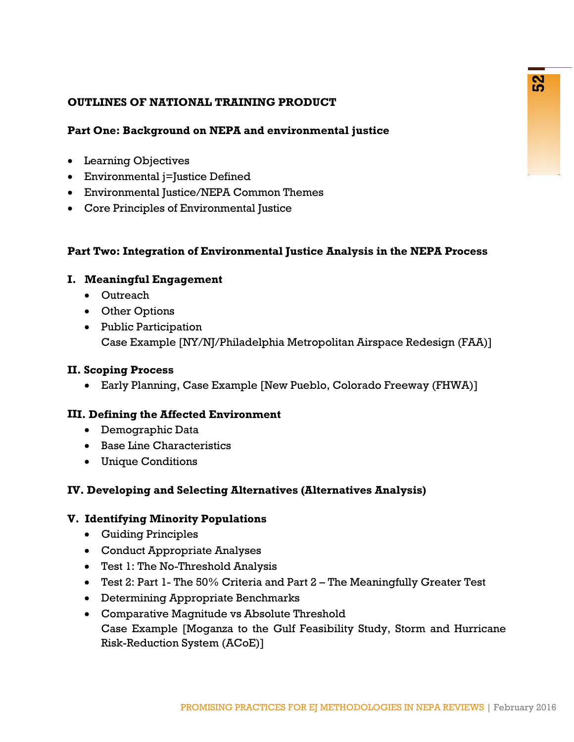**OUTLINES OF NATIONAL TRAINING PRODUCT**

**Part One: Background on NEPA and environmental justice**

- Learning Objectives
- Environmental j=Justice Defined
- Environmental Justice/NEPA Common Themes
- Core Principles of Environmental Justice

**Part Two: Integration of Environmental Justice Analysis in the NEPA Process**

**I. Meaningful Engagement**

- Outreach
- Other Options
- Public Participation
  Case Example [NY/NJ/Philadelphia Metropolitan Airspace Redesign (FAA)]

**II. Scoping Process**

- Early Planning, Case Example [New Pueblo, Colorado Freeway (FHWA)]

**III. Defining the Affected Environment**

- Demographic Data
- Base Line Characteristics
- Unique Conditions

**IV. Developing and Selecting Alternatives (Alternatives Analysis)**

**V. Identifying Minority Populations**

- Guiding Principles
- Conduct Appropriate Analyses
- Test 1: The No-Threshold Analysis
- Test 2: Part 1- The 50% Criteria and Part 2 – The Meaningfully Greater Test
- Determining Appropriate Benchmarks
- Comparative Magnitude vs Absolute Threshold
  Case Example [Moganza to the Gulf Feasibility Study, Storm and Hurricane Risk-Reduction System (ACoE)]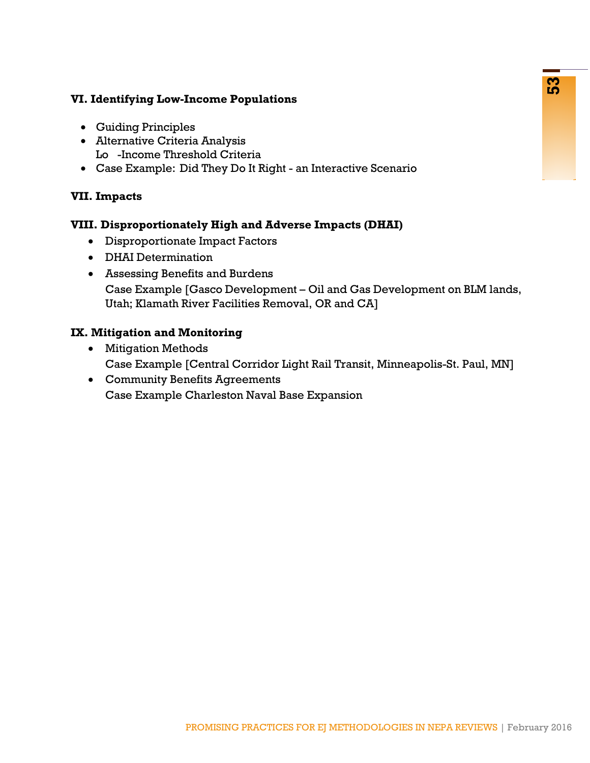**VI. Identifying Low-Income Populations**

- Guiding Principles
- Alternative Criteria Analysis
  Lo   -Income Threshold Criteria
- Case Example: Did They Do It Right - an Interactive Scenario

**VII. Impacts**

**VIII. Disproportionately High and Adverse Impacts (DHAI)**

- Disproportionate Impact Factors
- DHAI Determination
- Assessing Benefits and Burdens
  Case Example [Gasco Development – Oil and Gas Development on BLM lands, Utah; Klamath River Facilities Removal, OR and CA]

**IX. Mitigation and Monitoring**

- Mitigation Methods
  Case Example [Central Corridor Light Rail Transit, Minneapolis-St. Paul, MN]
- Community Benefits Agreements
  Case Example Charleston Naval Base Expansion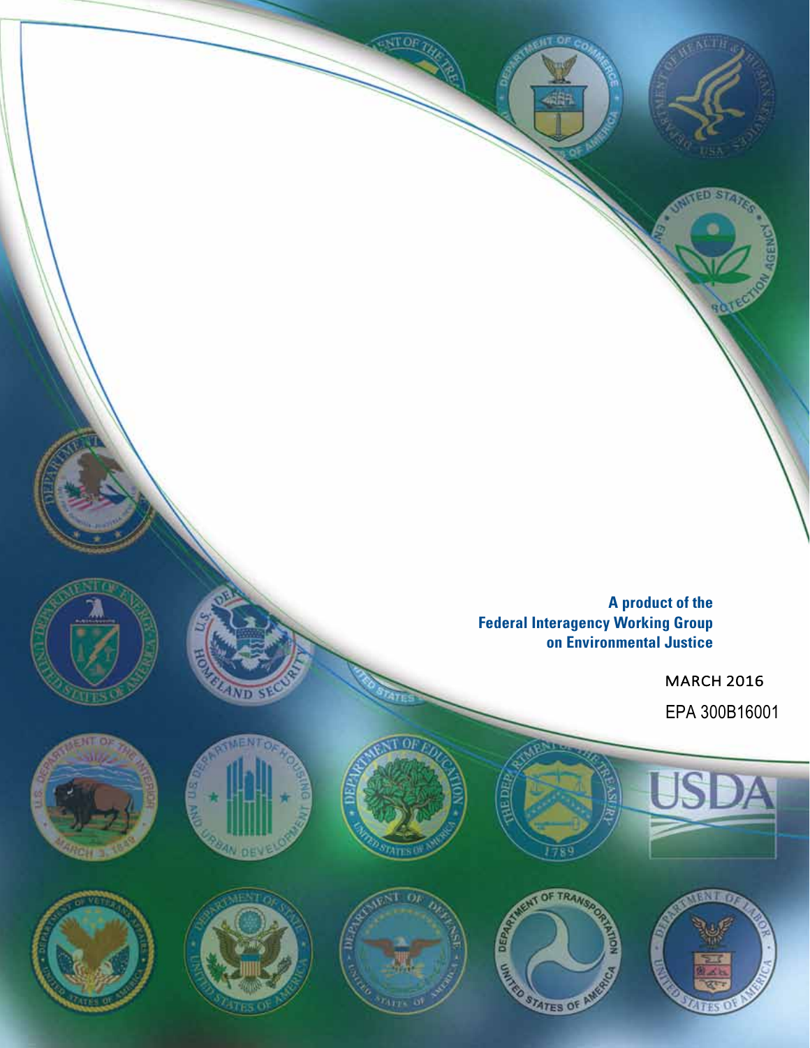**A product of the Federal Interagency Working Group on Environmental Justice**

MARCH 2016

EPA 300B16001